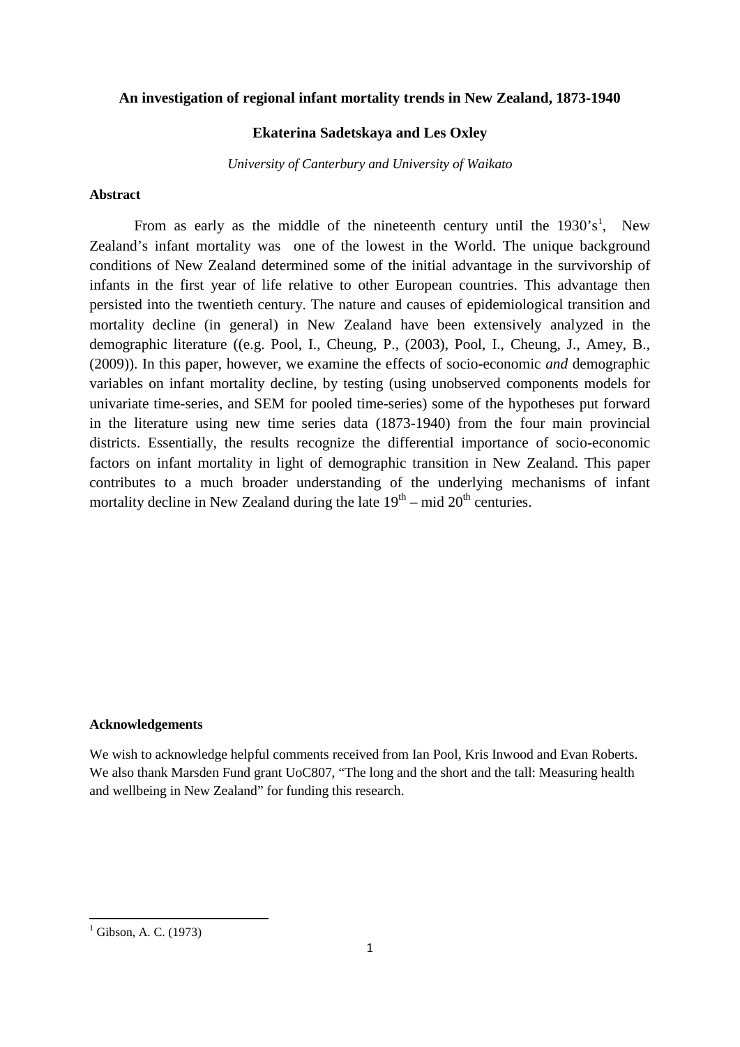# An investigation of regional infant mortality trends in New Zealand, 1873-1940

**Ekaterina Sadetskaya and Les Oxley**

*University of Canterbury and University of Waikato*

## Abstract

From as early as the middle of the nineteenth century until the 1930's[1], New Zealand's infant mortality was one of the lowest in the World. The unique background conditions of New Zealand determined some of the initial advantage in the survivorship of infants in the first year of life relative to other European countries. This advantage then persisted into the twentieth century. The nature and causes of epidemiological transition and mortality decline (in general) in New Zealand have been extensively analyzed in the demographic literature ((e.g. Pool, I., Cheung, P., (2003), Pool, I., Cheung, J., Amey, B., (2009)). In this paper, however, we examine the effects of socio-economic *and* demographic variables on infant mortality decline, by testing (using unobserved components models for univariate time-series, and SEM for pooled time-series) some of the hypotheses put forward in the literature using new time series data (1873-1940) from the four main provincial districts. Essentially, the results recognize the differential importance of socio-economic factors on infant mortality in light of demographic transition in New Zealand. This paper contributes to a much broader understanding of the underlying mechanisms of infant mortality decline in New Zealand during the late 19th – mid 20th centuries.

**Acknowledgements**

We wish to acknowledge helpful comments received from Ian Pool, Kris Inwood and Evan Roberts. We also thank Marsden Fund grant UoC807, "The long and the short and the tall: Measuring health and wellbeing in New Zealand" for funding this research.

---

[1] Gibson, A. C. (1973)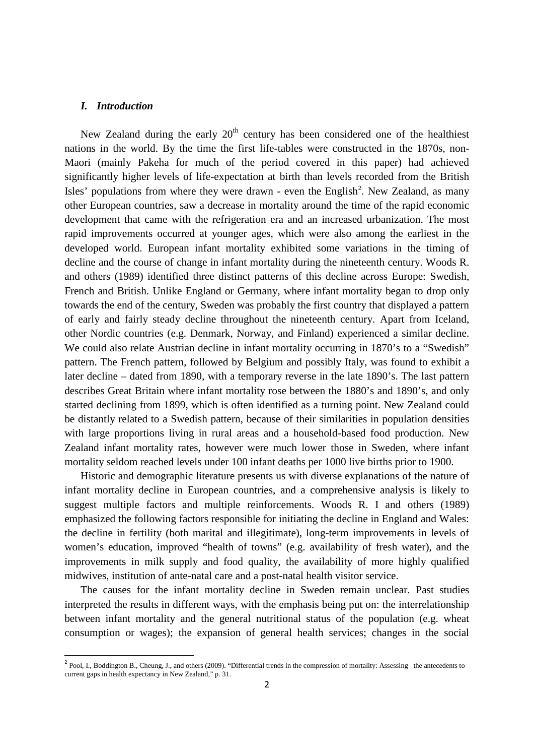## *I. Introduction*

New Zealand during the early 20th century has been considered one of the healthiest nations in the world. By the time the first life-tables were constructed in the 1870s, non-Maori (mainly Pakeha for much of the period covered in this paper) had achieved significantly higher levels of life-expectation at birth than levels recorded from the British Isles' populations from where they were drawn - even the English[2]. New Zealand, as many other European countries, saw a decrease in mortality around the time of the rapid economic development that came with the refrigeration era and an increased urbanization. The most rapid improvements occurred at younger ages, which were also among the earliest in the developed world. European infant mortality exhibited some variations in the timing of decline and the course of change in infant mortality during the nineteenth century. Woods R. and others (1989) identified three distinct patterns of this decline across Europe: Swedish, French and British. Unlike England or Germany, where infant mortality began to drop only towards the end of the century, Sweden was probably the first country that displayed a pattern of early and fairly steady decline throughout the nineteenth century. Apart from Iceland, other Nordic countries (e.g. Denmark, Norway, and Finland) experienced a similar decline. We could also relate Austrian decline in infant mortality occurring in 1870's to a "Swedish" pattern. The French pattern, followed by Belgium and possibly Italy, was found to exhibit a later decline – dated from 1890, with a temporary reverse in the late 1890's. The last pattern describes Great Britain where infant mortality rose between the 1880's and 1890's, and only started declining from 1899, which is often identified as a turning point. New Zealand could be distantly related to a Swedish pattern, because of their similarities in population densities with large proportions living in rural areas and a household-based food production. New Zealand infant mortality rates, however were much lower those in Sweden, where infant mortality seldom reached levels under 100 infant deaths per 1000 live births prior to 1900.

Historic and demographic literature presents us with diverse explanations of the nature of infant mortality decline in European countries, and a comprehensive analysis is likely to suggest multiple factors and multiple reinforcements. Woods R. I and others (1989) emphasized the following factors responsible for initiating the decline in England and Wales: the decline in fertility (both marital and illegitimate), long-term improvements in levels of women's education, improved "health of towns" (e.g. availability of fresh water), and the improvements in milk supply and food quality, the availability of more highly qualified midwives, institution of ante-natal care and a post-natal health visitor service.

The causes for the infant mortality decline in Sweden remain unclear. Past studies interpreted the results in different ways, with the emphasis being put on: the interrelationship between infant mortality and the general nutritional status of the population (e.g. wheat consumption or wages); the expansion of general health services; changes in the social

---

[2] Pool, I., Boddington B., Cheung, J., and others (2009). "Differential trends in the compression of mortality: Assessing the antecedents to current gaps in health expectancy in New Zealand," p. 31.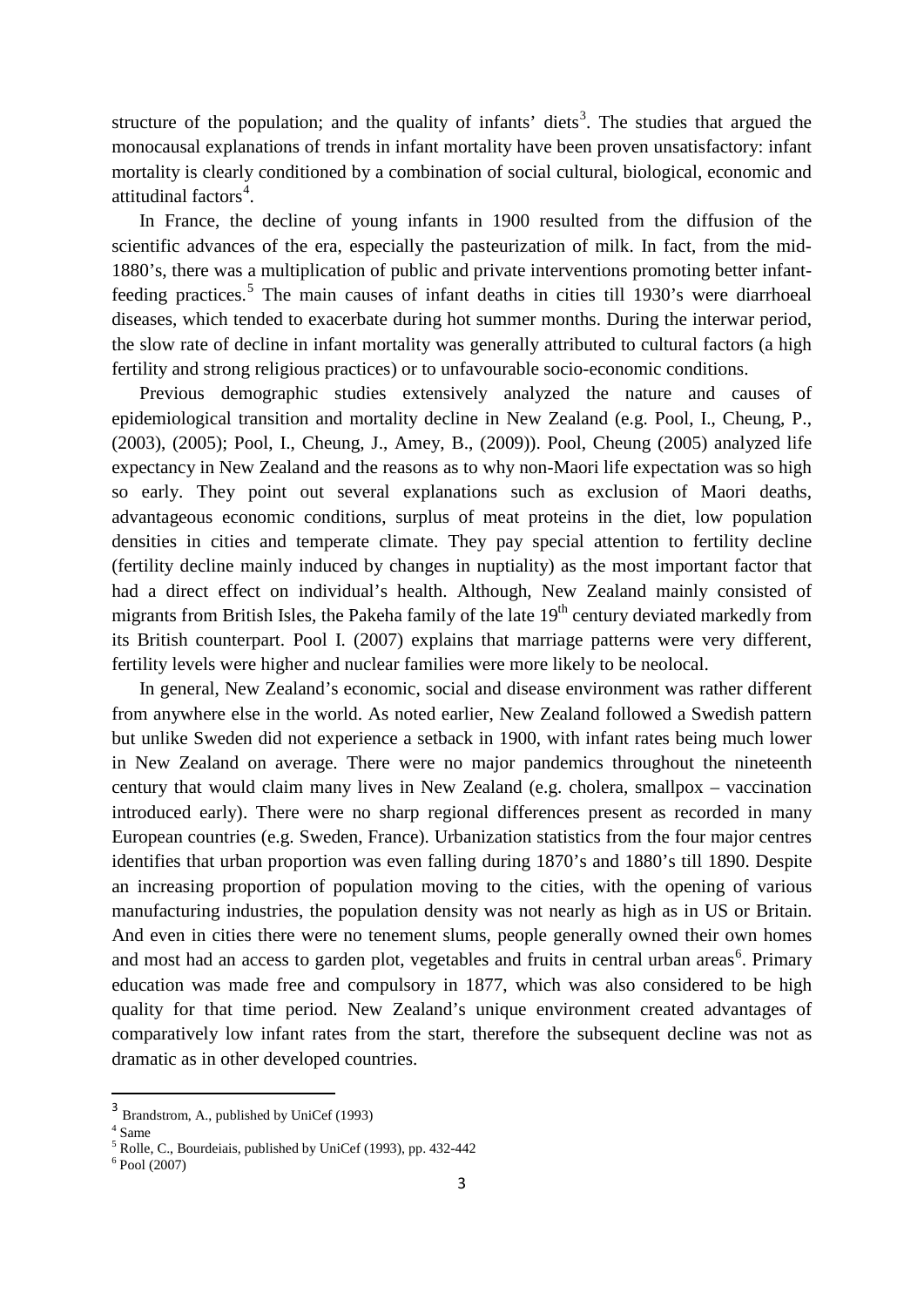structure of the population; and the quality of infants' diets[3]. The studies that argued the monocausal explanations of trends in infant mortality have been proven unsatisfactory: infant mortality is clearly conditioned by a combination of social cultural, biological, economic and attitudinal factors[4].

In France, the decline of young infants in 1900 resulted from the diffusion of the scientific advances of the era, especially the pasteurization of milk. In fact, from the mid-1880's, there was a multiplication of public and private interventions promoting better infant-feeding practices.[5] The main causes of infant deaths in cities till 1930's were diarrhoeal diseases, which tended to exacerbate during hot summer months. During the interwar period, the slow rate of decline in infant mortality was generally attributed to cultural factors (a high fertility and strong religious practices) or to unfavourable socio-economic conditions.

Previous demographic studies extensively analyzed the nature and causes of epidemiological transition and mortality decline in New Zealand (e.g. Pool, I., Cheung, P., (2003), (2005); Pool, I., Cheung, J., Amey, B., (2009)). Pool, Cheung (2005) analyzed life expectancy in New Zealand and the reasons as to why non-Maori life expectation was so high so early. They point out several explanations such as exclusion of Maori deaths, advantageous economic conditions, surplus of meat proteins in the diet, low population densities in cities and temperate climate. They pay special attention to fertility decline (fertility decline mainly induced by changes in nuptiality) as the most important factor that had a direct effect on individual's health. Although, New Zealand mainly consisted of migrants from British Isles, the Pakeha family of the late 19th century deviated markedly from its British counterpart. Pool I. (2007) explains that marriage patterns were very different, fertility levels were higher and nuclear families were more likely to be neolocal.

In general, New Zealand's economic, social and disease environment was rather different from anywhere else in the world. As noted earlier, New Zealand followed a Swedish pattern but unlike Sweden did not experience a setback in 1900, with infant rates being much lower in New Zealand on average. There were no major pandemics throughout the nineteenth century that would claim many lives in New Zealand (e.g. cholera, smallpox – vaccination introduced early). There were no sharp regional differences present as recorded in many European countries (e.g. Sweden, France). Urbanization statistics from the four major centres identifies that urban proportion was even falling during 1870's and 1880's till 1890. Despite an increasing proportion of population moving to the cities, with the opening of various manufacturing industries, the population density was not nearly as high as in US or Britain. And even in cities there were no tenement slums, people generally owned their own homes and most had an access to garden plot, vegetables and fruits in central urban areas[6]. Primary education was made free and compulsory in 1877, which was also considered to be high quality for that time period. New Zealand's unique environment created advantages of comparatively low infant rates from the start, therefore the subsequent decline was not as dramatic as in other developed countries.

---

[3] Brandstrom, A., published by UniCef (1993)

[4] Same

[5] Rolle, C., Bourdeiais, published by UniCef (1993), pp. 432-442

[6] Pool (2007)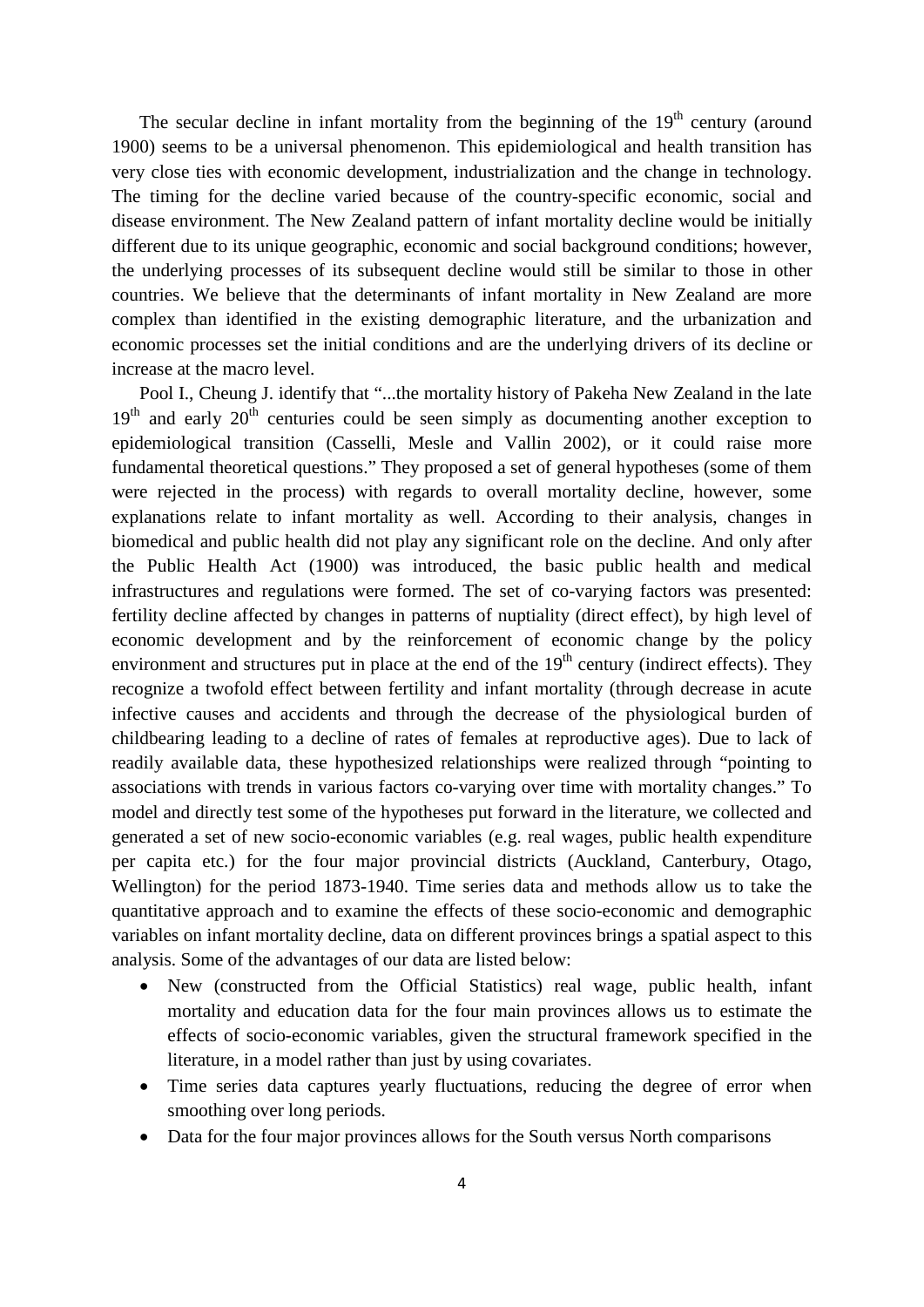The secular decline in infant mortality from the beginning of the 19th century (around 1900) seems to be a universal phenomenon. This epidemiological and health transition has very close ties with economic development, industrialization and the change in technology. The timing for the decline varied because of the country-specific economic, social and disease environment. The New Zealand pattern of infant mortality decline would be initially different due to its unique geographic, economic and social background conditions; however, the underlying processes of its subsequent decline would still be similar to those in other countries. We believe that the determinants of infant mortality in New Zealand are more complex than identified in the existing demographic literature, and the urbanization and economic processes set the initial conditions and are the underlying drivers of its decline or increase at the macro level.

Pool I., Cheung J. identify that "...the mortality history of Pakeha New Zealand in the late 19th and early 20th centuries could be seen simply as documenting another exception to epidemiological transition (Casselli, Mesle and Vallin 2002), or it could raise more fundamental theoretical questions." They proposed a set of general hypotheses (some of them were rejected in the process) with regards to overall mortality decline, however, some explanations relate to infant mortality as well. According to their analysis, changes in biomedical and public health did not play any significant role on the decline. And only after the Public Health Act (1900) was introduced, the basic public health and medical infrastructures and regulations were formed. The set of co-varying factors was presented: fertility decline affected by changes in patterns of nuptiality (direct effect), by high level of economic development and by the reinforcement of economic change by the policy environment and structures put in place at the end of the 19th century (indirect effects). They recognize a twofold effect between fertility and infant mortality (through decrease in acute infective causes and accidents and through the decrease of the physiological burden of childbearing leading to a decline of rates of females at reproductive ages). Due to lack of readily available data, these hypothesized relationships were realized through "pointing to associations with trends in various factors co-varying over time with mortality changes." To model and directly test some of the hypotheses put forward in the literature, we collected and generated a set of new socio-economic variables (e.g. real wages, public health expenditure per capita etc.) for the four major provincial districts (Auckland, Canterbury, Otago, Wellington) for the period 1873-1940. Time series data and methods allow us to take the quantitative approach and to examine the effects of these socio-economic and demographic variables on infant mortality decline, data on different provinces brings a spatial aspect to this analysis. Some of the advantages of our data are listed below:

- New (constructed from the Official Statistics) real wage, public health, infant mortality and education data for the four main provinces allows us to estimate the effects of socio-economic variables, given the structural framework specified in the literature, in a model rather than just by using covariates.
- Time series data captures yearly fluctuations, reducing the degree of error when smoothing over long periods.
- Data for the four major provinces allows for the South versus North comparisons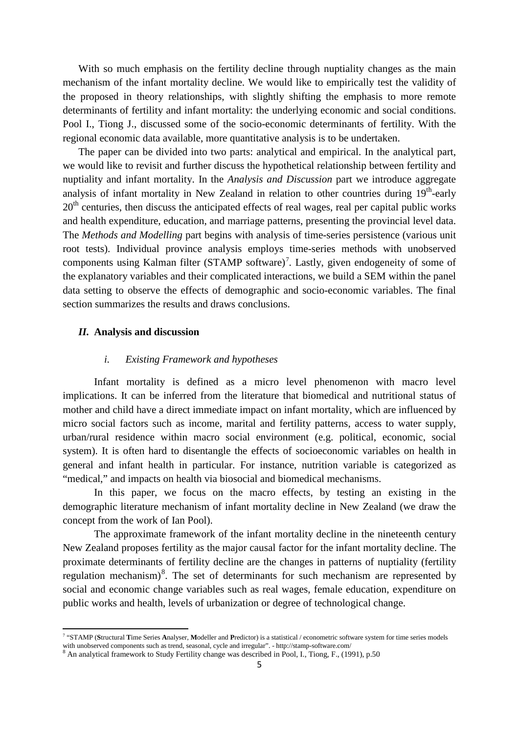With so much emphasis on the fertility decline through nuptiality changes as the main mechanism of the infant mortality decline. We would like to empirically test the validity of the proposed in theory relationships, with slightly shifting the emphasis to more remote determinants of fertility and infant mortality: the underlying economic and social conditions. Pool I., Tiong J., discussed some of the socio-economic determinants of fertility. With the regional economic data available, more quantitative analysis is to be undertaken.

The paper can be divided into two parts: analytical and empirical. In the analytical part, we would like to revisit and further discuss the hypothetical relationship between fertility and nuptiality and infant mortality. In the *Analysis and Discussion* part we introduce aggregate analysis of infant mortality in New Zealand in relation to other countries during 19th-early 20th centuries, then discuss the anticipated effects of real wages, real per capital public works and health expenditure, education, and marriage patterns, presenting the provincial level data. The *Methods and Modelling* part begins with analysis of time-series persistence (various unit root tests). Individual province analysis employs time-series methods with unobserved components using Kalman filter (STAMP software)[7]. Lastly, given endogeneity of some of the explanatory variables and their complicated interactions, we build a SEM within the panel data setting to observe the effects of demographic and socio-economic variables. The final section summarizes the results and draws conclusions.

## *II.* Analysis and discussion

### *i. Existing Framework and hypotheses*

Infant mortality is defined as a micro level phenomenon with macro level implications. It can be inferred from the literature that biomedical and nutritional status of mother and child have a direct immediate impact on infant mortality, which are influenced by micro social factors such as income, marital and fertility patterns, access to water supply, urban/rural residence within macro social environment (e.g. political, economic, social system). It is often hard to disentangle the effects of socioeconomic variables on health in general and infant health in particular. For instance, nutrition variable is categorized as "medical," and impacts on health via biosocial and biomedical mechanisms.

In this paper, we focus on the macro effects, by testing an existing in the demographic literature mechanism of infant mortality decline in New Zealand (we draw the concept from the work of Ian Pool).

The approximate framework of the infant mortality decline in the nineteenth century New Zealand proposes fertility as the major causal factor for the infant mortality decline. The proximate determinants of fertility decline are the changes in patterns of nuptiality (fertility regulation mechanism)[8]. The set of determinants for such mechanism are represented by social and economic change variables such as real wages, female education, expenditure on public works and health, levels of urbanization or degree of technological change.

---

[7] "STAMP (**S**tructural **T**ime Series **A**nalyser, **M**odeller and **P**redictor) is a statistical / econometric software system for time series models with unobserved components such as trend, seasonal, cycle and irregular". - http://stamp-software.com/

[8] An analytical framework to Study Fertility change was described in Pool, I., Tiong, F., (1991), p.50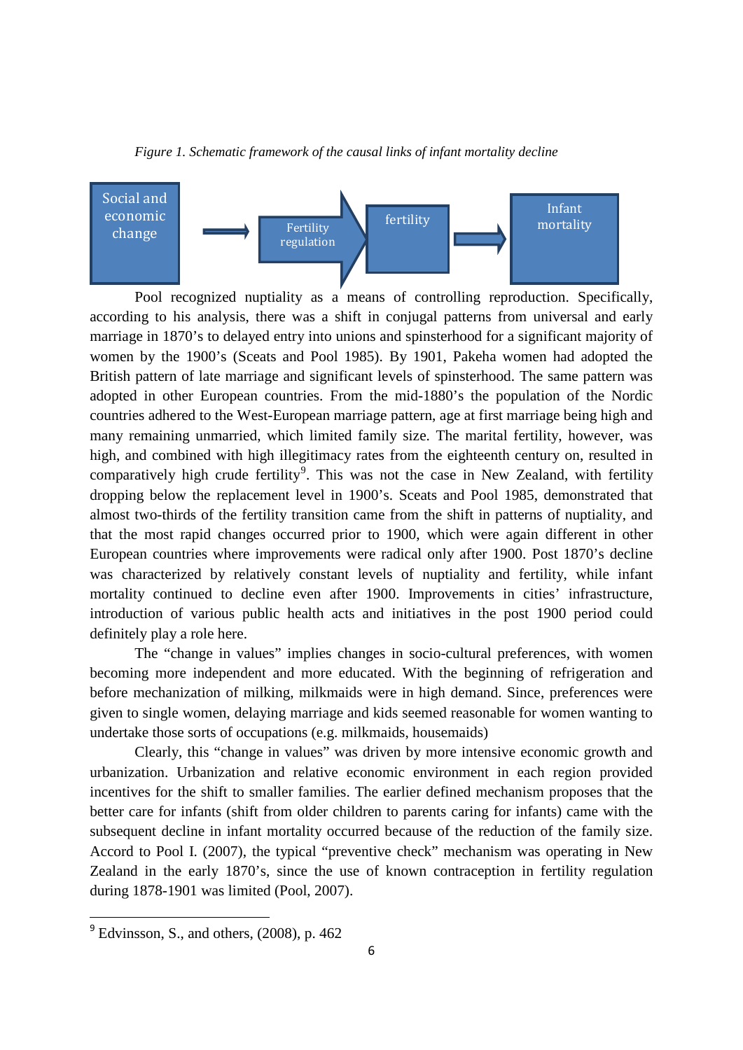*Figure 1. Schematic framework of the causal links of infant mortality decline*

Social and economic change → Fertility regulation → fertility → Infant mortality

Pool recognized nuptiality as a means of controlling reproduction. Specifically, according to his analysis, there was a shift in conjugal patterns from universal and early marriage in 1870's to delayed entry into unions and spinsterhood for a significant majority of women by the 1900's (Sceats and Pool 1985). By 1901, Pakeha women had adopted the British pattern of late marriage and significant levels of spinsterhood. The same pattern was adopted in other European countries. From the mid-1880's the population of the Nordic countries adhered to the West-European marriage pattern, age at first marriage being high and many remaining unmarried, which limited family size. The marital fertility, however, was high, and combined with high illegitimacy rates from the eighteenth century on, resulted in comparatively high crude fertility[9]. This was not the case in New Zealand, with fertility dropping below the replacement level in 1900's. Sceats and Pool 1985, demonstrated that almost two-thirds of the fertility transition came from the shift in patterns of nuptiality, and that the most rapid changes occurred prior to 1900, which were again different in other European countries where improvements were radical only after 1900. Post 1870's decline was characterized by relatively constant levels of nuptiality and fertility, while infant mortality continued to decline even after 1900. Improvements in cities' infrastructure, introduction of various public health acts and initiatives in the post 1900 period could definitely play a role here.

The "change in values" implies changes in socio-cultural preferences, with women becoming more independent and more educated. With the beginning of refrigeration and before mechanization of milking, milkmaids were in high demand. Since, preferences were given to single women, delaying marriage and kids seemed reasonable for women wanting to undertake those sorts of occupations (e.g. milkmaids, housemaids)

Clearly, this "change in values" was driven by more intensive economic growth and urbanization. Urbanization and relative economic environment in each region provided incentives for the shift to smaller families. The earlier defined mechanism proposes that the better care for infants (shift from older children to parents caring for infants) came with the subsequent decline in infant mortality occurred because of the reduction of the family size. Accord to Pool I. (2007), the typical "preventive check" mechanism was operating in New Zealand in the early 1870's, since the use of known contraception in fertility regulation during 1878-1901 was limited (Pool, 2007).

---

[9] Edvinsson, S., and others, (2008), p. 462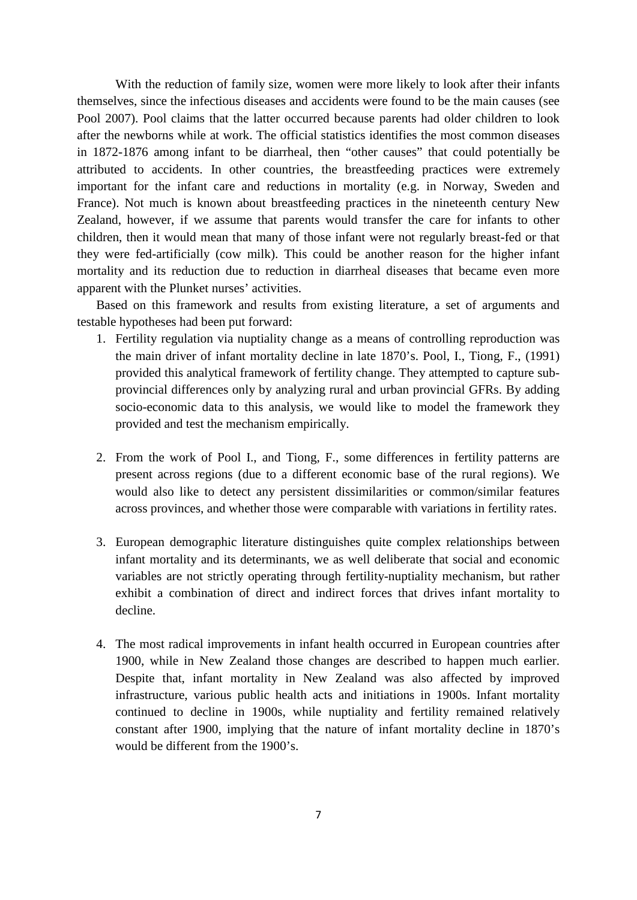With the reduction of family size, women were more likely to look after their infants themselves, since the infectious diseases and accidents were found to be the main causes (see Pool 2007). Pool claims that the latter occurred because parents had older children to look after the newborns while at work. The official statistics identifies the most common diseases in 1872-1876 among infant to be diarrheal, then "other causes" that could potentially be attributed to accidents. In other countries, the breastfeeding practices were extremely important for the infant care and reductions in mortality (e.g. in Norway, Sweden and France). Not much is known about breastfeeding practices in the nineteenth century New Zealand, however, if we assume that parents would transfer the care for infants to other children, then it would mean that many of those infant were not regularly breast-fed or that they were fed-artificially (cow milk). This could be another reason for the higher infant mortality and its reduction due to reduction in diarrheal diseases that became even more apparent with the Plunket nurses' activities.

Based on this framework and results from existing literature, a set of arguments and testable hypotheses had been put forward:

1. Fertility regulation via nuptiality change as a means of controlling reproduction was the main driver of infant mortality decline in late 1870's. Pool, I., Tiong, F., (1991) provided this analytical framework of fertility change. They attempted to capture sub-provincial differences only by analyzing rural and urban provincial GFRs. By adding socio-economic data to this analysis, we would like to model the framework they provided and test the mechanism empirically.

2. From the work of Pool I., and Tiong, F., some differences in fertility patterns are present across regions (due to a different economic base of the rural regions). We would also like to detect any persistent dissimilarities or common/similar features across provinces, and whether those were comparable with variations in fertility rates.

3. European demographic literature distinguishes quite complex relationships between infant mortality and its determinants, we as well deliberate that social and economic variables are not strictly operating through fertility-nuptiality mechanism, but rather exhibit a combination of direct and indirect forces that drives infant mortality to decline.

4. The most radical improvements in infant health occurred in European countries after 1900, while in New Zealand those changes are described to happen much earlier. Despite that, infant mortality in New Zealand was also affected by improved infrastructure, various public health acts and initiations in 1900s. Infant mortality continued to decline in 1900s, while nuptiality and fertility remained relatively constant after 1900, implying that the nature of infant mortality decline in 1870's would be different from the 1900's.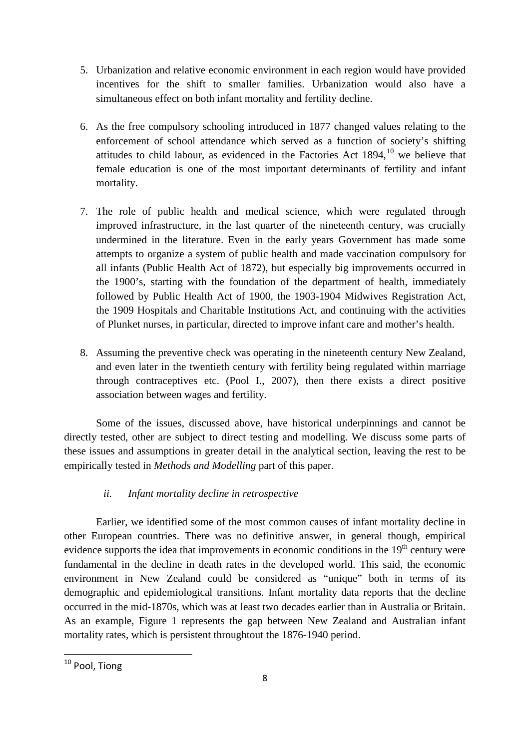5. Urbanization and relative economic environment in each region would have provided incentives for the shift to smaller families. Urbanization would also have a simultaneous effect on both infant mortality and fertility decline.

6. As the free compulsory schooling introduced in 1877 changed values relating to the enforcement of school attendance which served as a function of society's shifting attitudes to child labour, as evidenced in the Factories Act 1894,[10] we believe that female education is one of the most important determinants of fertility and infant mortality.

7. The role of public health and medical science, which were regulated through improved infrastructure, in the last quarter of the nineteenth century, was crucially undermined in the literature. Even in the early years Government has made some attempts to organize a system of public health and made vaccination compulsory for all infants (Public Health Act of 1872), but especially big improvements occurred in the 1900's, starting with the foundation of the department of health, immediately followed by Public Health Act of 1900, the 1903-1904 Midwives Registration Act, the 1909 Hospitals and Charitable Institutions Act, and continuing with the activities of Plunket nurses, in particular, directed to improve infant care and mother's health.

8. Assuming the preventive check was operating in the nineteenth century New Zealand, and even later in the twentieth century with fertility being regulated within marriage through contraceptives etc. (Pool I., 2007), then there exists a direct positive association between wages and fertility.

Some of the issues, discussed above, have historical underpinnings and cannot be directly tested, other are subject to direct testing and modelling. We discuss some parts of these issues and assumptions in greater detail in the analytical section, leaving the rest to be empirically tested in *Methods and Modelling* part of this paper.

### *ii. Infant mortality decline in retrospective*

Earlier, we identified some of the most common causes of infant mortality decline in other European countries. There was no definitive answer, in general though, empirical evidence supports the idea that improvements in economic conditions in the 19th century were fundamental in the decline in death rates in the developed world. This said, the economic environment in New Zealand could be considered as "unique" both in terms of its demographic and epidemiological transitions. Infant mortality data reports that the decline occurred in the mid-1870s, which was at least two decades earlier than in Australia or Britain. As an example, Figure 1 represents the gap between New Zealand and Australian infant mortality rates, which is persistent throughtout the 1876-1940 period.

[10] Pool, Tiong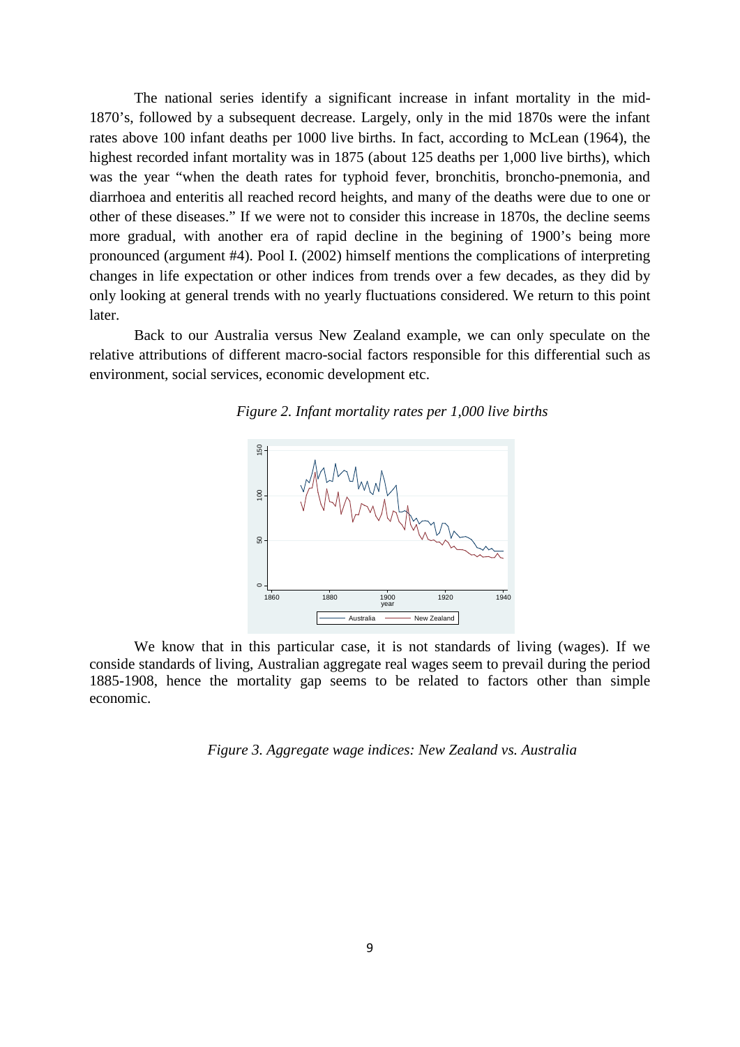The national series identify a significant increase in infant mortality in the mid-1870's, followed by a subsequent decrease. Largely, only in the mid 1870s were the infant rates above 100 infant deaths per 1000 live births. In fact, according to McLean (1964), the highest recorded infant mortality was in 1875 (about 125 deaths per 1,000 live births), which was the year "when the death rates for typhoid fever, bronchitis, broncho-pnemonia, and diarrhoea and enteritis all reached record heights, and many of the deaths were due to one or other of these diseases." If we were not to consider this increase in 1870s, the decline seems more gradual, with another era of rapid decline in the begining of 1900's being more pronounced (argument #4). Pool I. (2002) himself mentions the complications of interpreting changes in life expectation or other indices from trends over a few decades, as they did by only looking at general trends with no yearly fluctuations considered. We return to this point later.

Back to our Australia versus New Zealand example, we can only speculate on the relative attributions of different macro-social factors responsible for this differential such as environment, social services, economic development etc.

*Figure 2. Infant mortality rates per 1,000 live births*

We know that in this particular case, it is not standards of living (wages). If we conside standards of living, Australian aggregate real wages seem to prevail during the period 1885-1908, hence the mortality gap seems to be related to factors other than simple economic.

*Figure 3. Aggregate wage indices: New Zealand vs. Australia*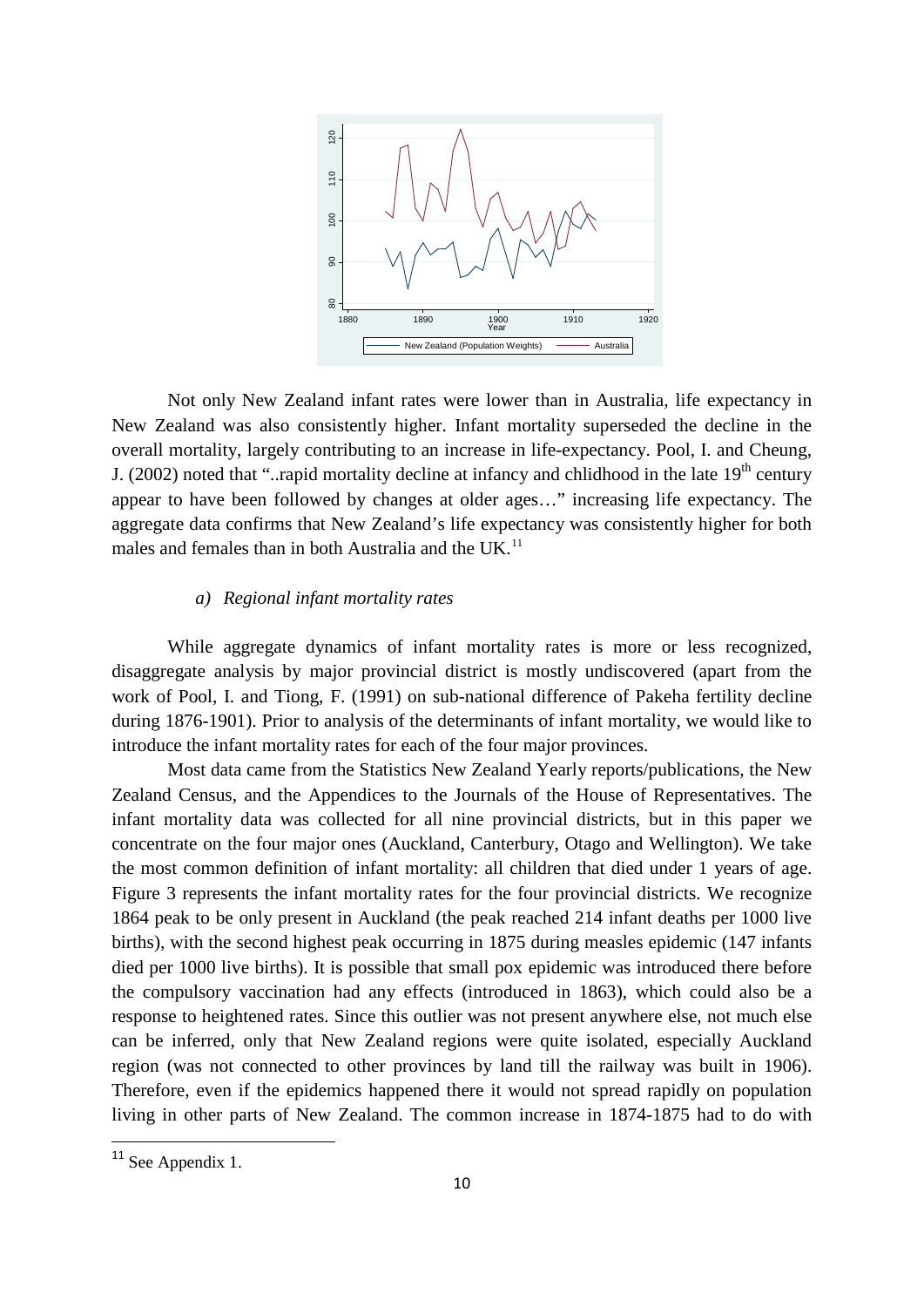Not only New Zealand infant rates were lower than in Australia, life expectancy in New Zealand was also consistently higher. Infant mortality superseded the decline in the overall mortality, largely contributing to an increase in life-expectancy. Pool, I. and Cheung, J. (2002) noted that "..rapid mortality decline at infancy and chlidhood in the late 19th century appear to have been followed by changes at older ages…" increasing life expectancy. The aggregate data confirms that New Zealand's life expectancy was consistently higher for both males and females than in both Australia and the UK.[11]

### *a) Regional infant mortality rates*

While aggregate dynamics of infant mortality rates is more or less recognized, disaggregate analysis by major provincial district is mostly undiscovered (apart from the work of Pool, I. and Tiong, F. (1991) on sub-national difference of Pakeha fertility decline during 1876-1901). Prior to analysis of the determinants of infant mortality, we would like to introduce the infant mortality rates for each of the four major provinces.

Most data came from the Statistics New Zealand Yearly reports/publications, the New Zealand Census, and the Appendices to the Journals of the House of Representatives. The infant mortality data was collected for all nine provincial districts, but in this paper we concentrate on the four major ones (Auckland, Canterbury, Otago and Wellington). We take the most common definition of infant mortality: all children that died under 1 years of age. Figure 3 represents the infant mortality rates for the four provincial districts. We recognize 1864 peak to be only present in Auckland (the peak reached 214 infant deaths per 1000 live births), with the second highest peak occurring in 1875 during measles epidemic (147 infants died per 1000 live births). It is possible that small pox epidemic was introduced there before the compulsory vaccination had any effects (introduced in 1863), which could also be a response to heightened rates. Since this outlier was not present anywhere else, not much else can be inferred, only that New Zealand regions were quite isolated, especially Auckland region (was not connected to other provinces by land till the railway was built in 1906). Therefore, even if the epidemics happened there it would not spread rapidly on population living in other parts of New Zealand. The common increase in 1874-1875 had to do with

[11] See Appendix 1.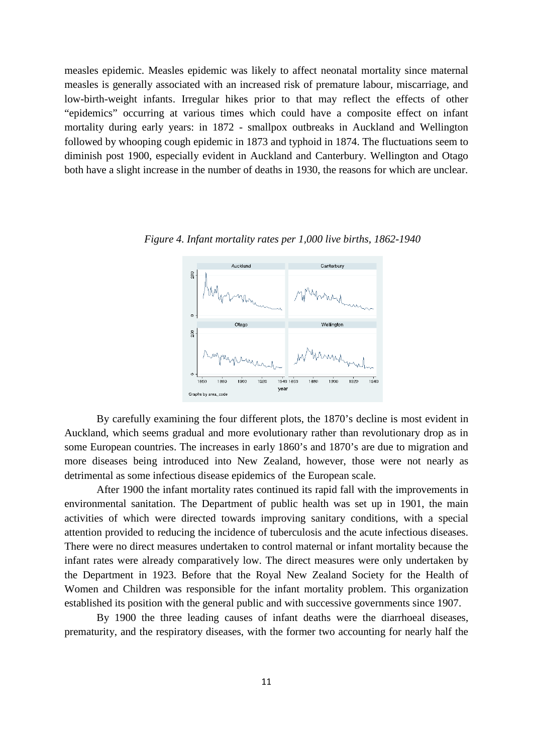measles epidemic. Measles epidemic was likely to affect neonatal mortality since maternal measles is generally associated with an increased risk of premature labour, miscarriage, and low-birth-weight infants. Irregular hikes prior to that may reflect the effects of other "epidemics" occurring at various times which could have a composite effect on infant mortality during early years: in 1872 - smallpox outbreaks in Auckland and Wellington followed by whooping cough epidemic in 1873 and typhoid in 1874. The fluctuations seem to diminish post 1900, especially evident in Auckland and Canterbury. Wellington and Otago both have a slight increase in the number of deaths in 1930, the reasons for which are unclear.

*Figure 4. Infant mortality rates per 1,000 live births, 1862-1940*

By carefully examining the four different plots, the 1870's decline is most evident in Auckland, which seems gradual and more evolutionary rather than revolutionary drop as in some European countries. The increases in early 1860's and 1870's are due to migration and more diseases being introduced into New Zealand, however, those were not nearly as detrimental as some infectious disease epidemics of the European scale.

After 1900 the infant mortality rates continued its rapid fall with the improvements in environmental sanitation. The Department of public health was set up in 1901, the main activities of which were directed towards improving sanitary conditions, with a special attention provided to reducing the incidence of tuberculosis and the acute infectious diseases. There were no direct measures undertaken to control maternal or infant mortality because the infant rates were already comparatively low. The direct measures were only undertaken by the Department in 1923. Before that the Royal New Zealand Society for the Health of Women and Children was responsible for the infant mortality problem. This organization established its position with the general public and with successive governments since 1907.

By 1900 the three leading causes of infant deaths were the diarrhoeal diseases, prematurity, and the respiratory diseases, with the former two accounting for nearly half the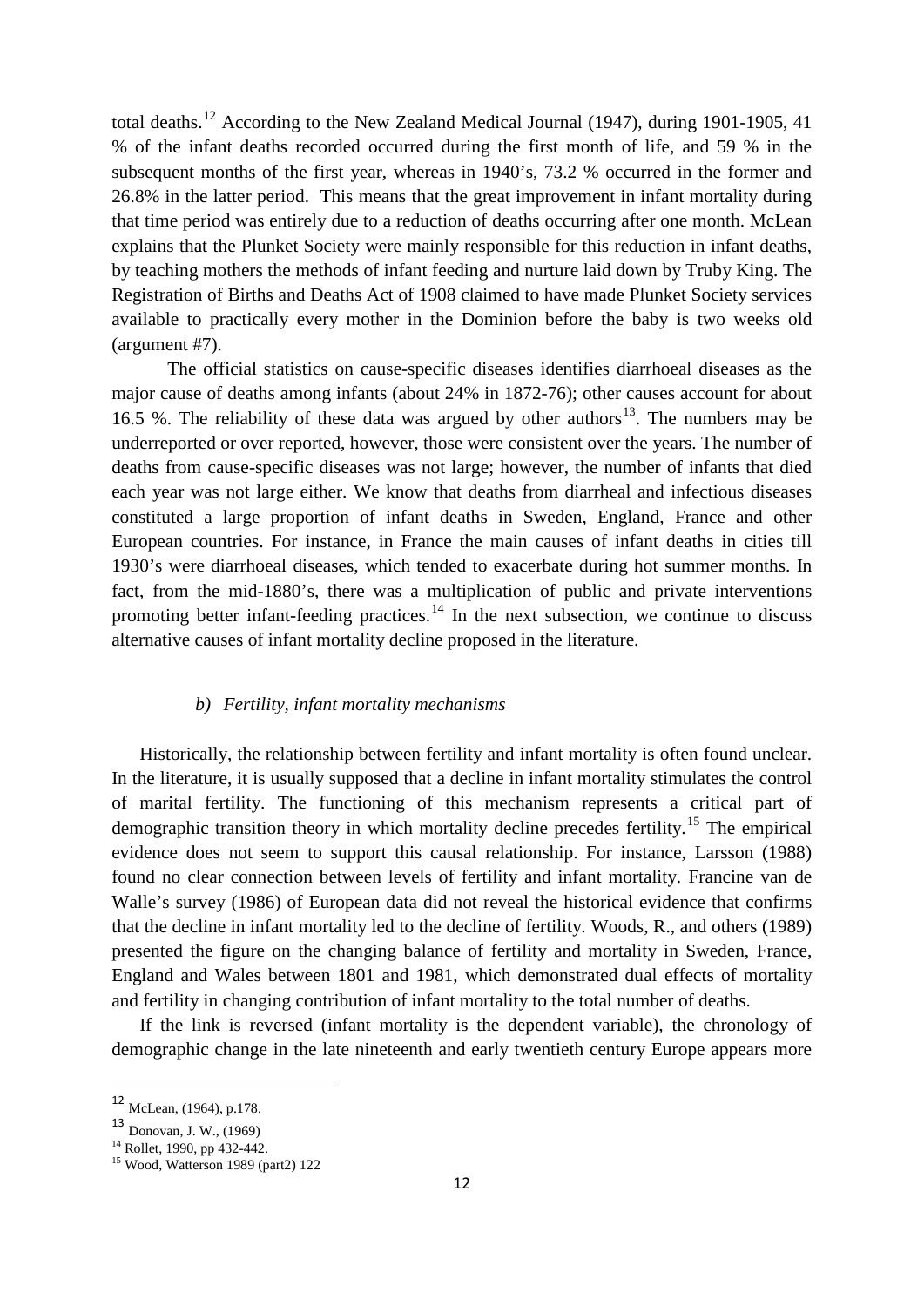total deaths.[12] According to the New Zealand Medical Journal (1947), during 1901-1905, 41 % of the infant deaths recorded occurred during the first month of life, and 59 % in the subsequent months of the first year, whereas in 1940's, 73.2 % occurred in the former and 26.8% in the latter period. This means that the great improvement in infant mortality during that time period was entirely due to a reduction of deaths occurring after one month. McLean explains that the Plunket Society were mainly responsible for this reduction in infant deaths, by teaching mothers the methods of infant feeding and nurture laid down by Truby King. The Registration of Births and Deaths Act of 1908 claimed to have made Plunket Society services available to practically every mother in the Dominion before the baby is two weeks old (argument #7).

The official statistics on cause-specific diseases identifies diarrhoeal diseases as the major cause of deaths among infants (about 24% in 1872-76); other causes account for about 16.5 %. The reliability of these data was argued by other authors[13]. The numbers may be underreported or over reported, however, those were consistent over the years. The number of deaths from cause-specific diseases was not large; however, the number of infants that died each year was not large either. We know that deaths from diarrheal and infectious diseases constituted a large proportion of infant deaths in Sweden, England, France and other European countries. For instance, in France the main causes of infant deaths in cities till 1930's were diarrhoeal diseases, which tended to exacerbate during hot summer months. In fact, from the mid-1880's, there was a multiplication of public and private interventions promoting better infant-feeding practices.[14] In the next subsection, we continue to discuss alternative causes of infant mortality decline proposed in the literature.

### *b) Fertility, infant mortality mechanisms*

Historically, the relationship between fertility and infant mortality is often found unclear. In the literature, it is usually supposed that a decline in infant mortality stimulates the control of marital fertility. The functioning of this mechanism represents a critical part of demographic transition theory in which mortality decline precedes fertility.[15] The empirical evidence does not seem to support this causal relationship. For instance, Larsson (1988) found no clear connection between levels of fertility and infant mortality. Francine van de Walle's survey (1986) of European data did not reveal the historical evidence that confirms that the decline in infant mortality led to the decline of fertility. Woods, R., and others (1989) presented the figure on the changing balance of fertility and mortality in Sweden, France, England and Wales between 1801 and 1981, which demonstrated dual effects of mortality and fertility in changing contribution of infant mortality to the total number of deaths.

If the link is reversed (infant mortality is the dependent variable), the chronology of demographic change in the late nineteenth and early twentieth century Europe appears more

---

[12] McLean, (1964), p.178.

[13] Donovan, J. W., (1969)

[14] Rollet, 1990, pp 432-442.

[15] Wood, Watterson 1989 (part2) 122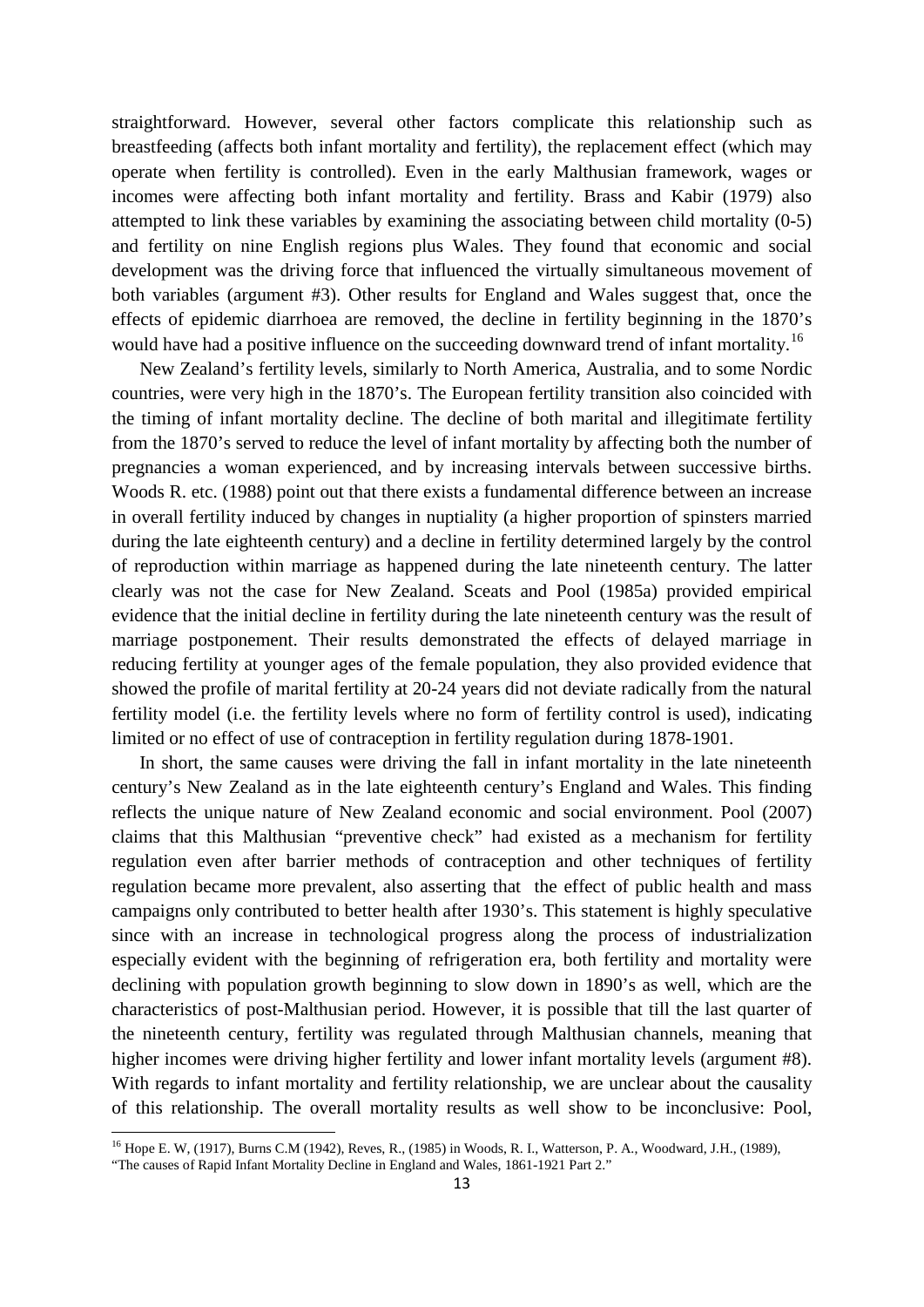straightforward. However, several other factors complicate this relationship such as breastfeeding (affects both infant mortality and fertility), the replacement effect (which may operate when fertility is controlled). Even in the early Malthusian framework, wages or incomes were affecting both infant mortality and fertility. Brass and Kabir (1979) also attempted to link these variables by examining the associating between child mortality (0-5) and fertility on nine English regions plus Wales. They found that economic and social development was the driving force that influenced the virtually simultaneous movement of both variables (argument #3). Other results for England and Wales suggest that, once the effects of epidemic diarrhoea are removed, the decline in fertility beginning in the 1870's would have had a positive influence on the succeeding downward trend of infant mortality.[16]

New Zealand's fertility levels, similarly to North America, Australia, and to some Nordic countries, were very high in the 1870's. The European fertility transition also coincided with the timing of infant mortality decline. The decline of both marital and illegitimate fertility from the 1870's served to reduce the level of infant mortality by affecting both the number of pregnancies a woman experienced, and by increasing intervals between successive births. Woods R. etc. (1988) point out that there exists a fundamental difference between an increase in overall fertility induced by changes in nuptiality (a higher proportion of spinsters married during the late eighteenth century) and a decline in fertility determined largely by the control of reproduction within marriage as happened during the late nineteenth century. The latter clearly was not the case for New Zealand. Sceats and Pool (1985a) provided empirical evidence that the initial decline in fertility during the late nineteenth century was the result of marriage postponement. Their results demonstrated the effects of delayed marriage in reducing fertility at younger ages of the female population, they also provided evidence that showed the profile of marital fertility at 20-24 years did not deviate radically from the natural fertility model (i.e. the fertility levels where no form of fertility control is used), indicating limited or no effect of use of contraception in fertility regulation during 1878-1901.

In short, the same causes were driving the fall in infant mortality in the late nineteenth century's New Zealand as in the late eighteenth century's England and Wales. This finding reflects the unique nature of New Zealand economic and social environment. Pool (2007) claims that this Malthusian "preventive check" had existed as a mechanism for fertility regulation even after barrier methods of contraception and other techniques of fertility regulation became more prevalent, also asserting that the effect of public health and mass campaigns only contributed to better health after 1930's. This statement is highly speculative since with an increase in technological progress along the process of industrialization especially evident with the beginning of refrigeration era, both fertility and mortality were declining with population growth beginning to slow down in 1890's as well, which are the characteristics of post-Malthusian period. However, it is possible that till the last quarter of the nineteenth century, fertility was regulated through Malthusian channels, meaning that higher incomes were driving higher fertility and lower infant mortality levels (argument #8). With regards to infant mortality and fertility relationship, we are unclear about the causality of this relationship. The overall mortality results as well show to be inconclusive: Pool,

[16] Hope E. W, (1917), Burns C.M (1942), Reves, R., (1985) in Woods, R. I., Watterson, P. A., Woodward, J.H., (1989), "The causes of Rapid Infant Mortality Decline in England and Wales, 1861-1921 Part 2."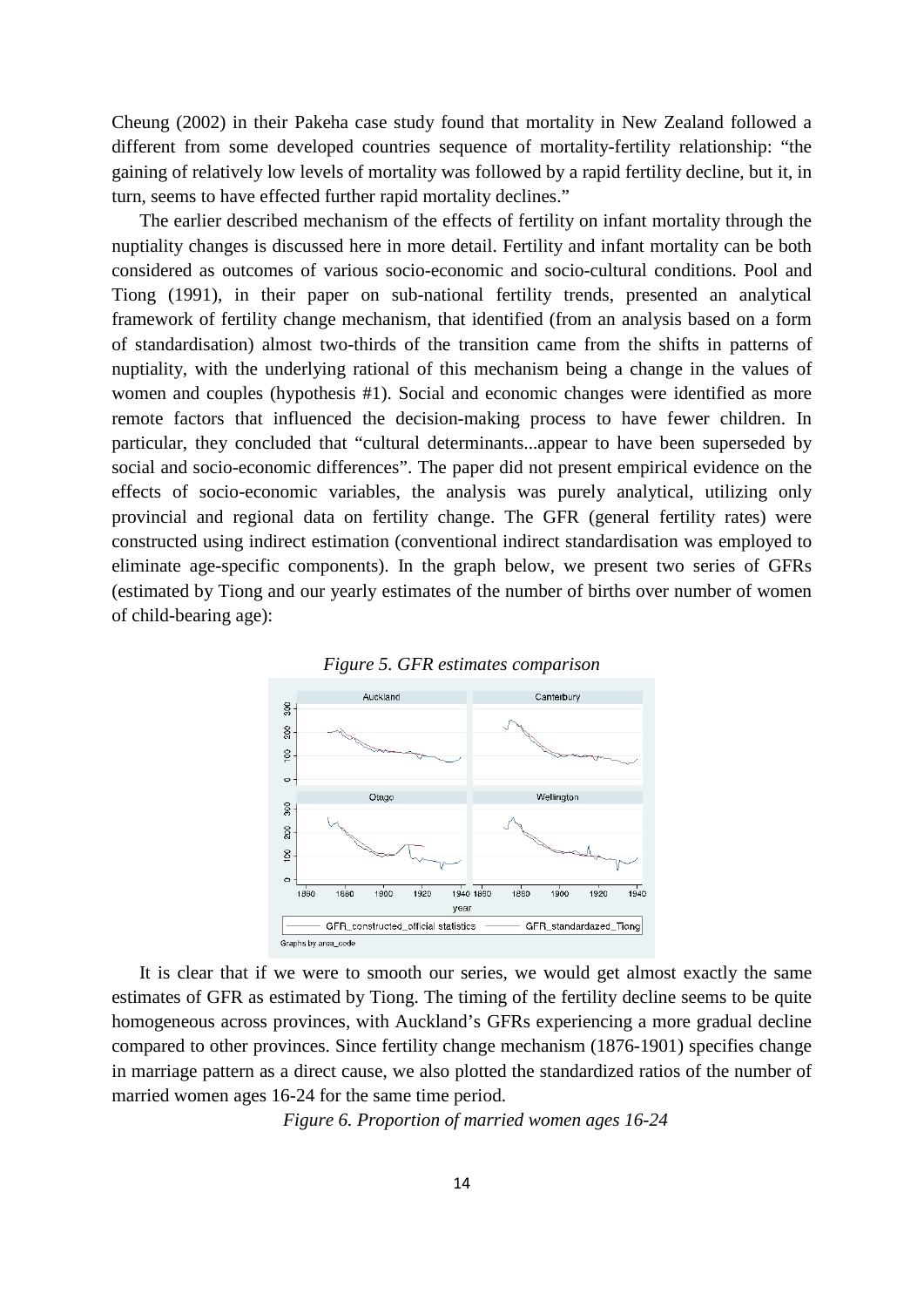Cheung (2002) in their Pakeha case study found that mortality in New Zealand followed a different from some developed countries sequence of mortality-fertility relationship: "the gaining of relatively low levels of mortality was followed by a rapid fertility decline, but it, in turn, seems to have effected further rapid mortality declines."

The earlier described mechanism of the effects of fertility on infant mortality through the nuptiality changes is discussed here in more detail. Fertility and infant mortality can be both considered as outcomes of various socio-economic and socio-cultural conditions. Pool and Tiong (1991), in their paper on sub-national fertility trends, presented an analytical framework of fertility change mechanism, that identified (from an analysis based on a form of standardisation) almost two-thirds of the transition came from the shifts in patterns of nuptiality, with the underlying rational of this mechanism being a change in the values of women and couples (hypothesis #1). Social and economic changes were identified as more remote factors that influenced the decision-making process to have fewer children. In particular, they concluded that "cultural determinants...appear to have been superseded by social and socio-economic differences". The paper did not present empirical evidence on the effects of socio-economic variables, the analysis was purely analytical, utilizing only provincial and regional data on fertility change. The GFR (general fertility rates) were constructed using indirect estimation (conventional indirect standardisation was employed to eliminate age-specific components). In the graph below, we present two series of GFRs (estimated by Tiong and our yearly estimates of the number of births over number of women of child-bearing age):

*Figure 5. GFR estimates comparison*

It is clear that if we were to smooth our series, we would get almost exactly the same estimates of GFR as estimated by Tiong. The timing of the fertility decline seems to be quite homogeneous across provinces, with Auckland's GFRs experiencing a more gradual decline compared to other provinces. Since fertility change mechanism (1876-1901) specifies change in marriage pattern as a direct cause, we also plotted the standardized ratios of the number of married women ages 16-24 for the same time period.

*Figure 6. Proportion of married women ages 16-24*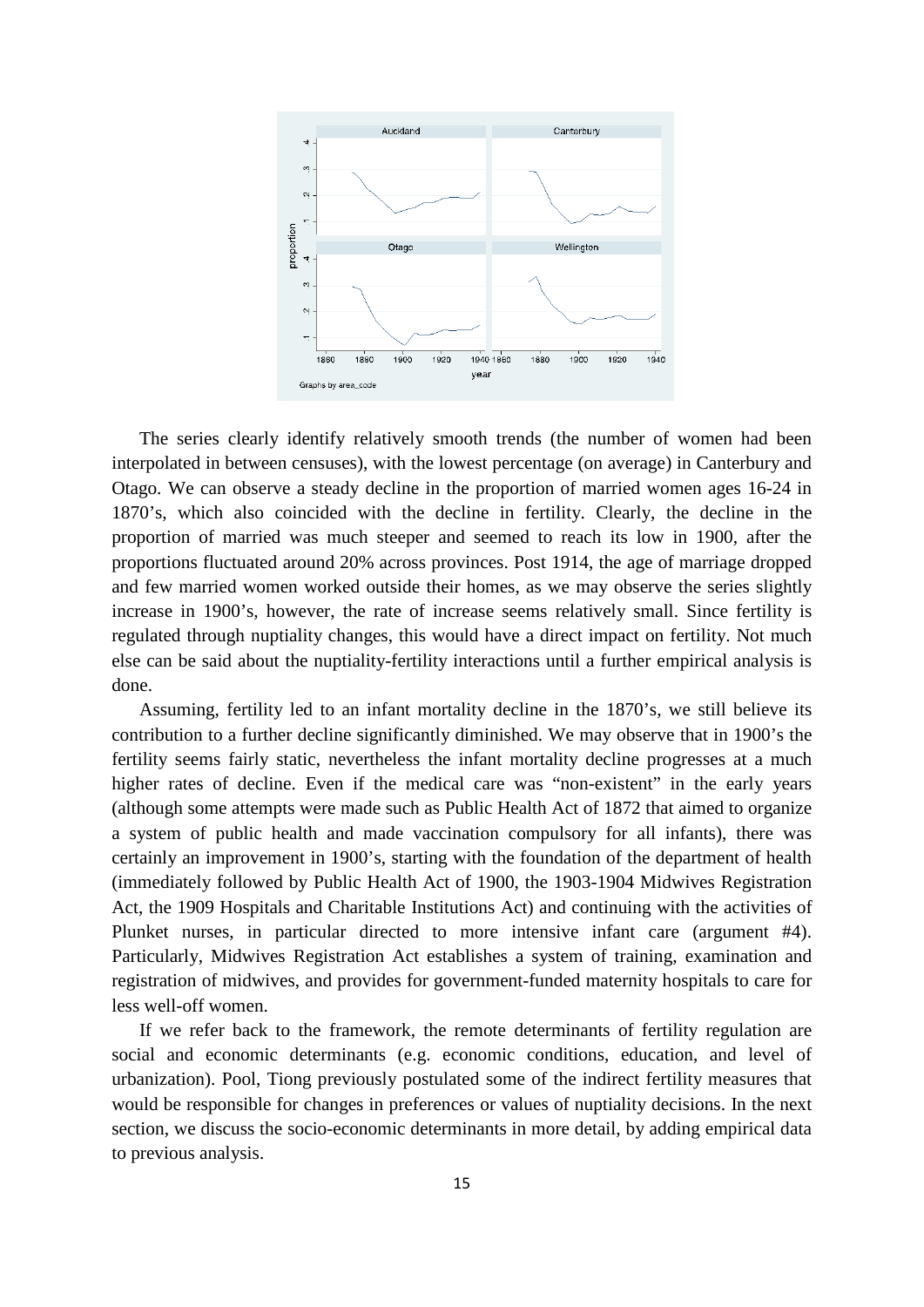The series clearly identify relatively smooth trends (the number of women had been interpolated in between censuses), with the lowest percentage (on average) in Canterbury and Otago. We can observe a steady decline in the proportion of married women ages 16-24 in 1870's, which also coincided with the decline in fertility. Clearly, the decline in the proportion of married was much steeper and seemed to reach its low in 1900, after the proportions fluctuated around 20% across provinces. Post 1914, the age of marriage dropped and few married women worked outside their homes, as we may observe the series slightly increase in 1900's, however, the rate of increase seems relatively small. Since fertility is regulated through nuptiality changes, this would have a direct impact on fertility. Not much else can be said about the nuptiality-fertility interactions until a further empirical analysis is done.

Assuming, fertility led to an infant mortality decline in the 1870's, we still believe its contribution to a further decline significantly diminished. We may observe that in 1900's the fertility seems fairly static, nevertheless the infant mortality decline progresses at a much higher rates of decline. Even if the medical care was "non-existent" in the early years (although some attempts were made such as Public Health Act of 1872 that aimed to organize a system of public health and made vaccination compulsory for all infants), there was certainly an improvement in 1900's, starting with the foundation of the department of health (immediately followed by Public Health Act of 1900, the 1903-1904 Midwives Registration Act, the 1909 Hospitals and Charitable Institutions Act) and continuing with the activities of Plunket nurses, in particular directed to more intensive infant care (argument #4). Particularly, Midwives Registration Act establishes a system of training, examination and registration of midwives, and provides for government-funded maternity hospitals to care for less well-off women.

If we refer back to the framework, the remote determinants of fertility regulation are social and economic determinants (e.g. economic conditions, education, and level of urbanization). Pool, Tiong previously postulated some of the indirect fertility measures that would be responsible for changes in preferences or values of nuptiality decisions. In the next section, we discuss the socio-economic determinants in more detail, by adding empirical data to previous analysis.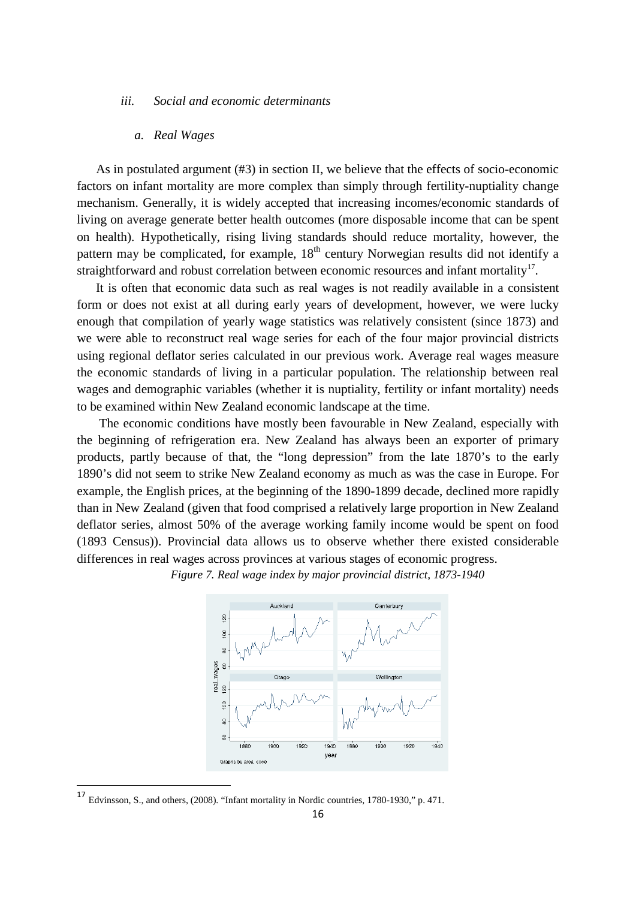### *iii. Social and economic determinants*

#### *a. Real Wages*

As in postulated argument (#3) in section II, we believe that the effects of socio-economic factors on infant mortality are more complex than simply through fertility-nuptiality change mechanism. Generally, it is widely accepted that increasing incomes/economic standards of living on average generate better health outcomes (more disposable income that can be spent on health). Hypothetically, rising living standards should reduce mortality, however, the pattern may be complicated, for example, 18th century Norwegian results did not identify a straightforward and robust correlation between economic resources and infant mortality[17].

It is often that economic data such as real wages is not readily available in a consistent form or does not exist at all during early years of development, however, we were lucky enough that compilation of yearly wage statistics was relatively consistent (since 1873) and we were able to reconstruct real wage series for each of the four major provincial districts using regional deflator series calculated in our previous work. Average real wages measure the economic standards of living in a particular population. The relationship between real wages and demographic variables (whether it is nuptiality, fertility or infant mortality) needs to be examined within New Zealand economic landscape at the time.

The economic conditions have mostly been favourable in New Zealand, especially with the beginning of refrigeration era. New Zealand has always been an exporter of primary products, partly because of that, the "long depression" from the late 1870's to the early 1890's did not seem to strike New Zealand economy as much as was the case in Europe. For example, the English prices, at the beginning of the 1890-1899 decade, declined more rapidly than in New Zealand (given that food comprised a relatively large proportion in New Zealand deflator series, almost 50% of the average working family income would be spent on food (1893 Census)). Provincial data allows us to observe whether there existed considerable differences in real wages across provinces at various stages of economic progress.

*Figure 7. Real wage index by major provincial district, 1873-1940*

[17] Edvinsson, S., and others, (2008). "Infant mortality in Nordic countries, 1780-1930," p. 471.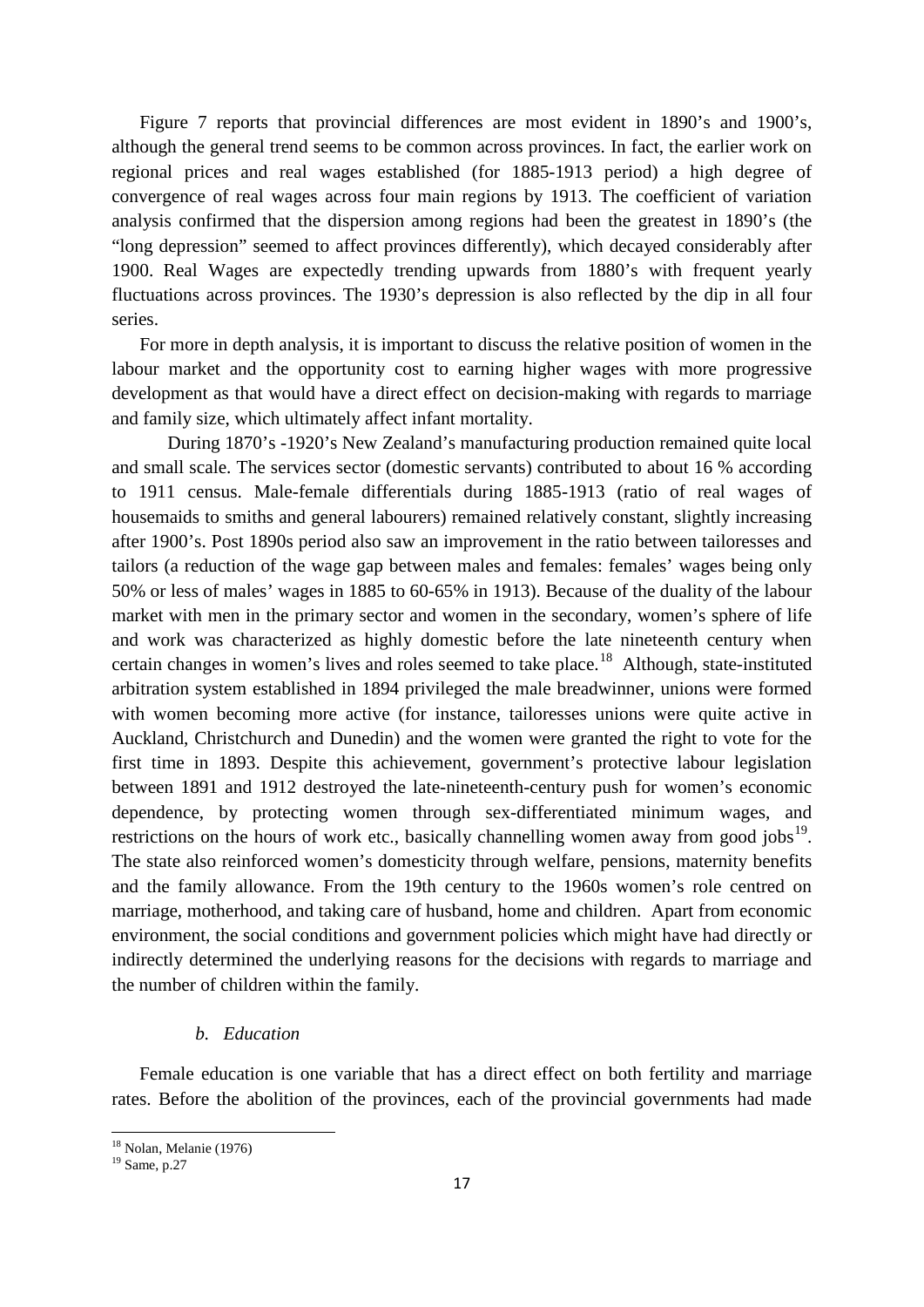Figure 7 reports that provincial differences are most evident in 1890's and 1900's, although the general trend seems to be common across provinces. In fact, the earlier work on regional prices and real wages established (for 1885-1913 period) a high degree of convergence of real wages across four main regions by 1913. The coefficient of variation analysis confirmed that the dispersion among regions had been the greatest in 1890's (the "long depression" seemed to affect provinces differently), which decayed considerably after 1900. Real Wages are expectedly trending upwards from 1880's with frequent yearly fluctuations across provinces. The 1930's depression is also reflected by the dip in all four series.

For more in depth analysis, it is important to discuss the relative position of women in the labour market and the opportunity cost to earning higher wages with more progressive development as that would have a direct effect on decision-making with regards to marriage and family size, which ultimately affect infant mortality.

During 1870's -1920's New Zealand's manufacturing production remained quite local and small scale. The services sector (domestic servants) contributed to about 16 % according to 1911 census. Male-female differentials during 1885-1913 (ratio of real wages of housemaids to smiths and general labourers) remained relatively constant, slightly increasing after 1900's. Post 1890s period also saw an improvement in the ratio between tailoresses and tailors (a reduction of the wage gap between males and females: females' wages being only 50% or less of males' wages in 1885 to 60-65% in 1913). Because of the duality of the labour market with men in the primary sector and women in the secondary, women's sphere of life and work was characterized as highly domestic before the late nineteenth century when certain changes in women's lives and roles seemed to take place.[18] Although, state-instituted arbitration system established in 1894 privileged the male breadwinner, unions were formed with women becoming more active (for instance, tailoresses unions were quite active in Auckland, Christchurch and Dunedin) and the women were granted the right to vote for the first time in 1893. Despite this achievement, government's protective labour legislation between 1891 and 1912 destroyed the late-nineteenth-century push for women's economic dependence, by protecting women through sex-differentiated minimum wages, and restrictions on the hours of work etc., basically channelling women away from good jobs[19]. The state also reinforced women's domesticity through welfare, pensions, maternity benefits and the family allowance. From the 19th century to the 1960s women's role centred on marriage, motherhood, and taking care of husband, home and children. Apart from economic environment, the social conditions and government policies which might have had directly or indirectly determined the underlying reasons for the decisions with regards to marriage and the number of children within the family.

### *b. Education*

Female education is one variable that has a direct effect on both fertility and marriage rates. Before the abolition of the provinces, each of the provincial governments had made

[18] Nolan, Melanie (1976)

[19] Same, p.27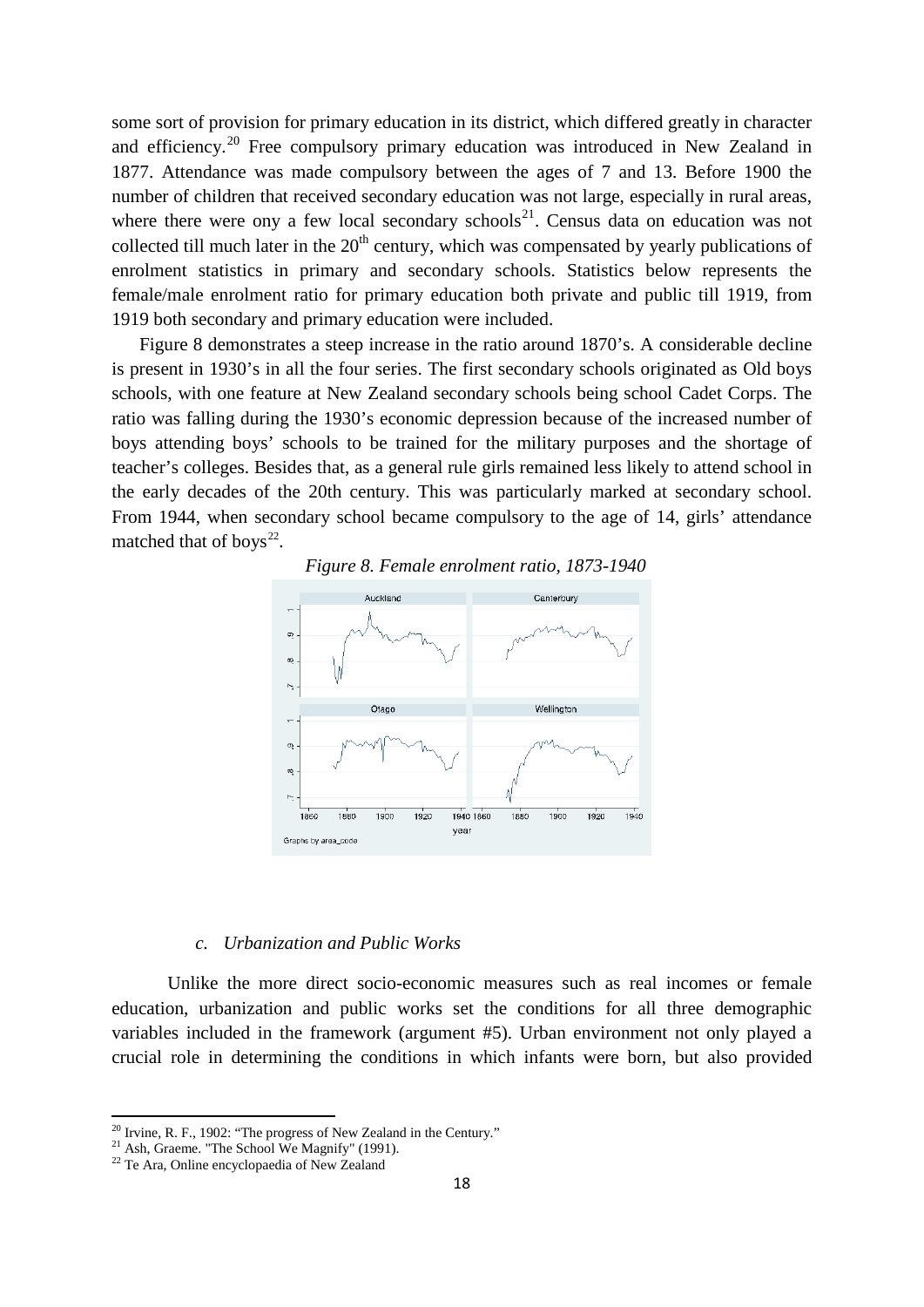some sort of provision for primary education in its district, which differed greatly in character and efficiency.[20] Free compulsory primary education was introduced in New Zealand in 1877. Attendance was made compulsory between the ages of 7 and 13. Before 1900 the number of children that received secondary education was not large, especially in rural areas, where there were ony a few local secondary schools[21]. Census data on education was not collected till much later in the 20th century, which was compensated by yearly publications of enrolment statistics in primary and secondary schools. Statistics below represents the female/male enrolment ratio for primary education both private and public till 1919, from 1919 both secondary and primary education were included.

Figure 8 demonstrates a steep increase in the ratio around 1870's. A considerable decline is present in 1930's in all the four series. The first secondary schools originated as Old boys schools, with one feature at New Zealand secondary schools being school Cadet Corps. The ratio was falling during the 1930's economic depression because of the increased number of boys attending boys' schools to be trained for the military purposes and the shortage of teacher's colleges. Besides that, as a general rule girls remained less likely to attend school in the early decades of the 20th century. This was particularly marked at secondary school. From 1944, when secondary school became compulsory to the age of 14, girls' attendance matched that of boys[22].

*Figure 8. Female enrolment ratio, 1873-1940*

### c. Urbanization and Public Works

Unlike the more direct socio-economic measures such as real incomes or female education, urbanization and public works set the conditions for all three demographic variables included in the framework (argument #5). Urban environment not only played a crucial role in determining the conditions in which infants were born, but also provided

---

[20] Irvine, R. F., 1902: "The progress of New Zealand in the Century."

[21] Ash, Graeme. "The School We Magnify" (1991).

[22] Te Ara, Online encyclopaedia of New Zealand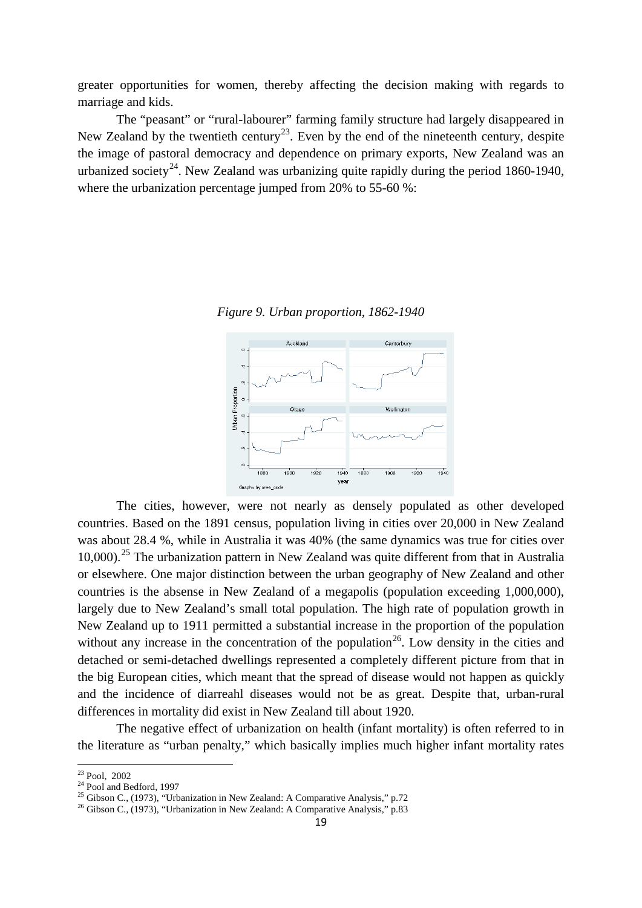greater opportunities for women, thereby affecting the decision making with regards to marriage and kids.

The "peasant" or "rural-labourer" farming family structure had largely disappeared in New Zealand by the twentieth century[23]. Even by the end of the nineteenth century, despite the image of pastoral democracy and dependence on primary exports, New Zealand was an urbanized society[24]. New Zealand was urbanizing quite rapidly during the period 1860-1940, where the urbanization percentage jumped from 20% to 55-60 %:

*Figure 9. Urban proportion, 1862-1940*

The cities, however, were not nearly as densely populated as other developed countries. Based on the 1891 census, population living in cities over 20,000 in New Zealand was about 28.4 %, while in Australia it was 40% (the same dynamics was true for cities over 10,000).[25] The urbanization pattern in New Zealand was quite different from that in Australia or elsewhere. One major distinction between the urban geography of New Zealand and other countries is the absense in New Zealand of a megapolis (population exceeding 1,000,000), largely due to New Zealand's small total population. The high rate of population growth in New Zealand up to 1911 permitted a substantial increase in the proportion of the population without any increase in the concentration of the population[26]. Low density in the cities and detached or semi-detached dwellings represented a completely different picture from that in the big European cities, which meant that the spread of disease would not happen as quickly and the incidence of diarreahl diseases would not be as great. Despite that, urban-rural differences in mortality did exist in New Zealand till about 1920.

The negative effect of urbanization on health (infant mortality) is often referred to in the literature as "urban penalty," which basically implies much higher infant mortality rates

---

[23] Pool, 2002

[24] Pool and Bedford, 1997

[25] Gibson C., (1973), "Urbanization in New Zealand: A Comparative Analysis," p.72

[26] Gibson C., (1973), "Urbanization in New Zealand: A Comparative Analysis," p.83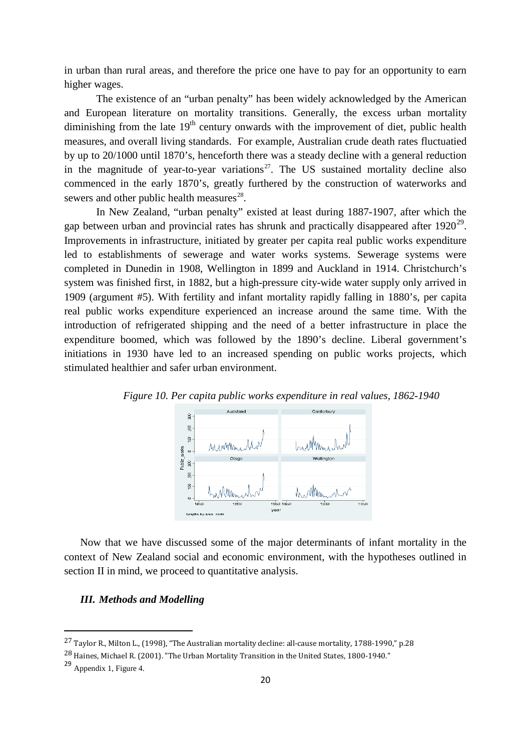in urban than rural areas, and therefore the price one have to pay for an opportunity to earn higher wages.

The existence of an "urban penalty" has been widely acknowledged by the American and European literature on mortality transitions. Generally, the excess urban mortality diminishing from the late 19th century onwards with the improvement of diet, public health measures, and overall living standards. For example, Australian crude death rates fluctuatied by up to 20/1000 until 1870's, henceforth there was a steady decline with a general reduction in the magnitude of year-to-year variations[27]. The US sustained mortality decline also commenced in the early 1870's, greatly furthered by the construction of waterworks and sewers and other public health measures[28].

In New Zealand, "urban penalty" existed at least during 1887-1907, after which the gap between urban and provincial rates has shrunk and practically disappeared after 1920[29]. Improvements in infrastructure, initiated by greater per capita real public works expenditure led to establishments of sewerage and water works systems. Sewerage systems were completed in Dunedin in 1908, Wellington in 1899 and Auckland in 1914. Christchurch's system was finished first, in 1882, but a high-pressure city-wide water supply only arrived in 1909 (argument #5). With fertility and infant mortality rapidly falling in 1880's, per capita real public works expenditure experienced an increase around the same time. With the introduction of refrigerated shipping and the need of a better infrastructure in place the expenditure boomed, which was followed by the 1890's decline. Liberal government's initiations in 1930 have led to an increased spending on public works projects, which stimulated healthier and safer urban environment.

*Figure 10. Per capita public works expenditure in real values, 1862-1940*

Now that we have discussed some of the major determinants of infant mortality in the context of New Zealand social and economic environment, with the hypotheses outlined in section II in mind, we proceed to quantitative analysis.

### *III. Methods and Modelling*

---

[27] Taylor R., Milton L., (1998), "The Australian mortality decline: all-cause mortality, 1788-1990," p.28

[28] Haines, Michael R. (2001). "The Urban Mortality Transition in the United States, 1800-1940."

[29] Appendix 1, Figure 4.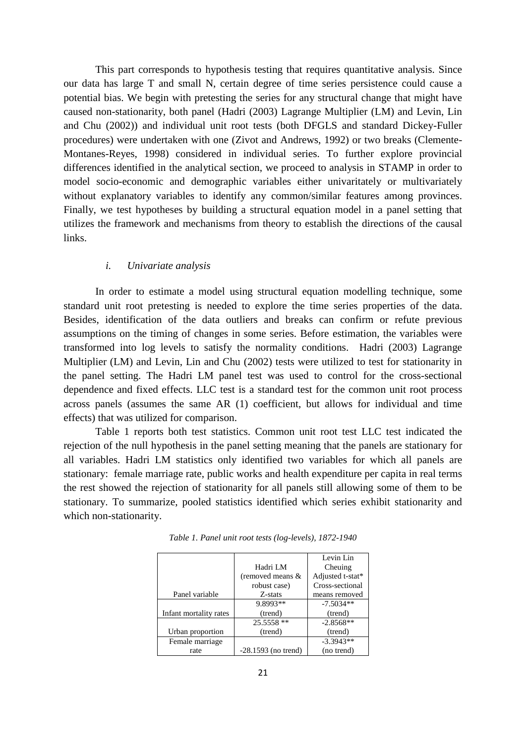This part corresponds to hypothesis testing that requires quantitative analysis. Since our data has large T and small N, certain degree of time series persistence could cause a potential bias. We begin with pretesting the series for any structural change that might have caused non-stationarity, both panel (Hadri (2003) Lagrange Multiplier (LM) and Levin, Lin and Chu (2002)) and individual unit root tests (both DFGLS and standard Dickey-Fuller procedures) were undertaken with one (Zivot and Andrews, 1992) or two breaks (Clemente-Montanes-Reyes, 1998) considered in individual series. To further explore provincial differences identified in the analytical section, we proceed to analysis in STAMP in order to model socio-economic and demographic variables either univaritately or multivariately without explanatory variables to identify any common/similar features among provinces. Finally, we test hypotheses by building a structural equation model in a panel setting that utilizes the framework and mechanisms from theory to establish the directions of the causal links.

### *i. Univariate analysis*

In order to estimate a model using structural equation modelling technique, some standard unit root pretesting is needed to explore the time series properties of the data. Besides, identification of the data outliers and breaks can confirm or refute previous assumptions on the timing of changes in some series. Before estimation, the variables were transformed into log levels to satisfy the normality conditions. Hadri (2003) Lagrange Multiplier (LM) and Levin, Lin and Chu (2002) tests were utilized to test for stationarity in the panel setting. The Hadri LM panel test was used to control for the cross-sectional dependence and fixed effects. LLC test is a standard test for the common unit root process across panels (assumes the same AR (1) coefficient, but allows for individual and time effects) that was utilized for comparison.

Table 1 reports both test statistics. Common unit root test LLC test indicated the rejection of the null hypothesis in the panel setting meaning that the panels are stationary for all variables. Hadri LM statistics only identified two variables for which all panels are stationary: female marriage rate, public works and health expenditure per capita in real terms the rest showed the rejection of stationarity for all panels still allowing some of them to be stationary. To summarize, pooled statistics identified which series exhibit stationarity and which non-stationarity.

*Table 1. Panel unit root tests (log-levels), 1872-1940*

| Panel variable | Hadri LM (removed means & robust case) Z-stats | Levin Lin Cheuing Adjusted t-stat* Cross-sectional means removed |
|---|---|---|
| Infant mortality rates | 9.8993** (trend) | -7.5034** (trend) |
| Urban proportion | 25.5558 ** (trend) | -2.8568** (trend) |
| Female marriage rate | -28.1593 (no trend) | -3.3943** (no trend) |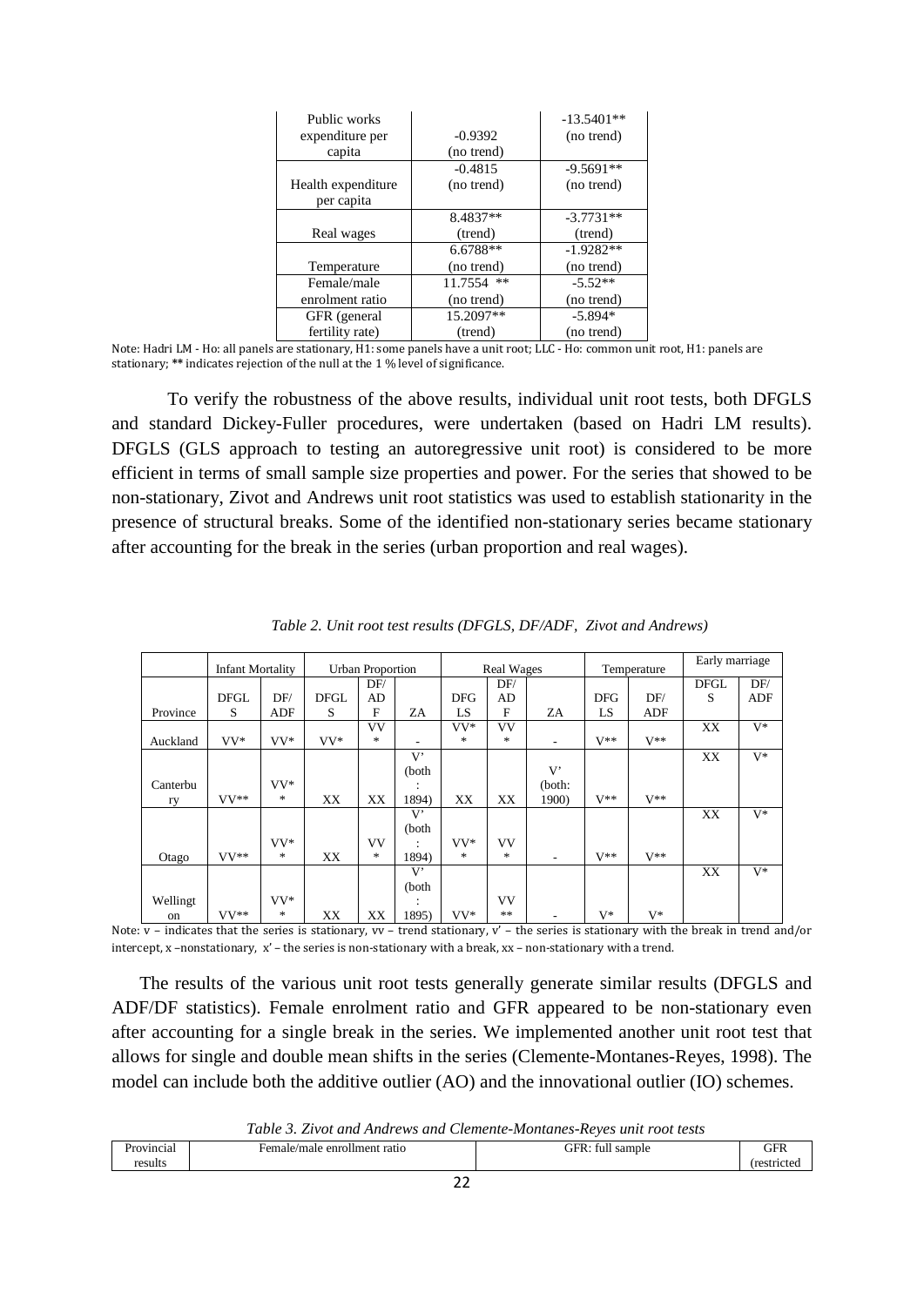| | | |
|---|---|---|
| Public works expenditure per capita | -0.9392 (no trend) | -13.5401** (no trend) |
| Health expenditure per capita | -0.4815 (no trend) | -9.5691** (no trend) |
| Real wages | 8.4837** (trend) | -3.7731** (trend) |
| Temperature | 6.6788** (no trend) | -1.9282** (no trend) |
| Female/male enrolment ratio | 11.7554 ** (no trend) | -5.52** (no trend) |
| GFR (general fertility rate) | 15.2097** (trend) | -5.894* (no trend) |

Note: Hadri LM - Ho: all panels are stationary, H1: some panels have a unit root; LLC - Ho: common unit root, H1: panels are stationary; ** indicates rejection of the null at the 1 % level of significance.

To verify the robustness of the above results, individual unit root tests, both DFGLS and standard Dickey-Fuller procedures, were undertaken (based on Hadri LM results). DFGLS (GLS approach to testing an autoregressive unit root) is considered to be more efficient in terms of small sample size properties and power. For the series that showed to be non-stationary, Zivot and Andrews unit root statistics was used to establish stationarity in the presence of structural breaks. Some of the identified non-stationary series became stationary after accounting for the break in the series (urban proportion and real wages).

*Table 2. Unit root test results (DFGLS, DF/ADF, Zivot and Andrews)*

| | Infant Mortality | | Urban Proportion | | | Real Wages | | | Temperature | | Early marriage | |
|---|---|---|---|---|---|---|---|---|---|---|---|---|
| Province | DFGLS | DF/ADF | DFGLS | DF/ADF | ZA | DFGLS | DF/ADF | ZA | DFGLS | DF/ADF | DFGLS | DF/ADF |
| Auckland | VV* | VV* | VV* | VV* | - | VV* | VV* | - | V** | V** | XX | V* |
| Canterbury | VV** | VV* | XX | XX | V' (both: 1894) | XX | XX | V' (both: 1900) | V** | V** | XX | V* |
| Otago | VV** | VV* | XX | VV* | V' (both: 1894) | VV* | VV* | - | V** | V** | XX | V* |
| Wellington | VV** | VV* | XX | XX | V' (both: 1895) | VV* | VV** | - | V* | V* | XX | V* |

Note: v – indicates that the series is stationary, vv – trend stationary, v' – the series is stationary with the break in trend and/or intercept, x –nonstationary, x' – the series is non-stationary with a break, xx – non-stationary with a trend.

The results of the various unit root tests generally generate similar results (DFGLS and ADF/DF statistics). Female enrolment ratio and GFR appeared to be non-stationary even after accounting for a single break in the series. We implemented another unit root test that allows for single and double mean shifts in the series (Clemente-Montanes-Reyes, 1998). The model can include both the additive outlier (AO) and the innovational outlier (IO) schemes.

*Table 3. Zivot and Andrews and Clemente-Montanes-Reyes unit root tests*

| Provincial results | Female/male enrollment ratio | GFR: full sample | GFR (restricted |
|---|---|---|---|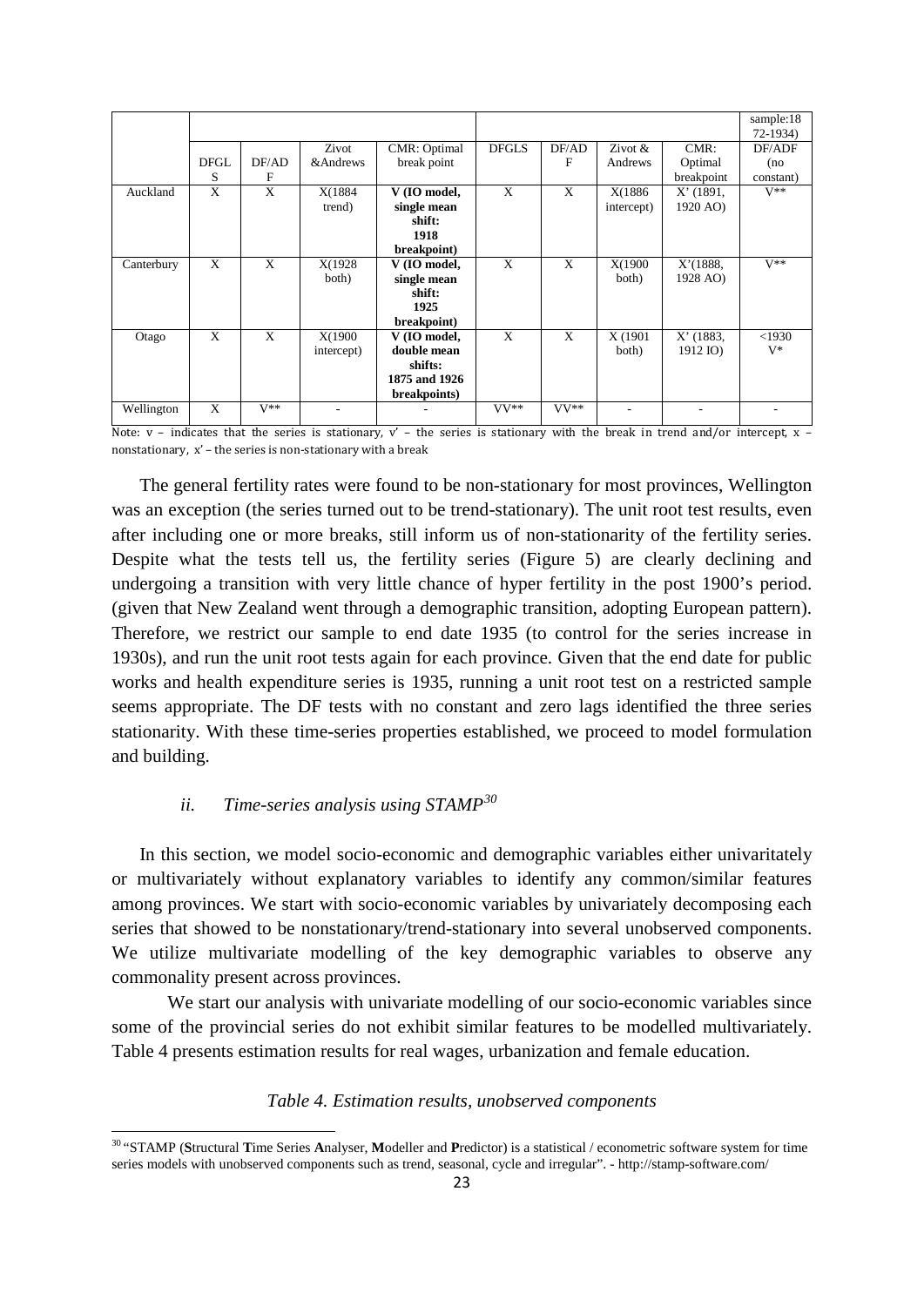| | | | | | | | | | sample:1872-1934) |
|---|---|---|---|---|---|---|---|---|---|
| | DFGLS | DF/ADF | Zivot &Andrews | CMR: Optimal break point | DFGLS | DF/ADF | Zivot & Andrews | CMR: Optimal breakpoint | DF/ADF (no constant) |
| Auckland | X | X | X(1884 trend) | **V (IO model, single mean shift: 1918 breakpoint)** | X | X | X(1886 intercept) | X' (1891, 1920 AO) | V** |
| Canterbury | X | X | X(1928 both) | **V (IO model, single mean shift: 1925 breakpoint)** | X | X | X(1900 both) | X'(1888, 1928 AO) | V** |
| Otago | X | X | X(1900 intercept) | **V (IO model, double mean shifts: 1875 and 1926 breakpoints)** | X | X | X (1901 both) | X' (1883, 1912 IO) | <1930 V* |
| Wellington | X | V** | - | - | VV** | VV** | - | - | - |

Note: v – indicates that the series is stationary, v' – the series is stationary with the break in trend and/or intercept, x – nonstationary, x' – the series is non-stationary with a break

The general fertility rates were found to be non-stationary for most provinces, Wellington was an exception (the series turned out to be trend-stationary). The unit root test results, even after including one or more breaks, still inform us of non-stationarity of the fertility series. Despite what the tests tell us, the fertility series (Figure 5) are clearly declining and undergoing a transition with very little chance of hyper fertility in the post 1900's period. (given that New Zealand went through a demographic transition, adopting European pattern). Therefore, we restrict our sample to end date 1935 (to control for the series increase in 1930s), and run the unit root tests again for each province. Given that the end date for public works and health expenditure series is 1935, running a unit root test on a restricted sample seems appropriate. The DF tests with no constant and zero lags identified the three series stationarity. With these time-series properties established, we proceed to model formulation and building.

### *ii. Time-series analysis using STAMP*[30]

In this section, we model socio-economic and demographic variables either univaritately or multivariately without explanatory variables to identify any common/similar features among provinces. We start with socio-economic variables by univariately decomposing each series that showed to be nonstationary/trend-stationary into several unobserved components. We utilize multivariate modelling of the key demographic variables to observe any commonality present across provinces.

We start our analysis with univariate modelling of our socio-economic variables since some of the provincial series do not exhibit similar features to be modelled multivariately. Table 4 presents estimation results for real wages, urbanization and female education.

*Table 4. Estimation results, unobserved components*

[30] "STAMP (**S**tructural **T**ime Series **A**nalyser, **M**odeller and **P**redictor) is a statistical / econometric software system for time series models with unobserved components such as trend, seasonal, cycle and irregular". - http://stamp-software.com/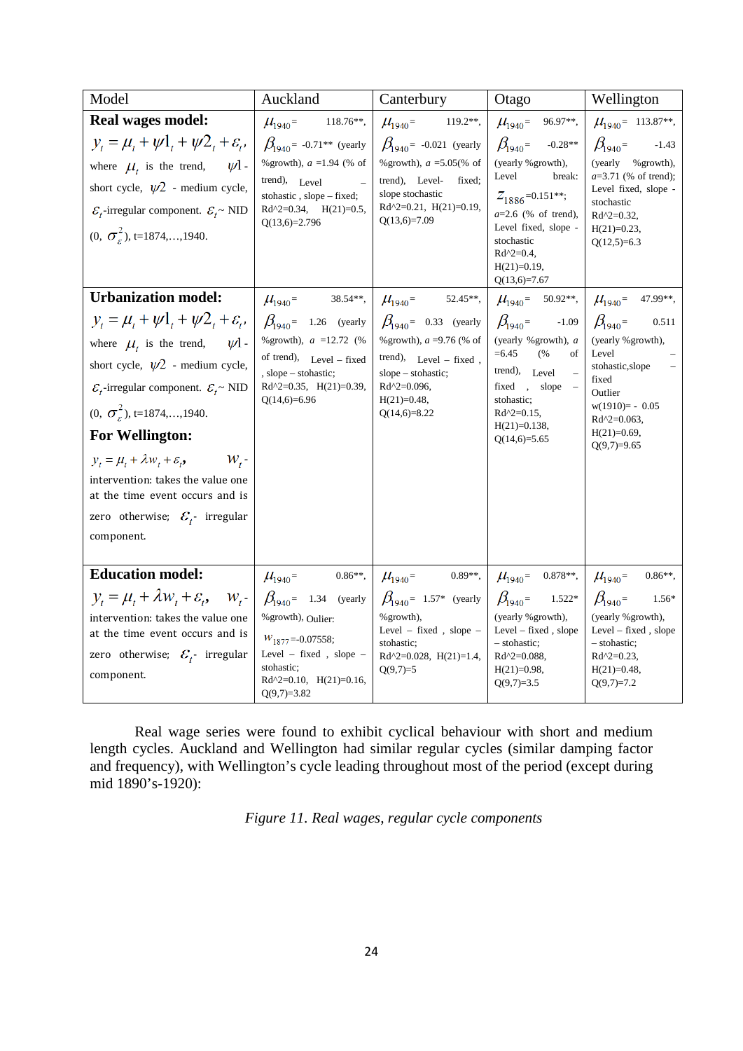| Model | Auckland | Canterbury | Otago | Wellington |
|---|---|---|---|---|
| **Real wages model:** $y_t = \mu_t + \psi 1_t + \psi 2_t + \varepsilon_t$, where $\mu_t$ is the trend, $\psi 1$ - short cycle, $\psi 2$ - medium cycle, $\varepsilon_t$-irregular component. $\varepsilon_t$~ NID (0, $\sigma_\varepsilon^2$), t=1874,…,1940. | $\mu_{1940}$= 118.76**, $\beta_{1940}$= -0.71** (yearly %growth), $a$ =1.94 (% of trend), Level – stohastic , slope – fixed; Rd^2=0.34, H(21)=0.5, Q(13,6)=2.796 | $\mu_{1940}$= 119.2**, $\beta_{1940}$= -0.021 (yearly %growth), $a$ =5.05(% of trend), Level- fixed; slope stochastic Rd^2=0.21, H(21)=0.19, Q(13,6)=7.09 | $\mu_{1940}$= 96.97**, $\beta_{1940}$= -0.28** (yearly %growth), Level break: $z_{1886}$=0.151**; $a$=2.6 (% of trend), Level fixed, slope - stochastic Rd^2=0.4, H(21)=0.19, Q(13,6)=7.67 | $\mu_{1940}$= 113.87**, $\beta_{1940}$= -1.43 (yearly %growth), $a$=3.71 (% of trend); Level fixed, slope - stochastic Rd^2=0.32, H(21)=0.23, Q(12,5)=6.3 |
| **Urbanization model:** $y_t = \mu_t + \psi 1_t + \psi 2_t + \varepsilon_t$, where $\mu_t$ is the trend, $\psi 1$ - short cycle, $\psi 2$ - medium cycle, $\varepsilon_t$-irregular component. $\varepsilon_t$~ NID (0, $\sigma_\varepsilon^2$), t=1874,…,1940. **For Wellington:** $y_t = \mu_t + \lambda w_t + \varepsilon_t$, $w_t$ - intervention: takes the value one at the time event occurs and is zero otherwise; $\varepsilon_t$- irregular component. | $\mu_{1940}$= 38.54**, $\beta_{1940}$= 1.26 (yearly %growth), $a$ =12.72 (% of trend), Level – fixed , slope – stohastic; Rd^2=0.35, H(21)=0.39, Q(14,6)=6.96 | $\mu_{1940}$= 52.45**, $\beta_{1940}$= 0.33 (yearly %growth), $a$ =9.76 (% of trend), Level – fixed , slope – stohastic; Rd^2=0.096, H(21)=0.48, Q(14,6)=8.22 | $\mu_{1940}$= 50.92**, $\beta_{1940}$= -1.09 (yearly %growth), $a$ =6.45 (% of trend), Level – fixed , slope – stohastic; Rd^2=0.15, H(21)=0.138, Q(14,6)=5.65 | $\mu_{1940}$= 47.99**, $\beta_{1940}$= 0.511 (yearly %growth), Level – stohastic,slope – fixed Outlier w(1910)= - 0.05 Rd^2=0.063, H(21)=0.69, Q(9,7)=9.65 |
| **Education model:** $y_t = \mu_t + \lambda w_t + \varepsilon_t$, $w_t$ - intervention: takes the value one at the time event occurs and is zero otherwise; $\varepsilon_t$- irregular component. | $\mu_{1940}$= 0.86**, $\beta_{1940}$= 1.34 (yearly %growth), Oulier: $w_{1877}$=-0.07558; Level – fixed , slope – stohastic; Rd^2=0.10, H(21)=0.16, Q(9,7)=3.82 | $\mu_{1940}$= 0.89**, $\beta_{1940}$= 1.57* (yearly %growth), Level – fixed , slope – stohastic; Rd^2=0.028, H(21)=1.4, Q(9,7)=5 | $\mu_{1940}$= 0.878**, $\beta_{1940}$= 1.522* (yearly %growth), Level – fixed , slope – stohastic; Rd^2=0.088, H(21)=0.98, Q(9,7)=3.5 | $\mu_{1940}$= 0.86**, $\beta_{1940}$= 1.56* (yearly %growth), Level – fixed , slope – stohastic; Rd^2=0.23, H(21)=0.48, Q(9,7)=7.2 |

Real wage series were found to exhibit cyclical behaviour with short and medium length cycles. Auckland and Wellington had similar regular cycles (similar damping factor and frequency), with Wellington's cycle leading throughout most of the period (except during mid 1890's-1920):

*Figure 11. Real wages, regular cycle components*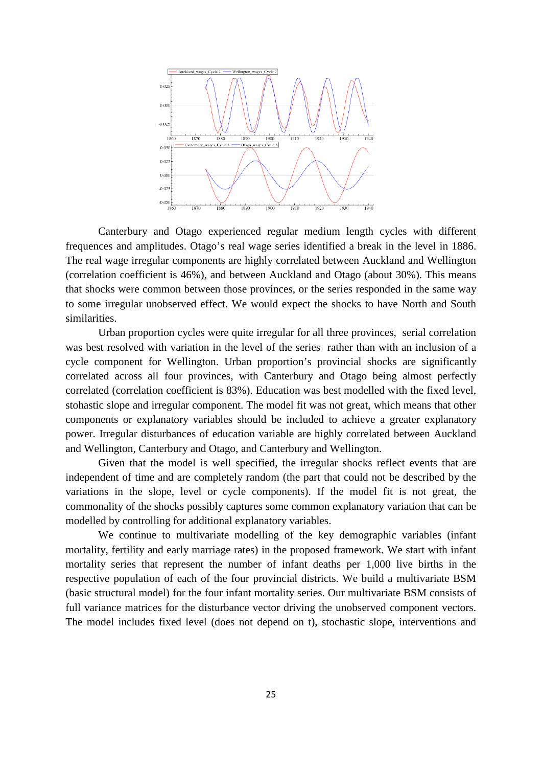Canterbury and Otago experienced regular medium length cycles with different frequences and amplitudes. Otago's real wage series identified a break in the level in 1886. The real wage irregular components are highly correlated between Auckland and Wellington (correlation coefficient is 46%), and between Auckland and Otago (about 30%). This means that shocks were common between those provinces, or the series responded in the same way to some irregular unobserved effect. We would expect the shocks to have North and South similarities.

Urban proportion cycles were quite irregular for all three provinces, serial correlation was best resolved with variation in the level of the series rather than with an inclusion of a cycle component for Wellington. Urban proportion's provincial shocks are significantly correlated across all four provinces, with Canterbury and Otago being almost perfectly correlated (correlation coefficient is 83%). Education was best modelled with the fixed level, stohastic slope and irregular component. The model fit was not great, which means that other components or explanatory variables should be included to achieve a greater explanatory power. Irregular disturbances of education variable are highly correlated between Auckland and Wellington, Canterbury and Otago, and Canterbury and Wellington.

Given that the model is well specified, the irregular shocks reflect events that are independent of time and are completely random (the part that could not be described by the variations in the slope, level or cycle components). If the model fit is not great, the commonality of the shocks possibly captures some common explanatory variation that can be modelled by controlling for additional explanatory variables.

We continue to multivariate modelling of the key demographic variables (infant mortality, fertility and early marriage rates) in the proposed framework. We start with infant mortality series that represent the number of infant deaths per 1,000 live births in the respective population of each of the four provincial districts. We build a multivariate BSM (basic structural model) for the four infant mortality series. Our multivariate BSM consists of full variance matrices for the disturbance vector driving the unobserved component vectors. The model includes fixed level (does not depend on t), stochastic slope, interventions and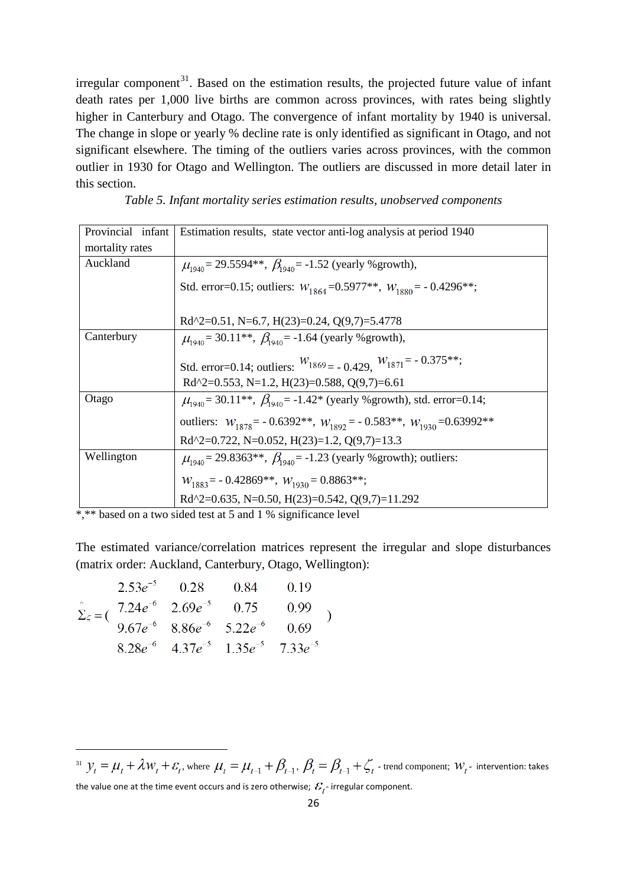irregular component[31]. Based on the estimation results, the projected future value of infant death rates per 1,000 live births are common across provinces, with rates being slightly higher in Canterbury and Otago. The convergence of infant mortality by 1940 is universal. The change in slope or yearly % decline rate is only identified as significant in Otago, and not significant elsewhere. The timing of the outliers varies across provinces, with the common outlier in 1930 for Otago and Wellington. The outliers are discussed in more detail later in this section.

*Table 5. Infant mortality series estimation results, unobserved components*

| Provincial infant mortality rates | Estimation results, state vector anti-log analysis at period 1940 |
|---|---|
| Auckland | $\mu_{1940}$= 29.5594**, $\beta_{1940}$= -1.52 (yearly %growth), Std. error=0.15; outliers: $w_{1864}$=0.5977**, $w_{1880}$= - 0.4296**; Rd^2=0.51, N=6.7, H(23)=0.24, Q(9,7)=5.4778 |
| Canterbury | $\mu_{1940}$= 30.11**, $\beta_{1940}$= -1.64 (yearly %growth), Std. error=0.14; outliers: $w_{1869}$= - 0.429, $w_{1871}$= - 0.375**; Rd^2=0.553, N=1.2, H(23)=0.588, Q(9,7)=6.61 |
| Otago | $\mu_{1940}$= 30.11**, $\beta_{1940}$= -1.42* (yearly %growth), std. error=0.14; outliers: $w_{1878}$= - 0.6392**, $w_{1892}$= - 0.583**, $w_{1930}$=0.63992** Rd^2=0.722, N=0.052, H(23)=1.2, Q(9,7)=13.3 |
| Wellington | $\mu_{1940}$= 29.8363**, $\beta_{1940}$= -1.23 (yearly %growth); outliers: $w_{1883}$= - 0.42869**, $w_{1930}$= 0.8863**; Rd^2=0.635, N=0.50, H(23)=0.542, Q(9,7)=11.292 |

*,** based on a two sided test at 5 and 1 % significance level

The estimated variance/correlation matrices represent the irregular and slope disturbances (matrix order: Auckland, Canterbury, Otago, Wellington):

$$\hat{\Sigma}_{\zeta} = \begin{pmatrix} 2.53e^{-5} & 0.28 & 0.84 & 0.19 \\ 7.24e^{-6} & 2.69e^{-5} & 0.75 & 0.99 \\ 9.67e^{-6} & 8.86e^{-6} & 5.22e^{-6} & 0.69 \\ 8.28e^{-6} & 4.37e^{-5} & 1.35e^{-5} & 7.33e^{-5} \end{pmatrix}$$

---

[31] $y_t = \mu_t + \lambda w_t + \varepsilon_t$, where $\mu_t = \mu_{t-1} + \beta_{t-1}$, $\beta_t = \beta_{t-1} + \zeta_t$ - trend component; $w_t$ - intervention: takes the value one at the time event occurs and is zero otherwise; $\varepsilon_t$ - irregular component.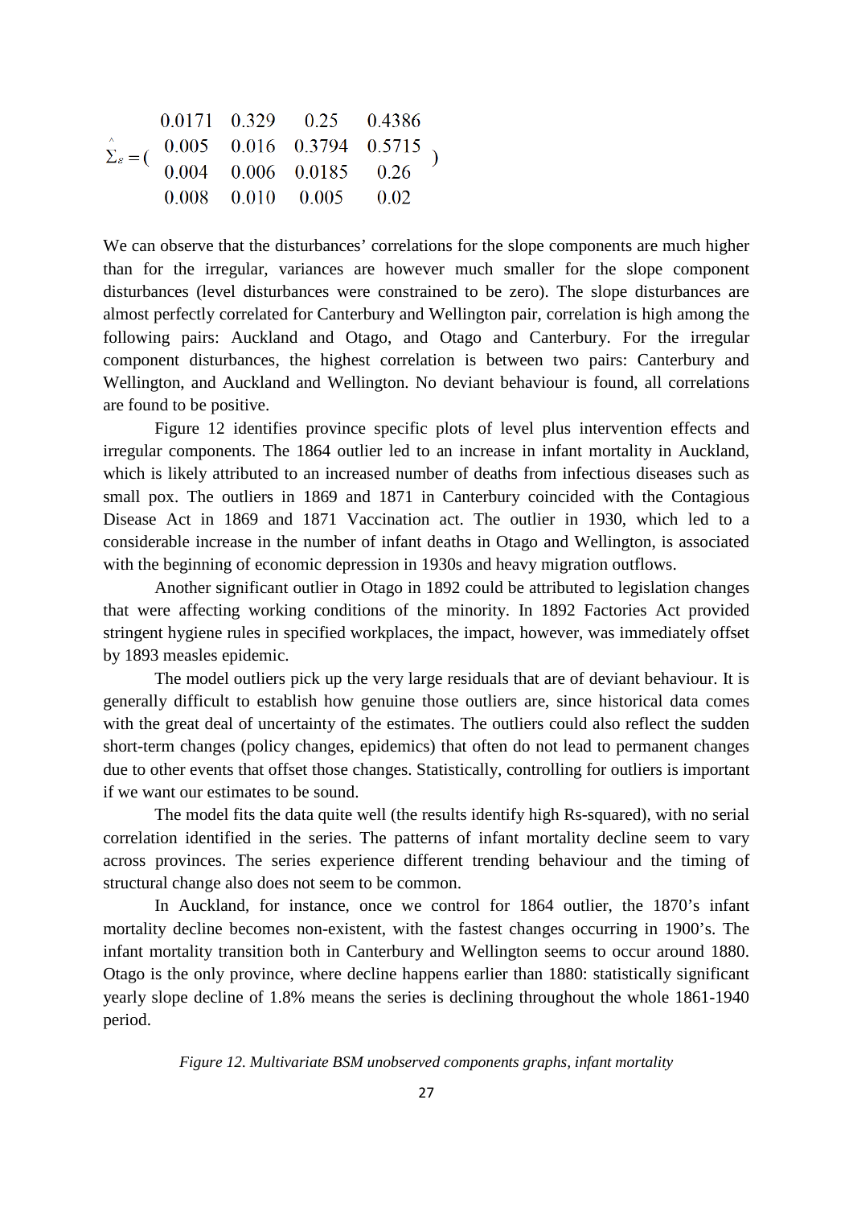$$\hat{\Sigma}_{\varepsilon} = \begin{pmatrix} 0.0171 & 0.329 & 0.25 & 0.4386 \\ 0.005 & 0.016 & 0.3794 & 0.5715 \\ 0.004 & 0.006 & 0.0185 & 0.26 \\ 0.008 & 0.010 & 0.005 & 0.02 \end{pmatrix}$$

We can observe that the disturbances' correlations for the slope components are much higher than for the irregular, variances are however much smaller for the slope component disturbances (level disturbances were constrained to be zero). The slope disturbances are almost perfectly correlated for Canterbury and Wellington pair, correlation is high among the following pairs: Auckland and Otago, and Otago and Canterbury. For the irregular component disturbances, the highest correlation is between two pairs: Canterbury and Wellington, and Auckland and Wellington. No deviant behaviour is found, all correlations are found to be positive.

Figure 12 identifies province specific plots of level plus intervention effects and irregular components. The 1864 outlier led to an increase in infant mortality in Auckland, which is likely attributed to an increased number of deaths from infectious diseases such as small pox. The outliers in 1869 and 1871 in Canterbury coincided with the Contagious Disease Act in 1869 and 1871 Vaccination act. The outlier in 1930, which led to a considerable increase in the number of infant deaths in Otago and Wellington, is associated with the beginning of economic depression in 1930s and heavy migration outflows.

Another significant outlier in Otago in 1892 could be attributed to legislation changes that were affecting working conditions of the minority. In 1892 Factories Act provided stringent hygiene rules in specified workplaces, the impact, however, was immediately offset by 1893 measles epidemic.

The model outliers pick up the very large residuals that are of deviant behaviour. It is generally difficult to establish how genuine those outliers are, since historical data comes with the great deal of uncertainty of the estimates. The outliers could also reflect the sudden short-term changes (policy changes, epidemics) that often do not lead to permanent changes due to other events that offset those changes. Statistically, controlling for outliers is important if we want our estimates to be sound.

The model fits the data quite well (the results identify high Rs-squared), with no serial correlation identified in the series. The patterns of infant mortality decline seem to vary across provinces. The series experience different trending behaviour and the timing of structural change also does not seem to be common.

In Auckland, for instance, once we control for 1864 outlier, the 1870's infant mortality decline becomes non-existent, with the fastest changes occurring in 1900's. The infant mortality transition both in Canterbury and Wellington seems to occur around 1880. Otago is the only province, where decline happens earlier than 1880: statistically significant yearly slope decline of 1.8% means the series is declining throughout the whole 1861-1940 period.

*Figure 12. Multivariate BSM unobserved components graphs, infant mortality*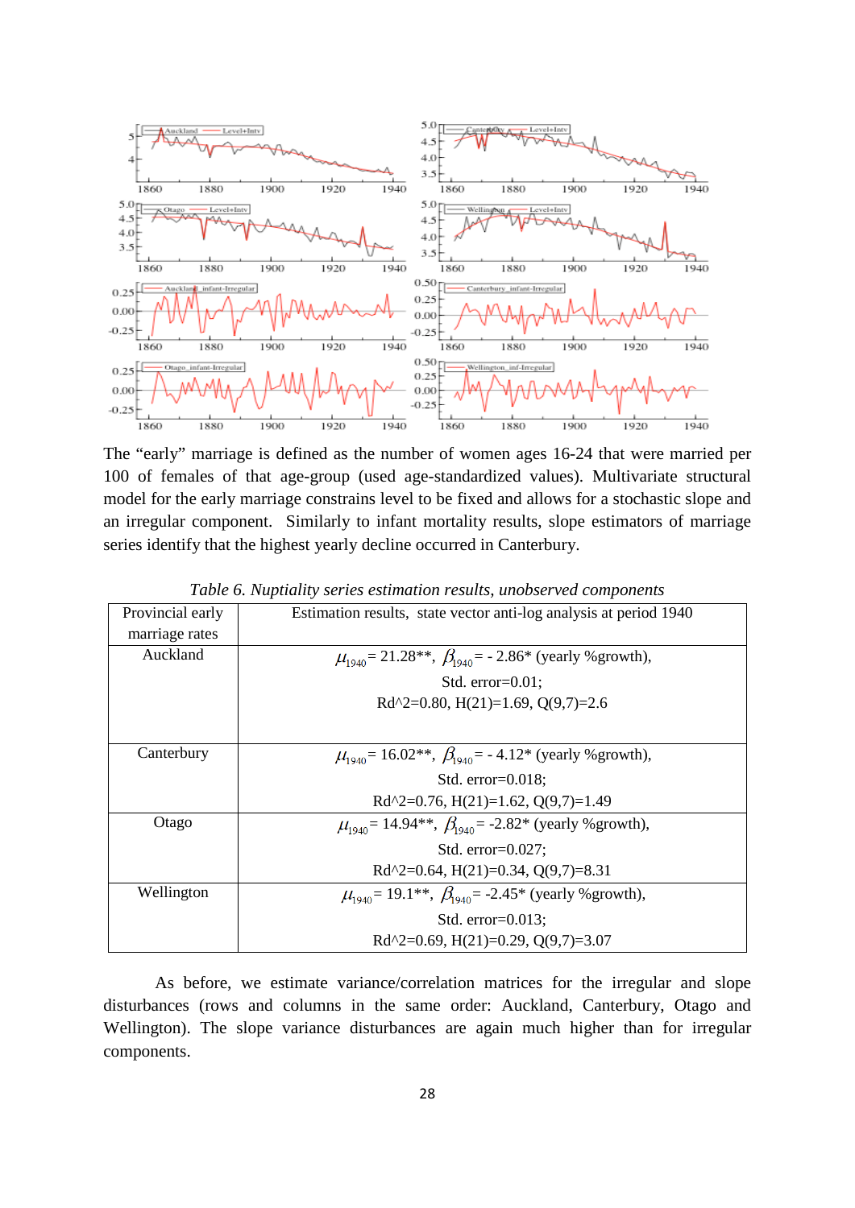The "early" marriage is defined as the number of women ages 16-24 that were married per 100 of females of that age-group (used age-standardized values). Multivariate structural model for the early marriage constrains level to be fixed and allows for a stochastic slope and an irregular component. Similarly to infant mortality results, slope estimators of marriage series identify that the highest yearly decline occurred in Canterbury.

*Table 6. Nuptiality series estimation results, unobserved components*

| Provincial early marriage rates | Estimation results, state vector anti-log analysis at period 1940 |
|---|---|
| Auckland | $\mu_{1940}$= 21.28**, $\beta_{1940}$= - 2.86* (yearly %growth), Std. error=0.01; Rd^2=0.80, H(21)=1.69, Q(9,7)=2.6 |
| Canterbury | $\mu_{1940}$= 16.02**, $\beta_{1940}$= - 4.12* (yearly %growth), Std. error=0.018; Rd^2=0.76, H(21)=1.62, Q(9,7)=1.49 |
| Otago | $\mu_{1940}$= 14.94**, $\beta_{1940}$= -2.82* (yearly %growth), Std. error=0.027; Rd^2=0.64, H(21)=0.34, Q(9,7)=8.31 |
| Wellington | $\mu_{1940}$= 19.1**, $\beta_{1940}$= -2.45* (yearly %growth), Std. error=0.013; Rd^2=0.69, H(21)=0.29, Q(9,7)=3.07 |

As before, we estimate variance/correlation matrices for the irregular and slope disturbances (rows and columns in the same order: Auckland, Canterbury, Otago and Wellington). The slope variance disturbances are again much higher than for irregular components.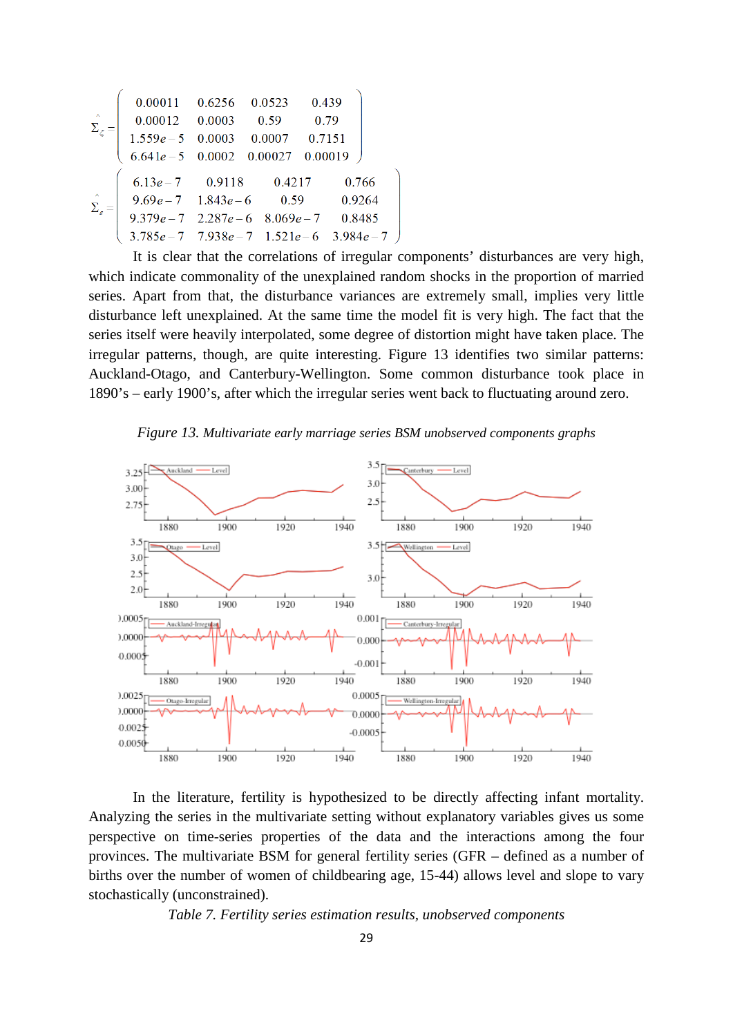$$\hat{\Sigma}_{\zeta} = \begin{pmatrix} 0.00011 & 0.6256 & 0.0523 & 0.439 \\ 0.00012 & 0.0003 & 0.59 & 0.79 \\ 1.559e-5 & 0.0003 & 0.0007 & 0.7151 \\ 6.641e-5 & 0.0002 & 0.00027 & 0.00019 \end{pmatrix}$$

$$\hat{\Sigma}_{\varepsilon} = \begin{pmatrix} 6.13e-7 & 0.9118 & 0.4217 & 0.766 \\ 9.69e-7 & 1.843e-6 & 0.59 & 0.9264 \\ 9.379e-7 & 2.287e-6 & 8.069e-7 & 0.8485 \\ 3.785e-7 & 7.938e-7 & 1.521e-6 & 3.984e-7 \end{pmatrix}$$

It is clear that the correlations of irregular components' disturbances are very high, which indicate commonality of the unexplained random shocks in the proportion of married series. Apart from that, the disturbance variances are extremely small, implies very little disturbance left unexplained. At the same time the model fit is very high. The fact that the series itself were heavily interpolated, some degree of distortion might have taken place. The irregular patterns, though, are quite interesting. Figure 13 identifies two similar patterns: Auckland-Otago, and Canterbury-Wellington. Some common disturbance took place in 1890's – early 1900's, after which the irregular series went back to fluctuating around zero.

*Figure 13. Multivariate early marriage series BSM unobserved components graphs*

In the literature, fertility is hypothesized to be directly affecting infant mortality. Analyzing the series in the multivariate setting without explanatory variables gives us some perspective on time-series properties of the data and the interactions among the four provinces. The multivariate BSM for general fertility series (GFR – defined as a number of births over the number of women of childbearing age, 15-44) allows level and slope to vary stochastically (unconstrained).

*Table 7. Fertility series estimation results, unobserved components*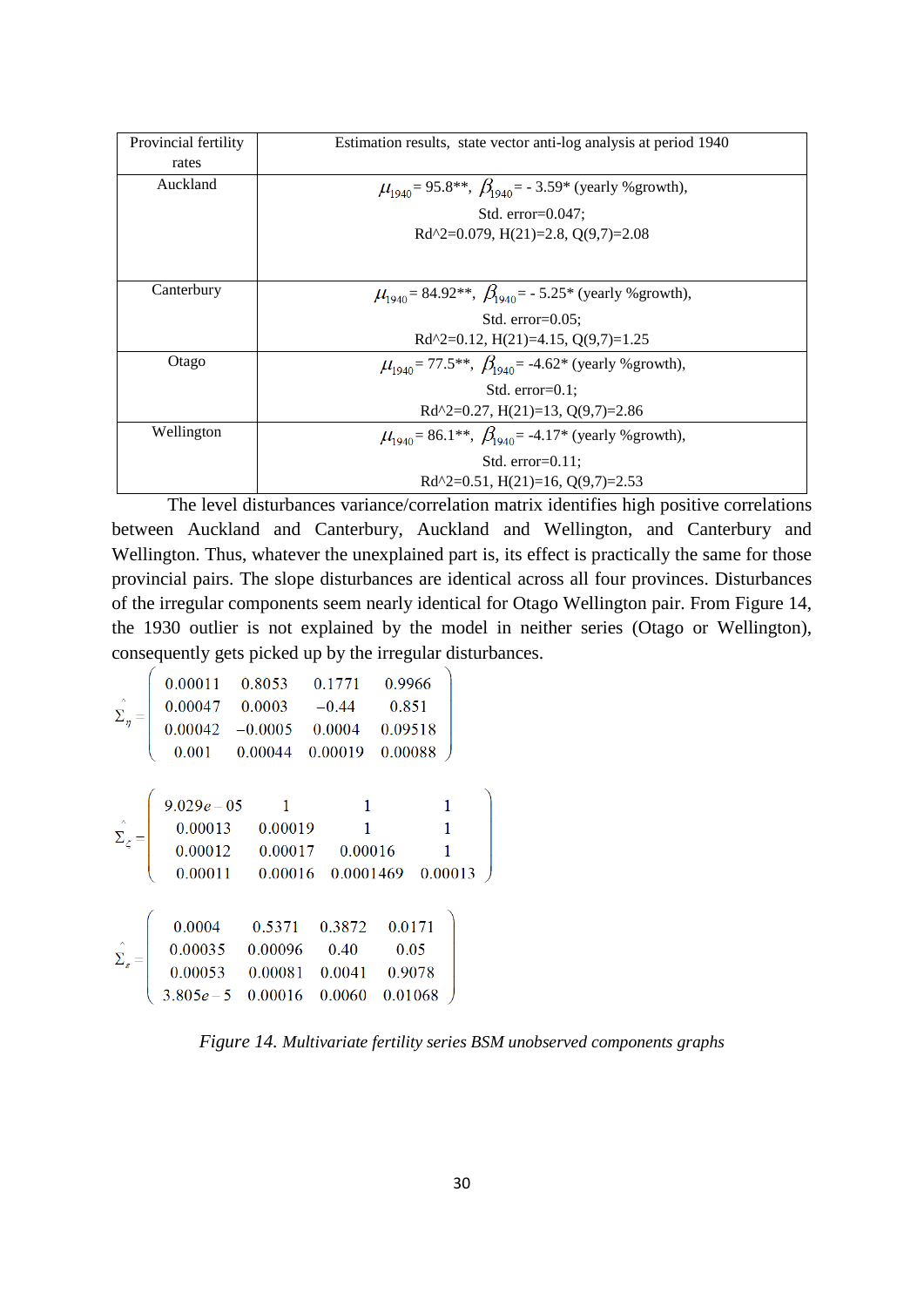| Provincial fertility rates | Estimation results, state vector anti-log analysis at period 1940 |
|---|---|
| Auckland | $\mu_{1940}$ = 95.8**, $\beta_{1940}$ = - 3.59* (yearly %growth), Std. error=0.047; Rd^2=0.079, H(21)=2.8, Q(9,7)=2.08 |
| Canterbury | $\mu_{1940}$ = 84.92**, $\beta_{1940}$ = - 5.25* (yearly %growth), Std. error=0.05; Rd^2=0.12, H(21)=4.15, Q(9,7)=1.25 |
| Otago | $\mu_{1940}$ = 77.5**, $\beta_{1940}$ = -4.62* (yearly %growth), Std. error=0.1; Rd^2=0.27, H(21)=13, Q(9,7)=2.86 |
| Wellington | $\mu_{1940}$ = 86.1**, $\beta_{1940}$ = -4.17* (yearly %growth), Std. error=0.11; Rd^2=0.51, H(21)=16, Q(9,7)=2.53 |

The level disturbances variance/correlation matrix identifies high positive correlations between Auckland and Canterbury, Auckland and Wellington, and Canterbury and Wellington. Thus, whatever the unexplained part is, its effect is practically the same for those provincial pairs. The slope disturbances are identical across all four provinces. Disturbances of the irregular components seem nearly identical for Otago Wellington pair. From Figure 14, the 1930 outlier is not explained by the model in neither series (Otago or Wellington), consequently gets picked up by the irregular disturbances.

$$\hat{\Sigma}_{\eta} = \begin{pmatrix} 0.00011 & 0.8053 & 0.1771 & 0.9966 \\ 0.00047 & 0.0003 & -0.44 & 0.851 \\ 0.00042 & -0.0005 & 0.0004 & 0.09518 \\ 0.001 & 0.00044 & 0.00019 & 0.00088 \end{pmatrix}$$

$$\hat{\Sigma}_{\zeta} = \begin{pmatrix} 9.029e-05 & 1 & 1 & 1 \\ 0.00013 & 0.00019 & 1 & 1 \\ 0.00012 & 0.00017 & 0.00016 & 1 \\ 0.00011 & 0.00016 & 0.0001469 & 0.00013 \end{pmatrix}$$

$$\hat{\Sigma}_{\varepsilon} = \begin{pmatrix} 0.0004 & 0.5371 & 0.3872 & 0.0171 \\ 0.00035 & 0.00096 & 0.40 & 0.05 \\ 0.00053 & 0.00081 & 0.0041 & 0.9078 \\ 3.805e-5 & 0.00016 & 0.0060 & 0.01068 \end{pmatrix}$$

*Figure 14. Multivariate fertility series BSM unobserved components graphs*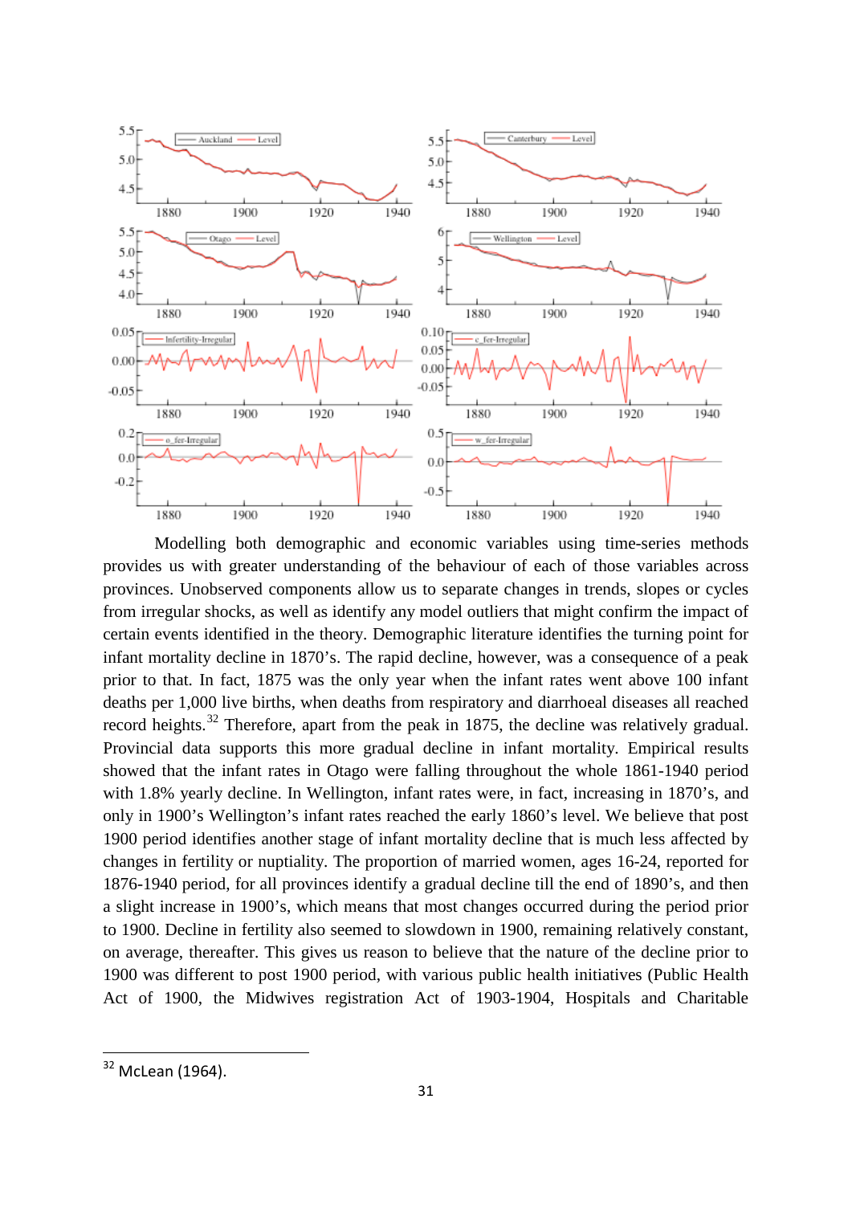Modelling both demographic and economic variables using time-series methods provides us with greater understanding of the behaviour of each of those variables across provinces. Unobserved components allow us to separate changes in trends, slopes or cycles from irregular shocks, as well as identify any model outliers that might confirm the impact of certain events identified in the theory. Demographic literature identifies the turning point for infant mortality decline in 1870's. The rapid decline, however, was a consequence of a peak prior to that. In fact, 1875 was the only year when the infant rates went above 100 infant deaths per 1,000 live births, when deaths from respiratory and diarrhoeal diseases all reached record heights.[32] Therefore, apart from the peak in 1875, the decline was relatively gradual. Provincial data supports this more gradual decline in infant mortality. Empirical results showed that the infant rates in Otago were falling throughout the whole 1861-1940 period with 1.8% yearly decline. In Wellington, infant rates were, in fact, increasing in 1870's, and only in 1900's Wellington's infant rates reached the early 1860's level. We believe that post 1900 period identifies another stage of infant mortality decline that is much less affected by changes in fertility or nuptiality. The proportion of married women, ages 16-24, reported for 1876-1940 period, for all provinces identify a gradual decline till the end of 1890's, and then a slight increase in 1900's, which means that most changes occurred during the period prior to 1900. Decline in fertility also seemed to slowdown in 1900, remaining relatively constant, on average, thereafter. This gives us reason to believe that the nature of the decline prior to 1900 was different to post 1900 period, with various public health initiatives (Public Health Act of 1900, the Midwives registration Act of 1903-1904, Hospitals and Charitable

[32] McLean (1964).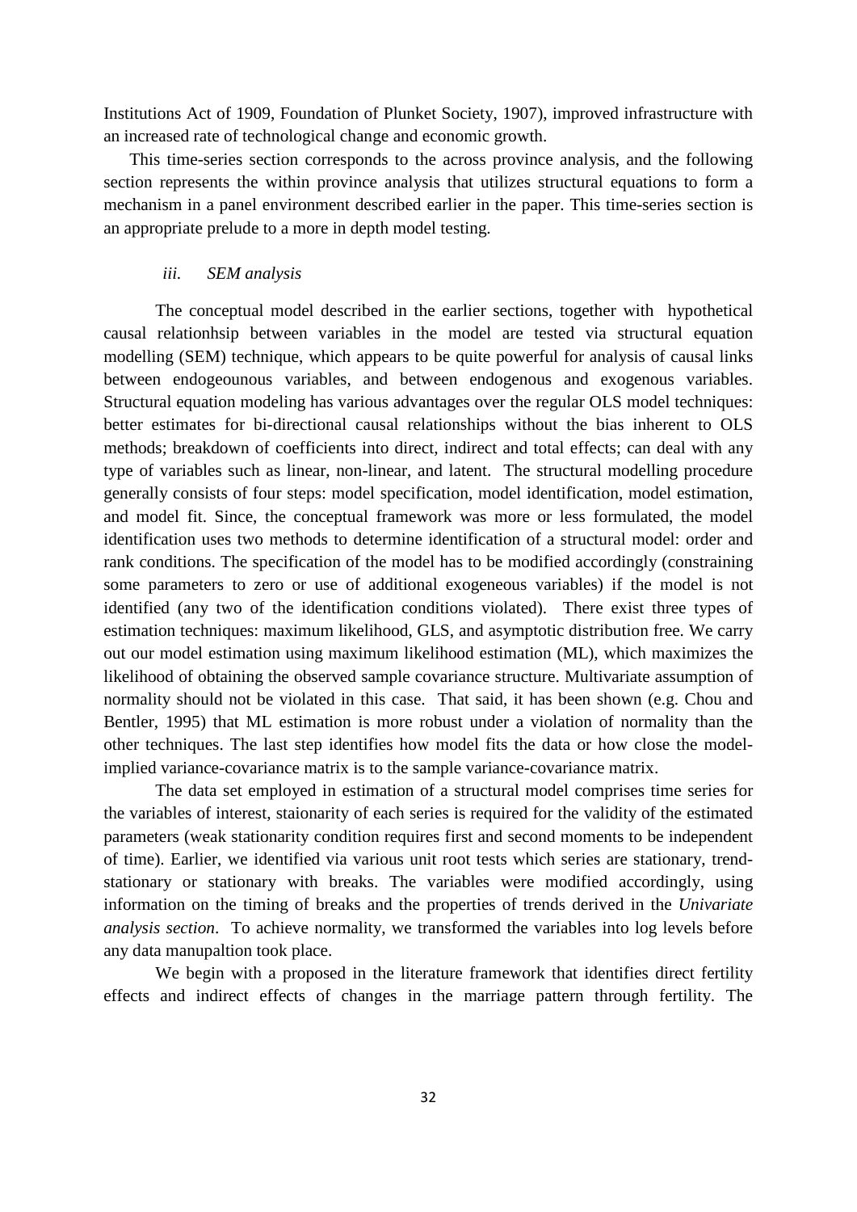Institutions Act of 1909, Foundation of Plunket Society, 1907), improved infrastructure with an increased rate of technological change and economic growth.

This time-series section corresponds to the across province analysis, and the following section represents the within province analysis that utilizes structural equations to form a mechanism in a panel environment described earlier in the paper. This time-series section is an appropriate prelude to a more in depth model testing.

### *iii. SEM analysis*

The conceptual model described in the earlier sections, together with hypothetical causal relationhsip between variables in the model are tested via structural equation modelling (SEM) technique, which appears to be quite powerful for analysis of causal links between endogeounous variables, and between endogenous and exogenous variables. Structural equation modeling has various advantages over the regular OLS model techniques: better estimates for bi-directional causal relationships without the bias inherent to OLS methods; breakdown of coefficients into direct, indirect and total effects; can deal with any type of variables such as linear, non-linear, and latent. The structural modelling procedure generally consists of four steps: model specification, model identification, model estimation, and model fit. Since, the conceptual framework was more or less formulated, the model identification uses two methods to determine identification of a structural model: order and rank conditions. The specification of the model has to be modified accordingly (constraining some parameters to zero or use of additional exogeneous variables) if the model is not identified (any two of the identification conditions violated). There exist three types of estimation techniques: maximum likelihood, GLS, and asymptotic distribution free. We carry out our model estimation using maximum likelihood estimation (ML), which maximizes the likelihood of obtaining the observed sample covariance structure. Multivariate assumption of normality should not be violated in this case. That said, it has been shown (e.g. Chou and Bentler, 1995) that ML estimation is more robust under a violation of normality than the other techniques. The last step identifies how model fits the data or how close the model-implied variance-covariance matrix is to the sample variance-covariance matrix.

The data set employed in estimation of a structural model comprises time series for the variables of interest, staionarity of each series is required for the validity of the estimated parameters (weak stationarity condition requires first and second moments to be independent of time). Earlier, we identified via various unit root tests which series are stationary, trend-stationary or stationary with breaks. The variables were modified accordingly, using information on the timing of breaks and the properties of trends derived in the *Univariate analysis section*. To achieve normality, we transformed the variables into log levels before any data manupaltion took place.

We begin with a proposed in the literature framework that identifies direct fertility effects and indirect effects of changes in the marriage pattern through fertility. The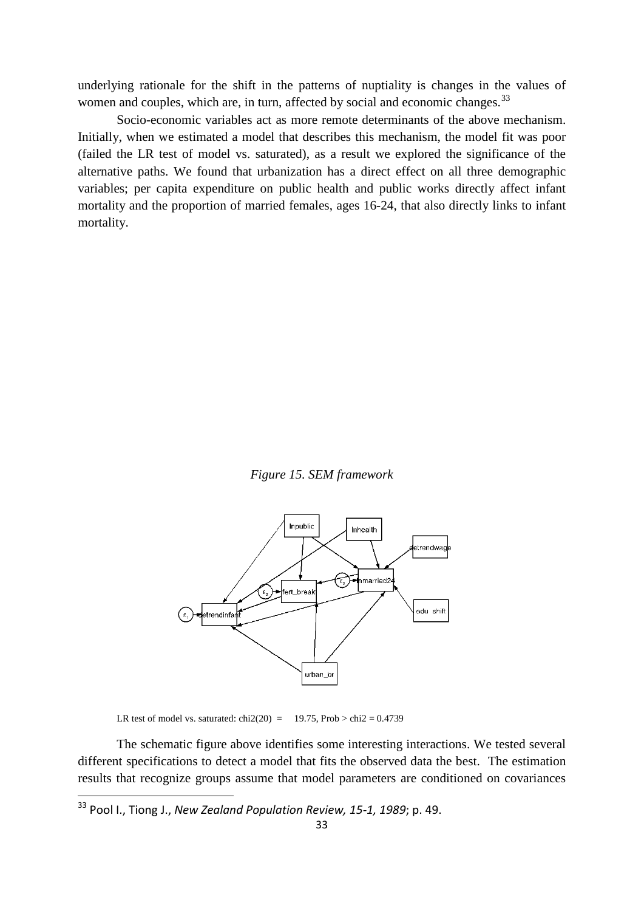underlying rationale for the shift in the patterns of nuptiality is changes in the values of women and couples, which are, in turn, affected by social and economic changes.[33]

Socio-economic variables act as more remote determinants of the above mechanism. Initially, when we estimated a model that describes this mechanism, the model fit was poor (failed the LR test of model vs. saturated), as a result we explored the significance of the alternative paths. We found that urbanization has a direct effect on all three demographic variables; per capita expenditure on public health and public works directly affect infant mortality and the proportion of married females, ages 16-24, that also directly links to infant mortality.

*Figure 15. SEM framework*

LR test of model vs. saturated: chi2(20) = 19.75, Prob > chi2 = 0.4739

The schematic figure above identifies some interesting interactions. We tested several different specifications to detect a model that fits the observed data the best. The estimation results that recognize groups assume that model parameters are conditioned on covariances

[33] Pool I., Tiong J., *New Zealand Population Review, 15-1, 1989*; p. 49.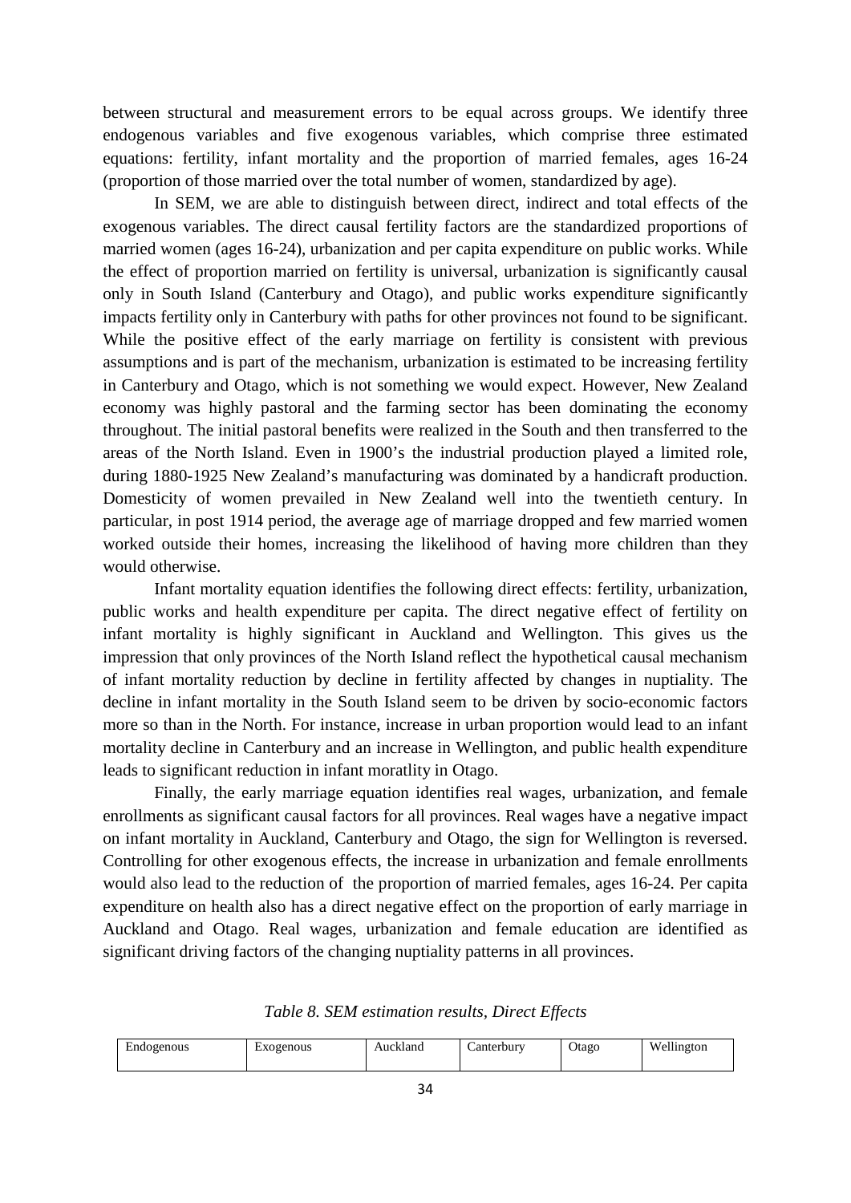between structural and measurement errors to be equal across groups. We identify three endogenous variables and five exogenous variables, which comprise three estimated equations: fertility, infant mortality and the proportion of married females, ages 16-24 (proportion of those married over the total number of women, standardized by age).

In SEM, we are able to distinguish between direct, indirect and total effects of the exogenous variables. The direct causal fertility factors are the standardized proportions of married women (ages 16-24), urbanization and per capita expenditure on public works. While the effect of proportion married on fertility is universal, urbanization is significantly causal only in South Island (Canterbury and Otago), and public works expenditure significantly impacts fertility only in Canterbury with paths for other provinces not found to be significant. While the positive effect of the early marriage on fertility is consistent with previous assumptions and is part of the mechanism, urbanization is estimated to be increasing fertility in Canterbury and Otago, which is not something we would expect. However, New Zealand economy was highly pastoral and the farming sector has been dominating the economy throughout. The initial pastoral benefits were realized in the South and then transferred to the areas of the North Island. Even in 1900's the industrial production played a limited role, during 1880-1925 New Zealand's manufacturing was dominated by a handicraft production. Domesticity of women prevailed in New Zealand well into the twentieth century. In particular, in post 1914 period, the average age of marriage dropped and few married women worked outside their homes, increasing the likelihood of having more children than they would otherwise.

Infant mortality equation identifies the following direct effects: fertility, urbanization, public works and health expenditure per capita. The direct negative effect of fertility on infant mortality is highly significant in Auckland and Wellington. This gives us the impression that only provinces of the North Island reflect the hypothetical causal mechanism of infant mortality reduction by decline in fertility affected by changes in nuptiality. The decline in infant mortality in the South Island seem to be driven by socio-economic factors more so than in the North. For instance, increase in urban proportion would lead to an infant mortality decline in Canterbury and an increase in Wellington, and public health expenditure leads to significant reduction in infant moratlity in Otago.

Finally, the early marriage equation identifies real wages, urbanization, and female enrollments as significant causal factors for all provinces. Real wages have a negative impact on infant mortality in Auckland, Canterbury and Otago, the sign for Wellington is reversed. Controlling for other exogenous effects, the increase in urbanization and female enrollments would also lead to the reduction of the proportion of married females, ages 16-24. Per capita expenditure on health also has a direct negative effect on the proportion of early marriage in Auckland and Otago. Real wages, urbanization and female education are identified as significant driving factors of the changing nuptiality patterns in all provinces.

*Table 8. SEM estimation results, Direct Effects*

| Endogenous | Exogenous | Auckland | Canterbury | Otago | Wellington |
| --- | --- | --- | --- | --- | --- |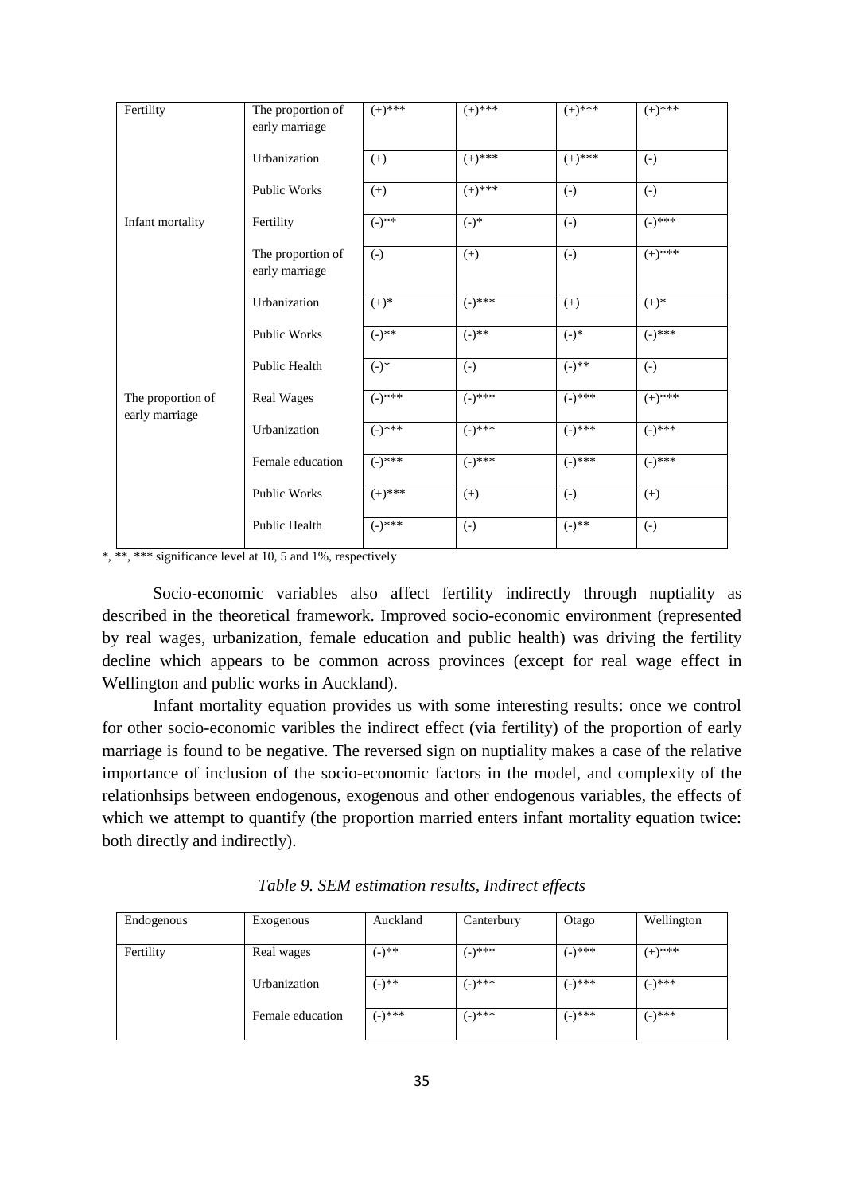| Fertility | The proportion of early marriage | (+)*** | (+)*** | (+)*** | (+)*** |
|---|---|---|---|---|---|
| | Urbanization | (+) | (+)*** | (+)*** | (-) |
| | Public Works | (+) | (+)*** | (-) | (-) |
| Infant mortality | Fertility | (-)** | (-)* | (-) | (-)*** |
| | The proportion of early marriage | (-) | (+) | (-) | (+)*** |
| | Urbanization | (+)* | (-)*** | (+) | (+)* |
| | Public Works | (-)** | (-)** | (-)* | (-)*** |
| | Public Health | (-)* | (-) | (-)** | (-) |
| The proportion of early marriage | Real Wages | (-)*** | (-)*** | (-)*** | (+)*** |
| | Urbanization | (-)*** | (-)*** | (-)*** | (-)*** |
| | Female education | (-)*** | (-)*** | (-)*** | (-)*** |
| | Public Works | (+)*** | (+) | (-) | (+) |
| | Public Health | (-)*** | (-) | (-)** | (-) |

*, **, *** significance level at 10, 5 and 1%, respectively

Socio-economic variables also affect fertility indirectly through nuptiality as described in the theoretical framework. Improved socio-economic environment (represented by real wages, urbanization, female education and public health) was driving the fertility decline which appears to be common across provinces (except for real wage effect in Wellington and public works in Auckland).

Infant mortality equation provides us with some interesting results: once we control for other socio-economic varibles the indirect effect (via fertility) of the proportion of early marriage is found to be negative. The reversed sign on nuptiality makes a case of the relative importance of inclusion of the socio-economic factors in the model, and complexity of the relationhsips between endogenous, exogenous and other endogenous variables, the effects of which we attempt to quantify (the proportion married enters infant mortality equation twice: both directly and indirectly).

*Table 9. SEM estimation results, Indirect effects*

| Endogenous | Exogenous | Auckland | Canterbury | Otago | Wellington |
|---|---|---|---|---|---|
| Fertility | Real wages | (-)** | (-)*** | (-)*** | (+)*** |
| | Urbanization | (-)** | (-)*** | (-)*** | (-)*** |
| | Female education | (-)*** | (-)*** | (-)*** | (-)*** |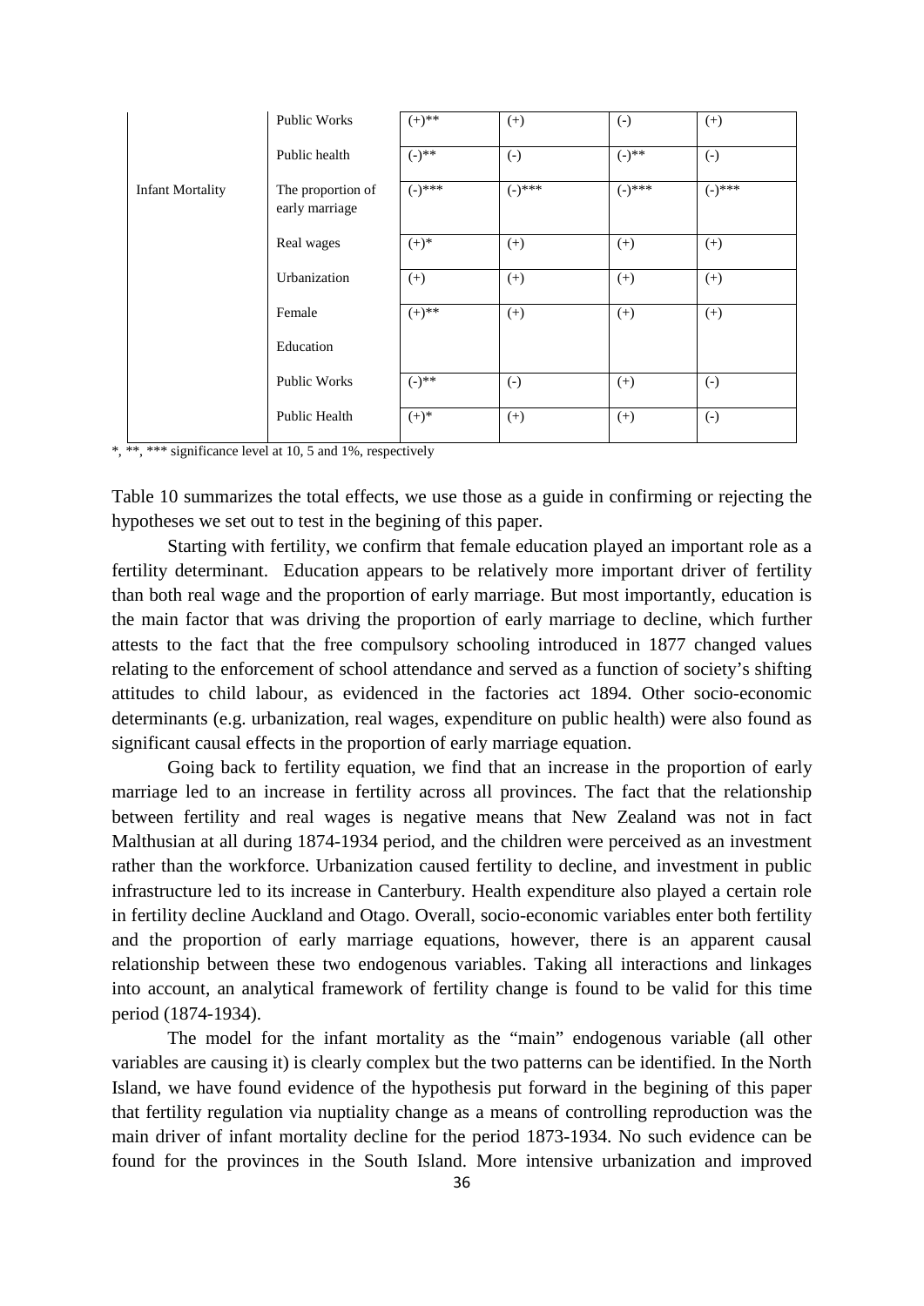|  | Public Works | (+)** | (+) | (-) | (+) |
|---|---|---|---|---|---|
|  | Public health | (-)** | (-) | (-)** | (-) |
| Infant Mortality | The proportion of early marriage | (-)*** | (-)*** | (-)*** | (-)*** |
|  | Real wages | (+)* | (+) | (+) | (+) |
|  | Urbanization | (+) | (+) | (+) | (+) |
|  | Female Education | (+)** | (+) | (+) | (+) |
|  | Public Works | (-)** | (-) | (+) | (-) |
|  | Public Health | (+)* | (+) | (+) | (-) |

*, **, *** significance level at 10, 5 and 1%, respectively

Table 10 summarizes the total effects, we use those as a guide in confirming or rejecting the hypotheses we set out to test in the begining of this paper.

Starting with fertility, we confirm that female education played an important role as a fertility determinant. Education appears to be relatively more important driver of fertility than both real wage and the proportion of early marriage. But most importantly, education is the main factor that was driving the proportion of early marriage to decline, which further attests to the fact that the free compulsory schooling introduced in 1877 changed values relating to the enforcement of school attendance and served as a function of society's shifting attitudes to child labour, as evidenced in the factories act 1894. Other socio-economic determinants (e.g. urbanization, real wages, expenditure on public health) were also found as significant causal effects in the proportion of early marriage equation.

Going back to fertility equation, we find that an increase in the proportion of early marriage led to an increase in fertility across all provinces. The fact that the relationship between fertility and real wages is negative means that New Zealand was not in fact Malthusian at all during 1874-1934 period, and the children were perceived as an investment rather than the workforce. Urbanization caused fertility to decline, and investment in public infrastructure led to its increase in Canterbury. Health expenditure also played a certain role in fertility decline Auckland and Otago. Overall, socio-economic variables enter both fertility and the proportion of early marriage equations, however, there is an apparent causal relationship between these two endogenous variables. Taking all interactions and linkages into account, an analytical framework of fertility change is found to be valid for this time period (1874-1934).

The model for the infant mortality as the "main" endogenous variable (all other variables are causing it) is clearly complex but the two patterns can be identified. In the North Island, we have found evidence of the hypothesis put forward in the begining of this paper that fertility regulation via nuptiality change as a means of controlling reproduction was the main driver of infant mortality decline for the period 1873-1934. No such evidence can be found for the provinces in the South Island. More intensive urbanization and improved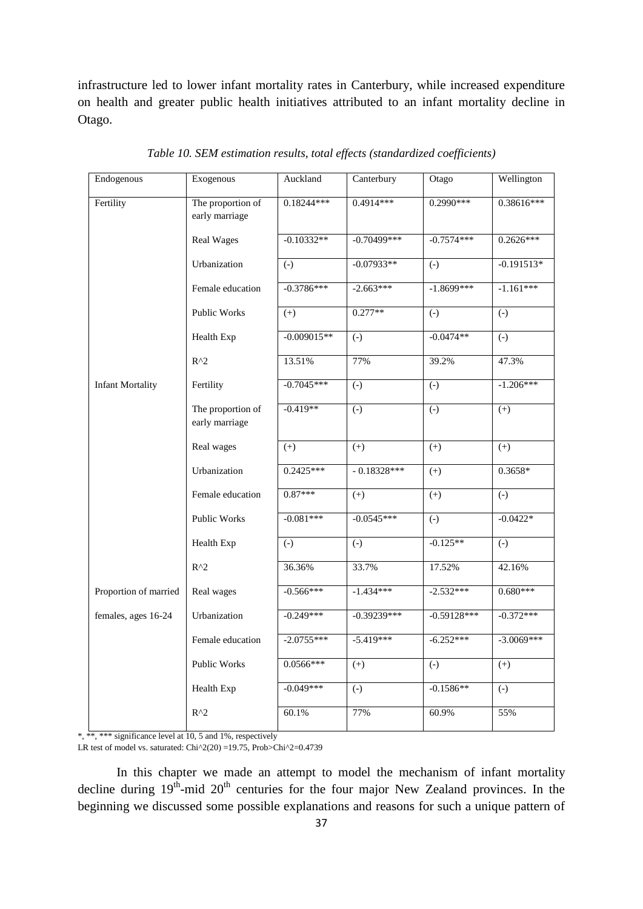infrastructure led to lower infant mortality rates in Canterbury, while increased expenditure on health and greater public health initiatives attributed to an infant mortality decline in Otago.

*Table 10. SEM estimation results, total effects (standardized coefficients)*

| Endogenous | Exogenous | Auckland | Canterbury | Otago | Wellington |
|---|---|---|---|---|---|
| Fertility | The proportion of early marriage | 0.18244*** | 0.4914*** | 0.2990*** | 0.38616*** |
| | Real Wages | -0.10332** | -0.70499*** | -0.7574*** | 0.2626*** |
| | Urbanization | (-) | -0.07933** | (-) | -0.191513* |
| | Female education | -0.3786*** | -2.663*** | -1.8699*** | -1.161*** |
| | Public Works | (+) | 0.277** | (-) | (-) |
| | Health Exp | -0.009015** | (-) | -0.0474** | (-) |
| | R^2 | 13.51% | 77% | 39.2% | 47.3% |
| Infant Mortality | Fertility | -0.7045*** | (-) | (-) | -1.206*** |
| | The proportion of early marriage | -0.419** | (-) | (-) | (+) |
| | Real wages | (+) | (+) | (+) | (+) |
| | Urbanization | 0.2425*** | - 0.18328*** | (+) | 0.3658* |
| | Female education | 0.87*** | (+) | (+) | (-) |
| | Public Works | -0.081*** | -0.0545*** | (-) | -0.0422* |
| | Health Exp | (-) | (-) | -0.125** | (-) |
| | R^2 | 36.36% | 33.7% | 17.52% | 42.16% |
| Proportion of married | Real wages | -0.566*** | -1.434*** | -2.532*** | 0.680*** |
| females, ages 16-24 | Urbanization | -0.249*** | -0.39239*** | -0.59128*** | -0.372*** |
| | Female education | -2.0755*** | -5.419*** | -6.252*** | -3.0069*** |
| | Public Works | 0.0566*** | (+) | (-) | (+) |
| | Health Exp | -0.049*** | (-) | -0.1586** | (-) |
| | R^2 | 60.1% | 77% | 60.9% | 55% |

*, **, *** significance level at 10, 5 and 1%, respectively

LR test of model vs. saturated: Chi^2(20) =19.75, Prob>Chi^2=0.4739

In this chapter we made an attempt to model the mechanism of infant mortality decline during 19th-mid 20th centuries for the four major New Zealand provinces. In the beginning we discussed some possible explanations and reasons for such a unique pattern of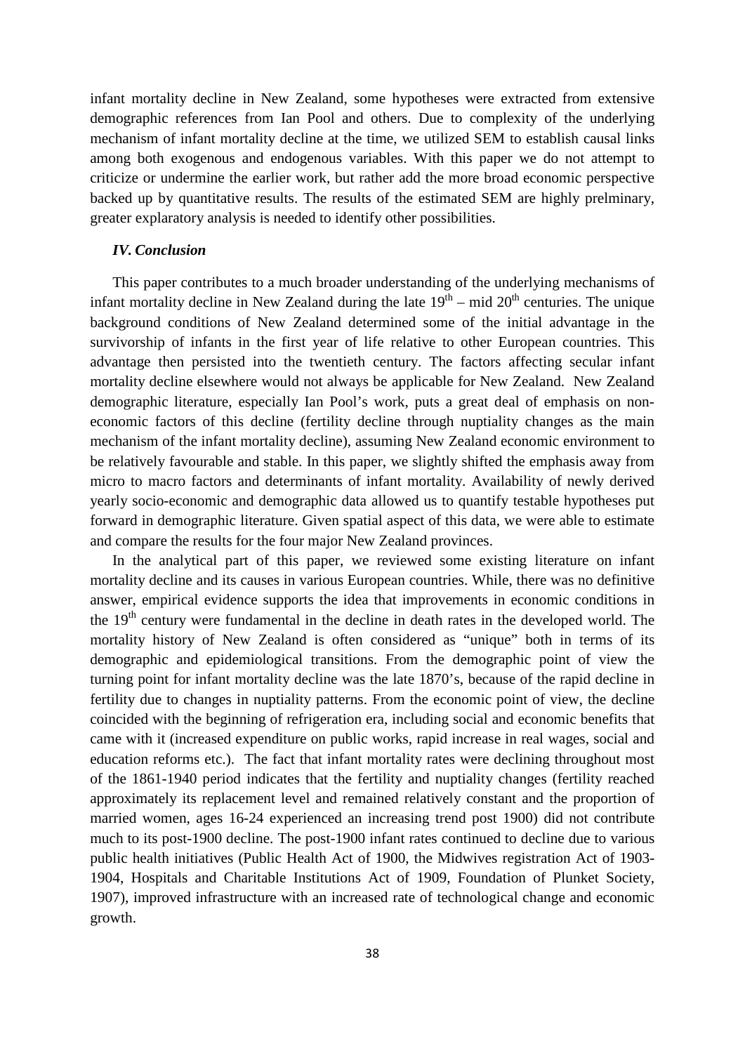infant mortality decline in New Zealand, some hypotheses were extracted from extensive demographic references from Ian Pool and others. Due to complexity of the underlying mechanism of infant mortality decline at the time, we utilized SEM to establish causal links among both exogenous and endogenous variables. With this paper we do not attempt to criticize or undermine the earlier work, but rather add the more broad economic perspective backed up by quantitative results. The results of the estimated SEM are highly prelminary, greater explaratory analysis is needed to identify other possibilities.

### *IV. Conclusion*

This paper contributes to a much broader understanding of the underlying mechanisms of infant mortality decline in New Zealand during the late $19^{th}$ – mid $20^{th}$ centuries. The unique background conditions of New Zealand determined some of the initial advantage in the survivorship of infants in the first year of life relative to other European countries. This advantage then persisted into the twentieth century. The factors affecting secular infant mortality decline elsewhere would not always be applicable for New Zealand. New Zealand demographic literature, especially Ian Pool's work, puts a great deal of emphasis on non-economic factors of this decline (fertility decline through nuptiality changes as the main mechanism of the infant mortality decline), assuming New Zealand economic environment to be relatively favourable and stable. In this paper, we slightly shifted the emphasis away from micro to macro factors and determinants of infant mortality. Availability of newly derived yearly socio-economic and demographic data allowed us to quantify testable hypotheses put forward in demographic literature. Given spatial aspect of this data, we were able to estimate and compare the results for the four major New Zealand provinces.

In the analytical part of this paper, we reviewed some existing literature on infant mortality decline and its causes in various European countries. While, there was no definitive answer, empirical evidence supports the idea that improvements in economic conditions in the $19^{th}$ century were fundamental in the decline in death rates in the developed world. The mortality history of New Zealand is often considered as "unique" both in terms of its demographic and epidemiological transitions. From the demographic point of view the turning point for infant mortality decline was the late 1870's, because of the rapid decline in fertility due to changes in nuptiality patterns. From the economic point of view, the decline coincided with the beginning of refrigeration era, including social and economic benefits that came with it (increased expenditure on public works, rapid increase in real wages, social and education reforms etc.). The fact that infant mortality rates were declining throughout most of the 1861-1940 period indicates that the fertility and nuptiality changes (fertility reached approximately its replacement level and remained relatively constant and the proportion of married women, ages 16-24 experienced an increasing trend post 1900) did not contribute much to its post-1900 decline. The post-1900 infant rates continued to decline due to various public health initiatives (Public Health Act of 1900, the Midwives registration Act of 1903-1904, Hospitals and Charitable Institutions Act of 1909, Foundation of Plunket Society, 1907), improved infrastructure with an increased rate of technological change and economic growth.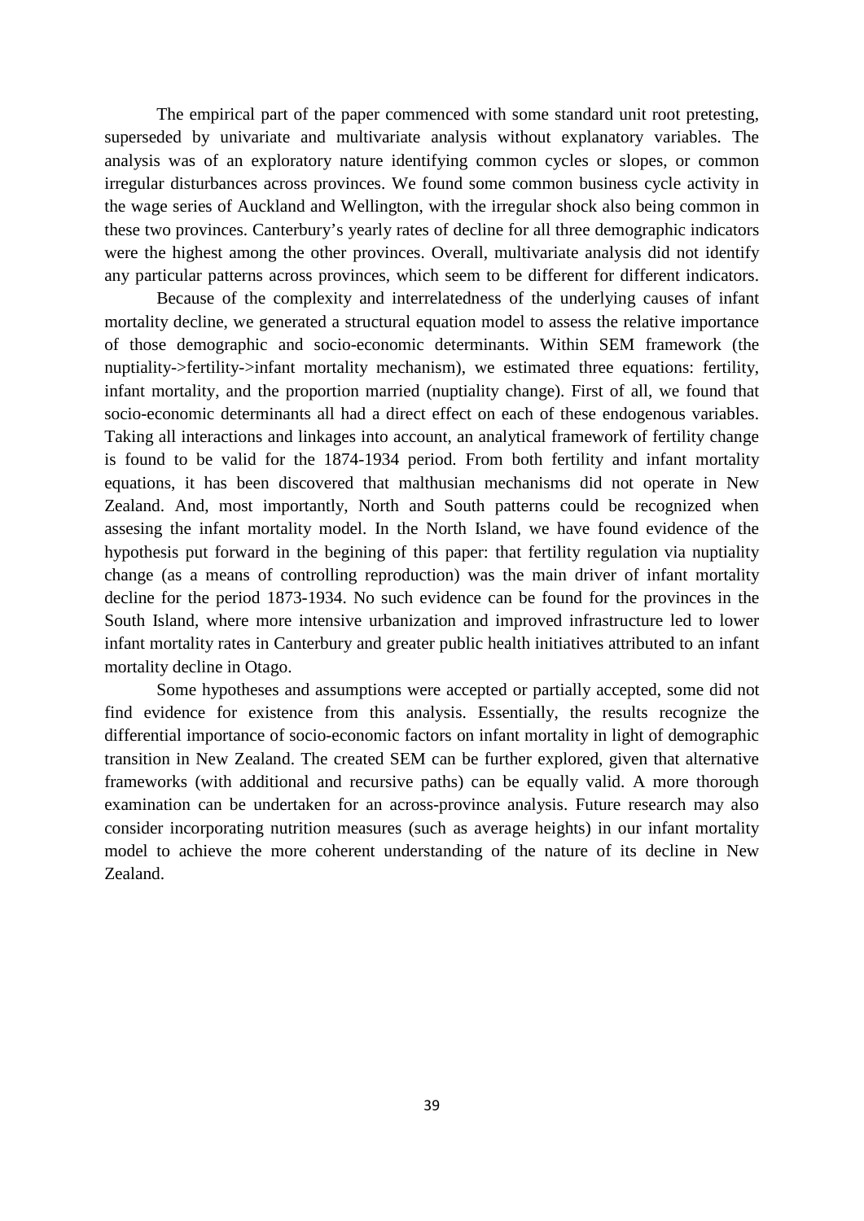The empirical part of the paper commenced with some standard unit root pretesting, superseded by univariate and multivariate analysis without explanatory variables. The analysis was of an exploratory nature identifying common cycles or slopes, or common irregular disturbances across provinces. We found some common business cycle activity in the wage series of Auckland and Wellington, with the irregular shock also being common in these two provinces. Canterbury's yearly rates of decline for all three demographic indicators were the highest among the other provinces. Overall, multivariate analysis did not identify any particular patterns across provinces, which seem to be different for different indicators.

Because of the complexity and interrelatedness of the underlying causes of infant mortality decline, we generated a structural equation model to assess the relative importance of those demographic and socio-economic determinants. Within SEM framework (the nuptiality->fertility->infant mortality mechanism), we estimated three equations: fertility, infant mortality, and the proportion married (nuptiality change). First of all, we found that socio-economic determinants all had a direct effect on each of these endogenous variables. Taking all interactions and linkages into account, an analytical framework of fertility change is found to be valid for the 1874-1934 period. From both fertility and infant mortality equations, it has been discovered that malthusian mechanisms did not operate in New Zealand. And, most importantly, North and South patterns could be recognized when assesing the infant mortality model. In the North Island, we have found evidence of the hypothesis put forward in the begining of this paper: that fertility regulation via nuptiality change (as a means of controlling reproduction) was the main driver of infant mortality decline for the period 1873-1934. No such evidence can be found for the provinces in the South Island, where more intensive urbanization and improved infrastructure led to lower infant mortality rates in Canterbury and greater public health initiatives attributed to an infant mortality decline in Otago.

Some hypotheses and assumptions were accepted or partially accepted, some did not find evidence for existence from this analysis. Essentially, the results recognize the differential importance of socio-economic factors on infant mortality in light of demographic transition in New Zealand. The created SEM can be further explored, given that alternative frameworks (with additional and recursive paths) can be equally valid. A more thorough examination can be undertaken for an across-province analysis. Future research may also consider incorporating nutrition measures (such as average heights) in our infant mortality model to achieve the more coherent understanding of the nature of its decline in New Zealand.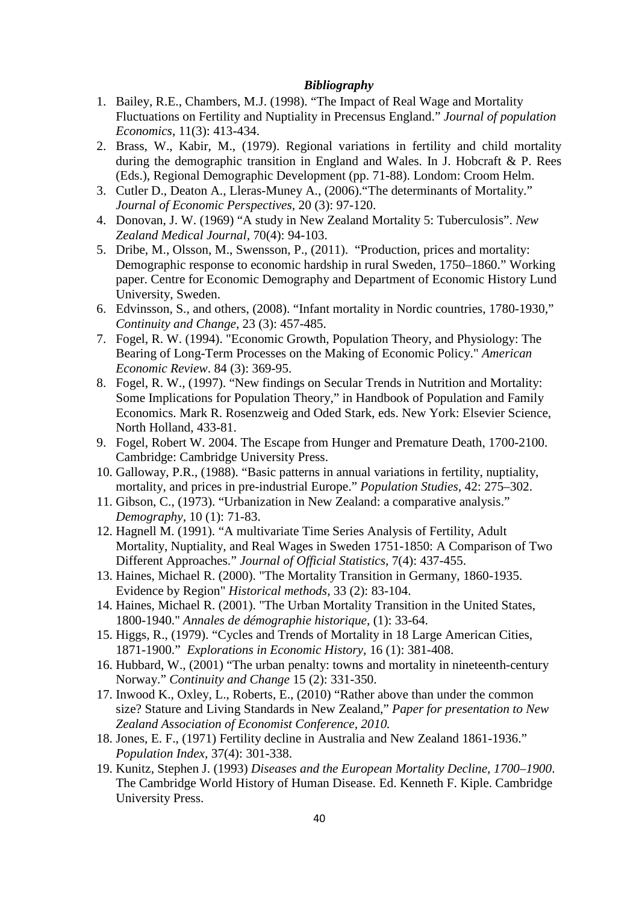### *Bibliography*

1. Bailey, R.E., Chambers, M.J. (1998). "The Impact of Real Wage and Mortality Fluctuations on Fertility and Nuptiality in Precensus England." *Journal of population Economics*, 11(3): 413-434.
2. Brass, W., Kabir, M., (1979). Regional variations in fertility and child mortality during the demographic transition in England and Wales. In J. Hobcraft & P. Rees (Eds.), Regional Demographic Development (pp. 71-88). Londom: Croom Helm.
3. Cutler D., Deaton A., Lleras-Muney A., (2006)."The determinants of Mortality." *Journal of Economic Perspectives*, 20 (3): 97-120.
4. Donovan, J. W. (1969) "A study in New Zealand Mortality 5: Tuberculosis". *New Zealand Medical Journal*, 70(4): 94-103.
5. Dribe, M., Olsson, M., Swensson, P., (2011). "Production, prices and mortality: Demographic response to economic hardship in rural Sweden, 1750–1860." Working paper. Centre for Economic Demography and Department of Economic History Lund University, Sweden.
6. Edvinsson, S., and others, (2008). "Infant mortality in Nordic countries, 1780-1930," *Continuity and Change*, 23 (3): 457-485.
7. Fogel, R. W. (1994). "Economic Growth, Population Theory, and Physiology: The Bearing of Long-Term Processes on the Making of Economic Policy." *American Economic Review*. 84 (3): 369-95.
8. Fogel, R. W., (1997). "New findings on Secular Trends in Nutrition and Mortality: Some Implications for Population Theory," in Handbook of Population and Family Economics. Mark R. Rosenzweig and Oded Stark, eds. New York: Elsevier Science, North Holland, 433-81.
9. Fogel, Robert W. 2004. The Escape from Hunger and Premature Death, 1700-2100. Cambridge: Cambridge University Press.
10. Galloway, P.R., (1988). "Basic patterns in annual variations in fertility, nuptiality, mortality, and prices in pre-industrial Europe." *Population Studies*, 42: 275–302.
11. Gibson, C., (1973). "Urbanization in New Zealand: a comparative analysis." *Demography*, 10 (1): 71-83.
12. Hagnell M. (1991). "A multivariate Time Series Analysis of Fertility, Adult Mortality, Nuptiality, and Real Wages in Sweden 1751-1850: A Comparison of Two Different Approaches." *Journal of Official Statistics*, 7(4): 437-455.
13. Haines, Michael R. (2000). "The Mortality Transition in Germany, 1860-1935. Evidence by Region" *Historical methods*, 33 (2): 83-104.
14. Haines, Michael R. (2001). "The Urban Mortality Transition in the United States, 1800-1940." *Annales de démographie historique*, (1): 33-64.
15. Higgs, R., (1979). "Cycles and Trends of Mortality in 18 Large American Cities, 1871-1900." *Explorations in Economic History*, 16 (1): 381-408.
16. Hubbard, W., (2001) "The urban penalty: towns and mortality in nineteenth-century Norway." *Continuity and Change* 15 (2): 331-350.
17. Inwood K., Oxley, L., Roberts, E., (2010) "Rather above than under the common size? Stature and Living Standards in New Zealand," *Paper for presentation to New Zealand Association of Economist Conference, 2010.*
18. Jones, E. F., (1971) Fertility decline in Australia and New Zealand 1861-1936." *Population Index*, 37(4): 301-338.
19. Kunitz, Stephen J. (1993) *Diseases and the European Mortality Decline, 1700–1900*. The Cambridge World History of Human Disease. Ed. Kenneth F. Kiple. Cambridge University Press.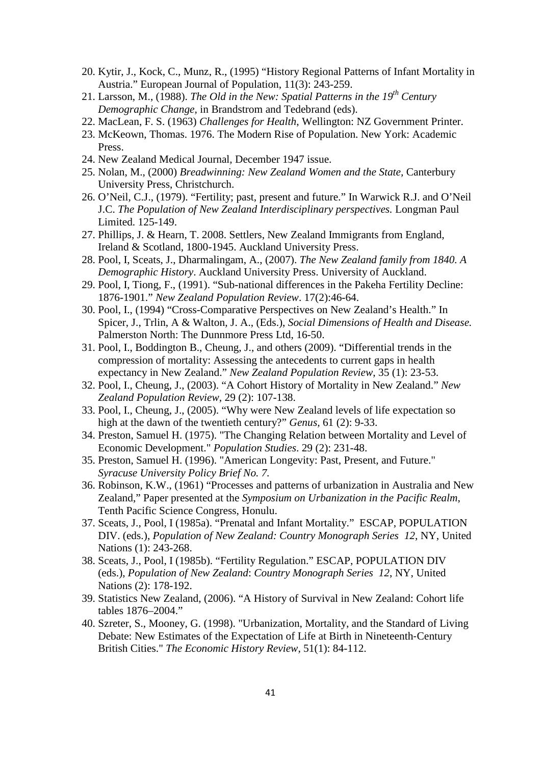20. Kytir, J., Kock, C., Munz, R., (1995) "History Regional Patterns of Infant Mortality in Austria." European Journal of Population, 11(3): 243-259.
21. Larsson, M., (1988). *The Old in the New: Spatial Patterns in the 19th Century Demographic Change*, in Brandstrom and Tedebrand (eds).
22. MacLean, F. S. (1963) *Challenges for Health*, Wellington: NZ Government Printer.
23. McKeown, Thomas. 1976. The Modern Rise of Population. New York: Academic Press.
24. New Zealand Medical Journal, December 1947 issue.
25. Nolan, M., (2000) *Breadwinning: New Zealand Women and the State*, Canterbury University Press, Christchurch.
26. O'Neil, C.J., (1979). "Fertility; past, present and future." In Warwick R.J. and O'Neil J.C. *The Population of New Zealand Interdisciplinary perspectives.* Longman Paul Limited. 125-149.
27. Phillips, J. & Hearn, T. 2008. Settlers, New Zealand Immigrants from England, Ireland & Scotland, 1800-1945. Auckland University Press.
28. Pool, I, Sceats, J., Dharmalingam, A., (2007). *The New Zealand family from 1840. A Demographic History*. Auckland University Press. University of Auckland.
29. Pool, I, Tiong, F., (1991). "Sub-national differences in the Pakeha Fertility Decline: 1876-1901." *New Zealand Population Review*. 17(2):46-64.
30. Pool, I., (1994) "Cross-Comparative Perspectives on New Zealand's Health." In Spicer, J., Trlin, A & Walton, J. A., (Eds.), *Social Dimensions of Health and Disease.* Palmerston North: The Dunnmore Press Ltd, 16-50.
31. Pool, I., Boddington B., Cheung, J., and others (2009). "Differential trends in the compression of mortality: Assessing the antecedents to current gaps in health expectancy in New Zealand." *New Zealand Population Review*, 35 (1): 23-53.
32. Pool, I., Cheung, J., (2003). "A Cohort History of Mortality in New Zealand." *New Zealand Population Review*, 29 (2): 107-138.
33. Pool, I., Cheung, J., (2005). "Why were New Zealand levels of life expectation so high at the dawn of the twentieth century?" *Genus*, 61 (2): 9-33.
34. Preston, Samuel H. (1975). "The Changing Relation between Mortality and Level of Economic Development." *Population Studies*. 29 (2): 231-48.
35. Preston, Samuel H. (1996). "American Longevity: Past, Present, and Future." *Syracuse University Policy Brief No. 7.*
36. Robinson, K.W., (1961) "Processes and patterns of urbanization in Australia and New Zealand," Paper presented at the *Symposium on Urbanization in the Pacific Realm*, Tenth Pacific Science Congress, Honulu.
37. Sceats, J., Pool, I (1985a). "Prenatal and Infant Mortality." ESCAP, POPULATION DIV. (eds.), *Population of New Zealand: Country Monograph Series 12*, NY, United Nations (1): 243-268.
38. Sceats, J., Pool, I (1985b). "Fertility Regulation." ESCAP, POPULATION DIV (eds.), *Population of New Zealand*: *Country Monograph Series 12*, NY, United Nations (2): 178-192.
39. Statistics New Zealand, (2006). "A History of Survival in New Zealand: Cohort life tables 1876–2004."
40. Szreter, S., Mooney, G. (1998). "Urbanization, Mortality, and the Standard of Living Debate: New Estimates of the Expectation of Life at Birth in Nineteenth-Century British Cities." *The Economic History Review*, 51(1): 84-112.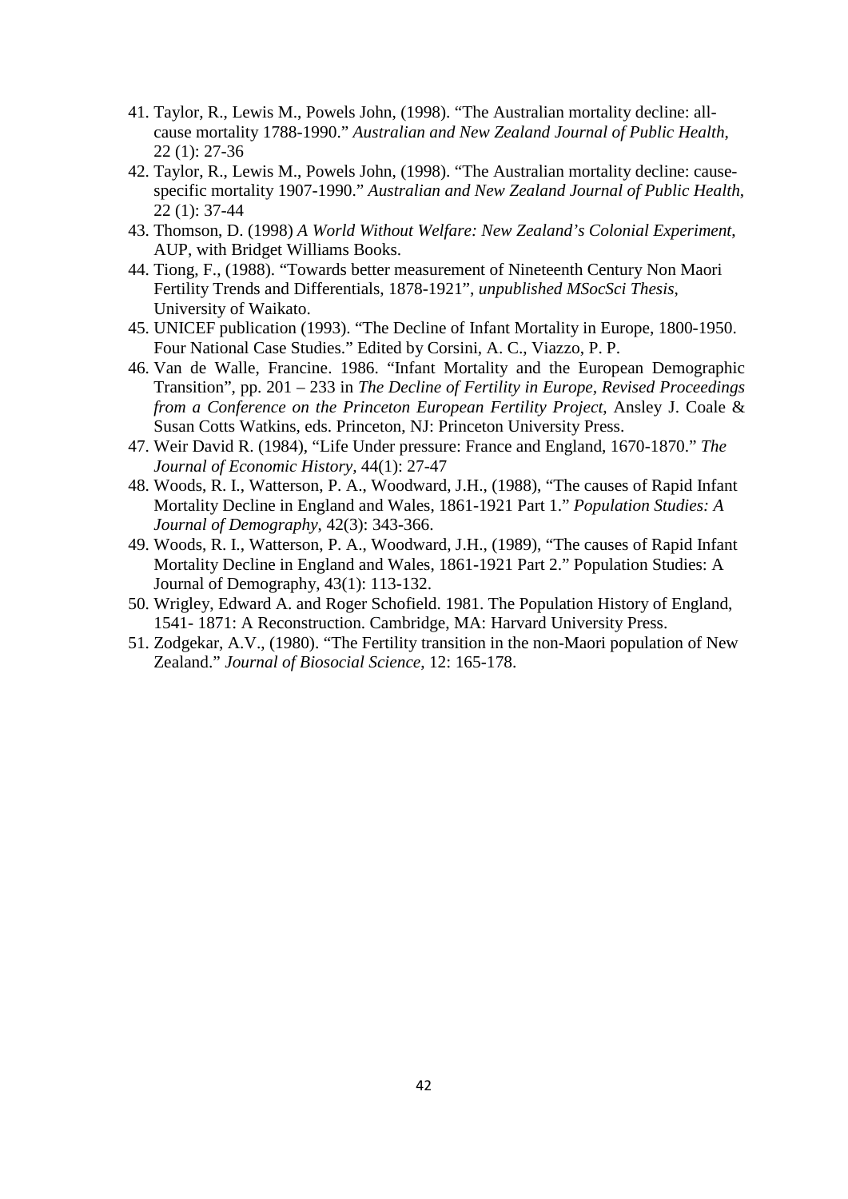41. Taylor, R., Lewis M., Powels John, (1998). "The Australian mortality decline: all-cause mortality 1788-1990." *Australian and New Zealand Journal of Public Health*, 22 (1): 27-36
42. Taylor, R., Lewis M., Powels John, (1998). "The Australian mortality decline: cause-specific mortality 1907-1990." *Australian and New Zealand Journal of Public Health*, 22 (1): 37-44
43. Thomson, D. (1998) *A World Without Welfare: New Zealand's Colonial Experiment*, AUP, with Bridget Williams Books.
44. Tiong, F., (1988). "Towards better measurement of Nineteenth Century Non Maori Fertility Trends and Differentials, 1878-1921", *unpublished MSocSci Thesis*, University of Waikato.
45. UNICEF publication (1993). "The Decline of Infant Mortality in Europe, 1800-1950. Four National Case Studies." Edited by Corsini, A. C., Viazzo, P. P.
46. Van de Walle, Francine. 1986. "Infant Mortality and the European Demographic Transition", pp. 201 – 233 in *The Decline of Fertility in Europe, Revised Proceedings from a Conference on the Princeton European Fertility Project*, Ansley J. Coale & Susan Cotts Watkins, eds. Princeton, NJ: Princeton University Press.
47. Weir David R. (1984), "Life Under pressure: France and England, 1670-1870." *The Journal of Economic History*, 44(1): 27-47
48. Woods, R. I., Watterson, P. A., Woodward, J.H., (1988), "The causes of Rapid Infant Mortality Decline in England and Wales, 1861-1921 Part 1." *Population Studies: A Journal of Demography*, 42(3): 343-366.
49. Woods, R. I., Watterson, P. A., Woodward, J.H., (1989), "The causes of Rapid Infant Mortality Decline in England and Wales, 1861-1921 Part 2." Population Studies: A Journal of Demography, 43(1): 113-132.
50. Wrigley, Edward A. and Roger Schofield. 1981. The Population History of England, 1541- 1871: A Reconstruction. Cambridge, MA: Harvard University Press.
51. Zodgekar, A.V., (1980). "The Fertility transition in the non-Maori population of New Zealand." *Journal of Biosocial Science*, 12: 165-178.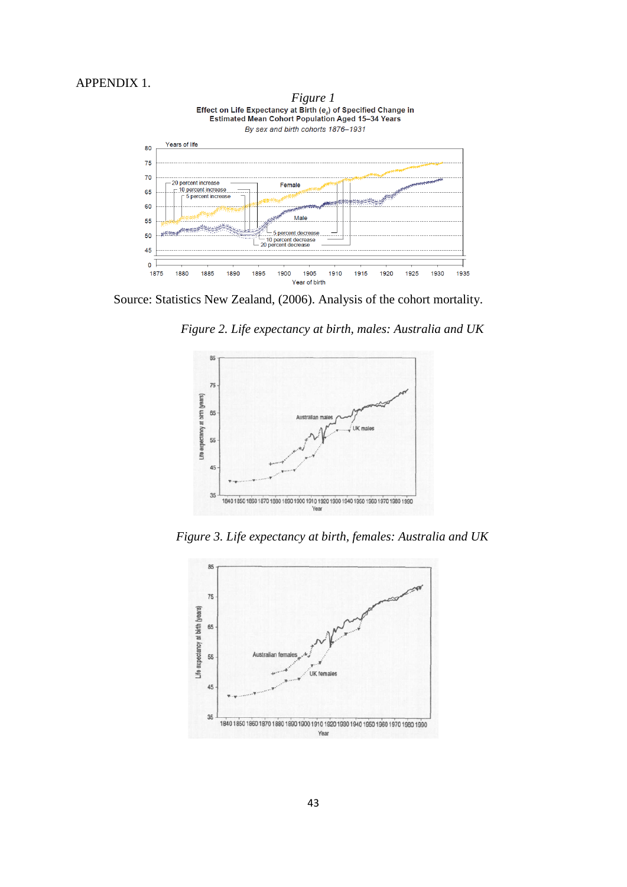APPENDIX 1.

*Figure 1*

**Effect on Life Expectancy at Birth ($e_0$) of Specified Change in Estimated Mean Cohort Population Aged 15–34 Years**

*By sex and birth cohorts 1876–1931*

Source: Statistics New Zealand, (2006). Analysis of the cohort mortality.

*Figure 2. Life expectancy at birth, males: Australia and UK*

*Figure 3. Life expectancy at birth, females: Australia and UK*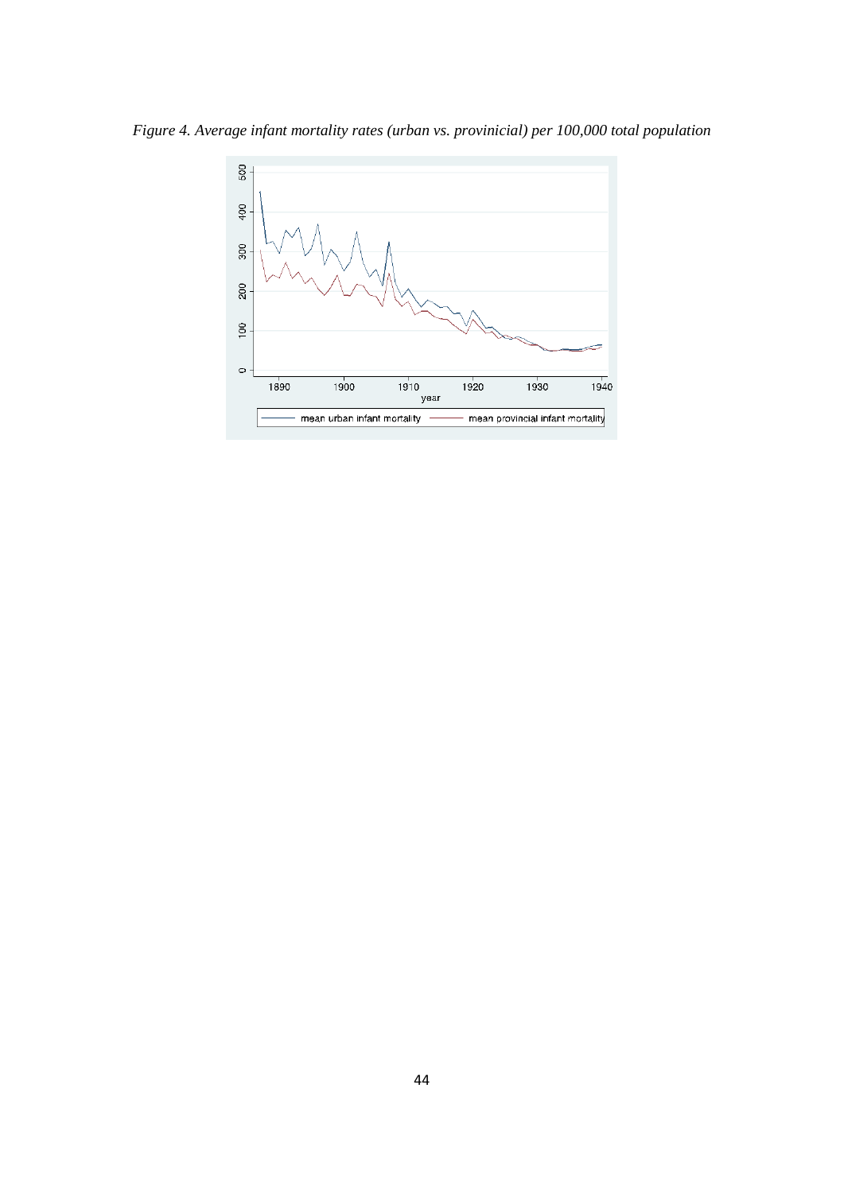*Figure 4. Average infant mortality rates (urban vs. provinicial) per 100,000 total population*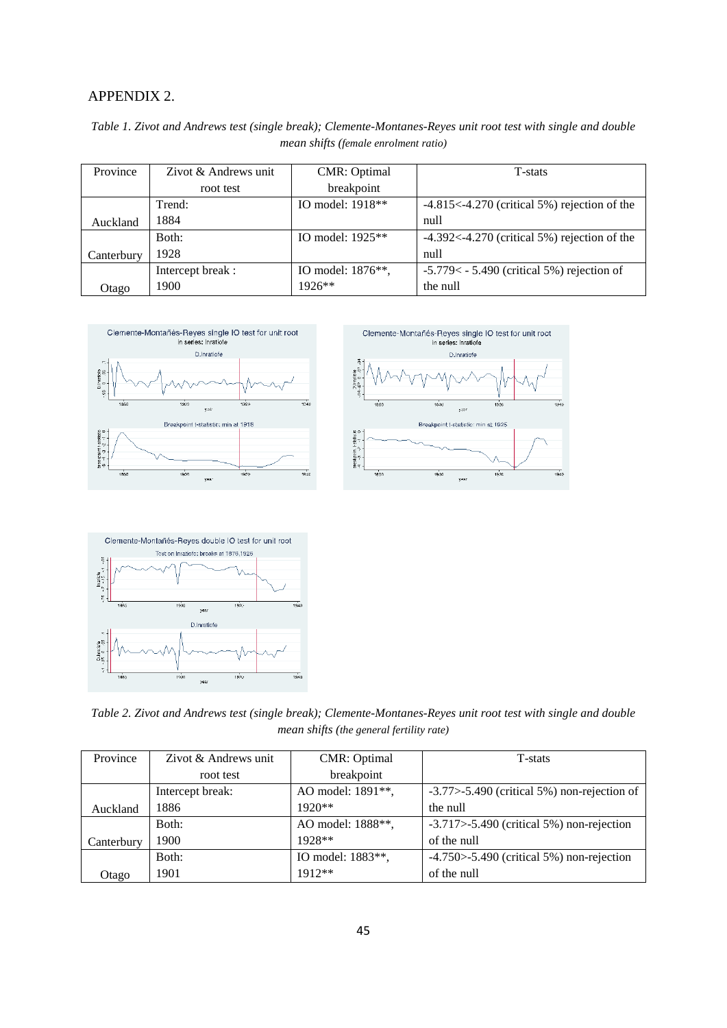## APPENDIX 2.

*Table 1. Zivot and Andrews test (single break); Clemente-Montanes-Reyes unit root test with single and double mean shifts (female enrolment ratio)*

| Province | Zivot & Andrews unit root test | CMR: Optimal breakpoint | T-stats |
|---|---|---|---|
| Auckland | Trend: 1884 | IO model: 1918** | -4.815<-4.270 (critical 5%) rejection of the null |
| Canterbury | Both: 1928 | IO model: 1925** | -4.392<-4.270 (critical 5%) rejection of the null |
| Otago | Intercept break : 1900 | IO model: 1876**, 1926** | -5.779< - 5.490 (critical 5%) rejection of the null |

*Table 2. Zivot and Andrews test (single break); Clemente-Montanes-Reyes unit root test with single and double mean shifts (the general fertility rate)*

| Province | Zivot & Andrews unit root test | CMR: Optimal breakpoint | T-stats |
|---|---|---|---|
| Auckland | Intercept break: 1886 | AO model: 1891**, 1920** | -3.77>-5.490 (critical 5%) non-rejection of the null |
| Canterbury | Both: 1900 | AO model: 1888**, 1928** | -3.717>-5.490 (critical 5%) non-rejection of the null |
| Otago | Both: 1901 | IO model: 1883**, 1912** | -4.750>-5.490 (critical 5%) non-rejection of the null |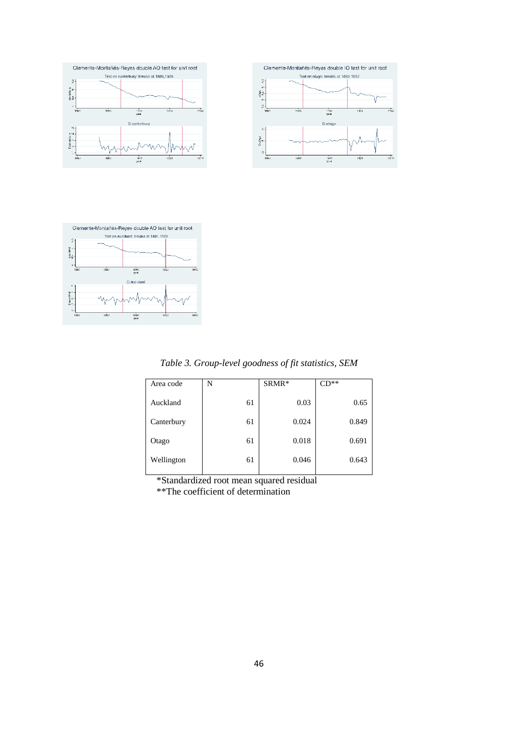Clemente-Montañés-Reyes double AO test for unit root

Test on canterbury: breaks at 1886,1928

D.canterbury

Clemente-Montañés-Reyes double IO test for unit root

Test on otago: breaks at 1883,1912

D.otago

Clemente-Montañés-Reyes double AO test for unit root

Test on auckland: breaks at 1891,1920

D.auckland

*Table 3. Group-level goodness of fit statistics, SEM*

| Area code | N | SRMR* | CD** |
|---|---|---|---|
| Auckland | 61 | 0.03 | 0.65 |
| Canterbury | 61 | 0.024 | 0.849 |
| Otago | 61 | 0.018 | 0.691 |
| Wellington | 61 | 0.046 | 0.643 |

*Standardized root mean squared residual

**The coefficient of determination